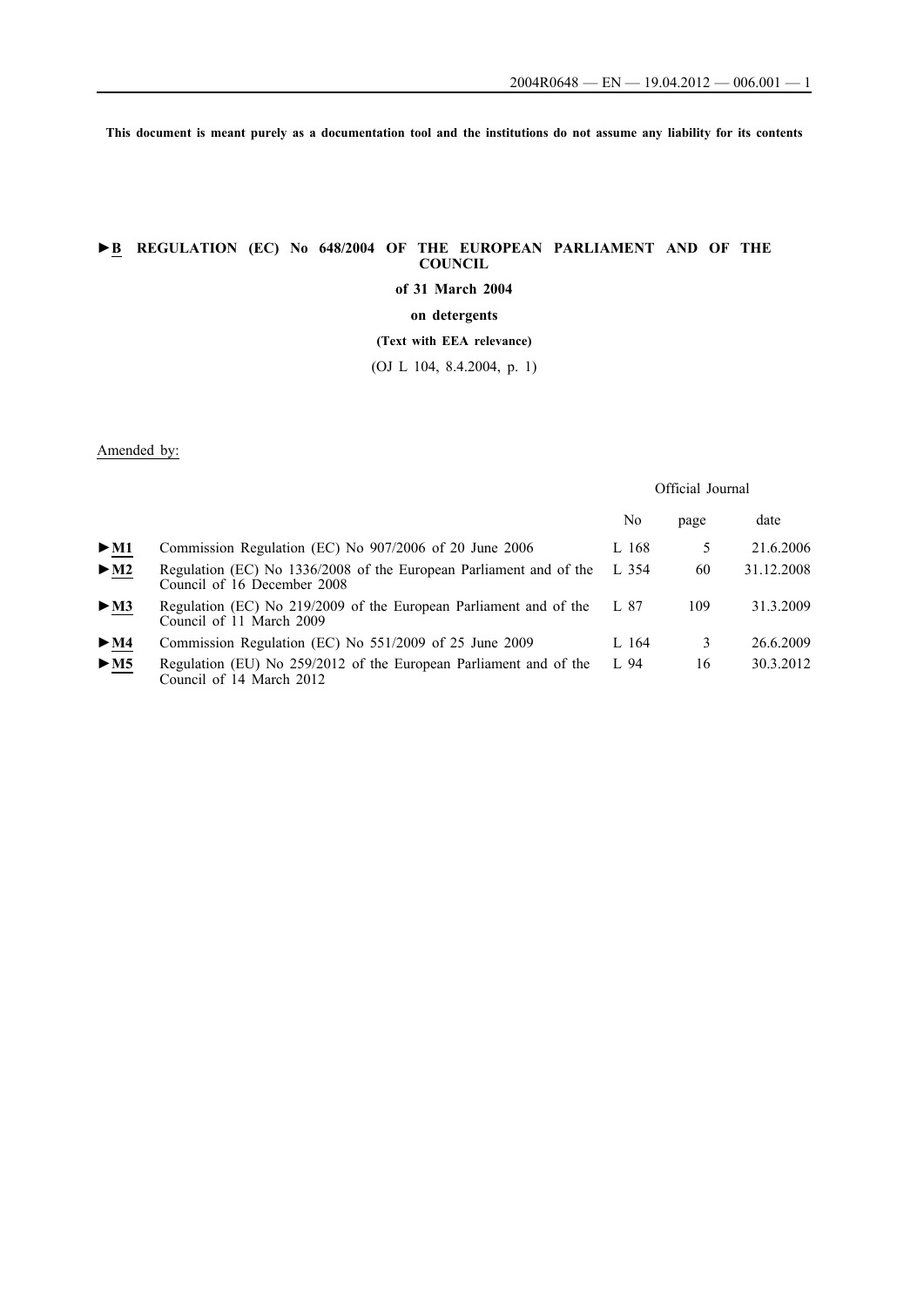This document is meant purely as a documentation tool and the institutions do not assume any liability for its contents

# ►B REGULATION (EC) No 648/2004 OF THE EUROPEAN PARLIAMENT AND OF THE COUNCIL

**of 31 March 2004**

**on detergents**

**(Text with EEA relevance)**

(OJ L 104, 8.4.2004, p. 1)

Amended by:

| | | Official Journal | | |
|---|---|---|---|---|
| | | No | page | date |
| ►M1 | Commission Regulation (EC) No 907/2006 of 20 June 2006 | L 168 | 5 | 21.6.2006 |
| ►M2 | Regulation (EC) No 1336/2008 of the European Parliament and of the Council of 16 December 2008 | L 354 | 60 | 31.12.2008 |
| ►M3 | Regulation (EC) No 219/2009 of the European Parliament and of the Council of 11 March 2009 | L 87 | 109 | 31.3.2009 |
| ►M4 | Commission Regulation (EC) No 551/2009 of 25 June 2009 | L 164 | 3 | 26.6.2009 |
| ►M5 | Regulation (EU) No 259/2012 of the European Parliament and of the Council of 14 March 2012 | L 94 | 16 | 30.3.2012 |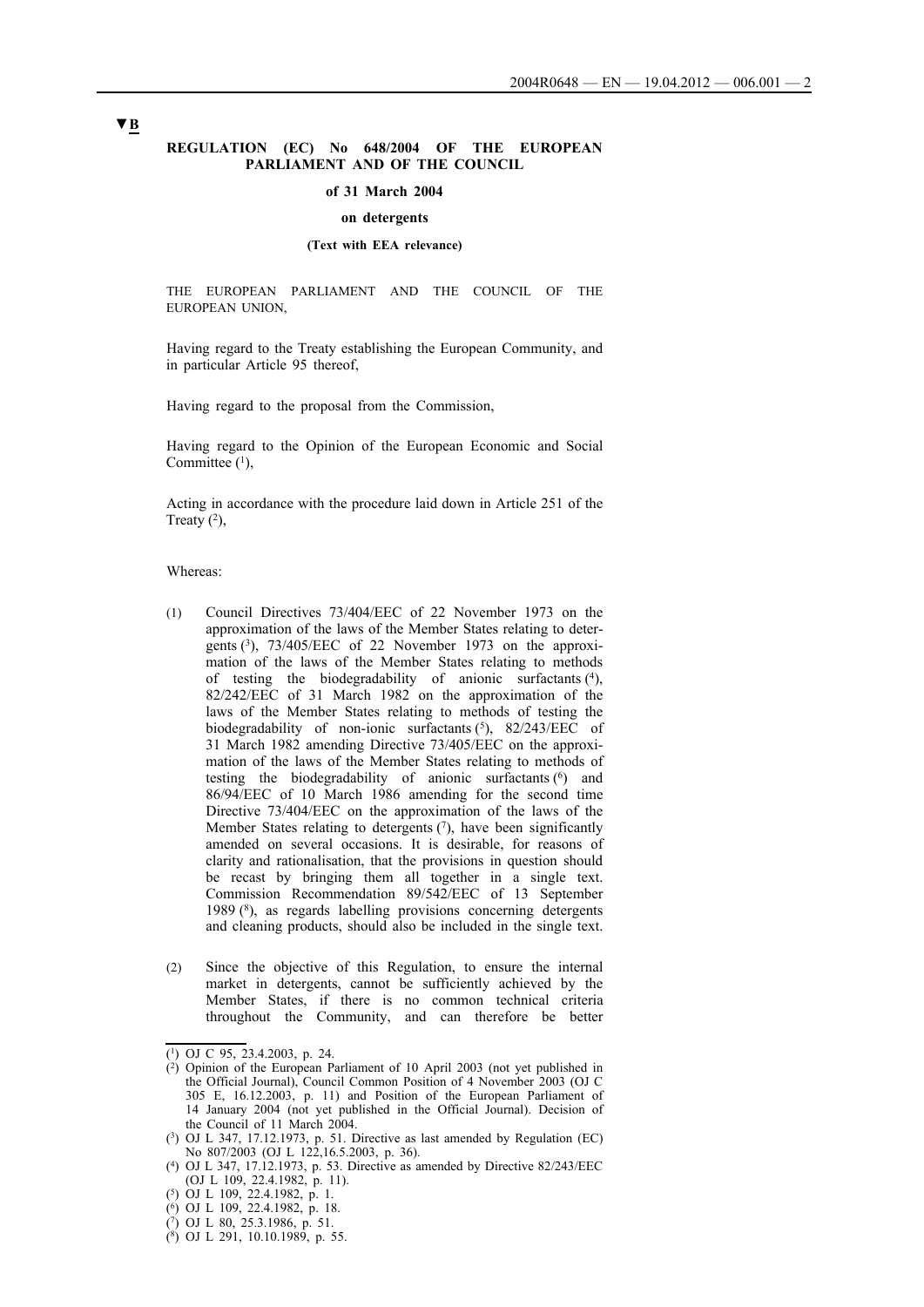▼B

**REGULATION (EC) No 648/2004 OF THE EUROPEAN PARLIAMENT AND OF THE COUNCIL**

**of 31 March 2004**

**on detergents**

**(Text with EEA relevance)**

THE EUROPEAN PARLIAMENT AND THE COUNCIL OF THE EUROPEAN UNION,

Having regard to the Treaty establishing the European Community, and in particular Article 95 thereof,

Having regard to the proposal from the Commission,

Having regard to the Opinion of the European Economic and Social Committee [1],

Acting in accordance with the procedure laid down in Article 251 of the Treaty [2],

Whereas:

(1) Council Directives 73/404/EEC of 22 November 1973 on the approximation of the laws of the Member States relating to detergents [3], 73/405/EEC of 22 November 1973 on the approximation of the laws of the Member States relating to methods of testing the biodegradability of anionic surfactants [4], 82/242/EEC of 31 March 1982 on the approximation of the laws of the Member States relating to methods of testing the biodegradability of non-ionic surfactants [5], 82/243/EEC of 31 March 1982 amending Directive 73/405/EEC on the approximation of the laws of the Member States relating to methods of testing the biodegradability of anionic surfactants [6] and 86/94/EEC of 10 March 1986 amending for the second time Directive 73/404/EEC on the approximation of the laws of the Member States relating to detergents [7], have been significantly amended on several occasions. It is desirable, for reasons of clarity and rationalisation, that the provisions in question should be recast by bringing them all together in a single text. Commission Recommendation 89/542/EEC of 13 September 1989 [8], as regards labelling provisions concerning detergents and cleaning products, should also be included in the single text.

(2) Since the objective of this Regulation, to ensure the internal market in detergents, cannot be sufficiently achieved by the Member States, if there is no common technical criteria throughout the Community, and can therefore be better

---

[1] OJ C 95, 23.4.2003, p. 24.

[2] Opinion of the European Parliament of 10 April 2003 (not yet published in the Official Journal), Council Common Position of 4 November 2003 (OJ C 305 E, 16.12.2003, p. 11) and Position of the European Parliament of 14 January 2004 (not yet published in the Official Journal). Decision of the Council of 11 March 2004.

[3] OJ L 347, 17.12.1973, p. 51. Directive as last amended by Regulation (EC) No 807/2003 (OJ L 122,16.5.2003, p. 36).

[4] OJ L 347, 17.12.1973, p. 53. Directive as amended by Directive 82/243/EEC (OJ L 109, 22.4.1982, p. 11).

[5] OJ L 109, 22.4.1982, p. 1.

[6] OJ L 109, 22.4.1982, p. 18.

[7] OJ L 80, 25.3.1986, p. 51.

[8] OJ L 291, 10.10.1989, p. 55.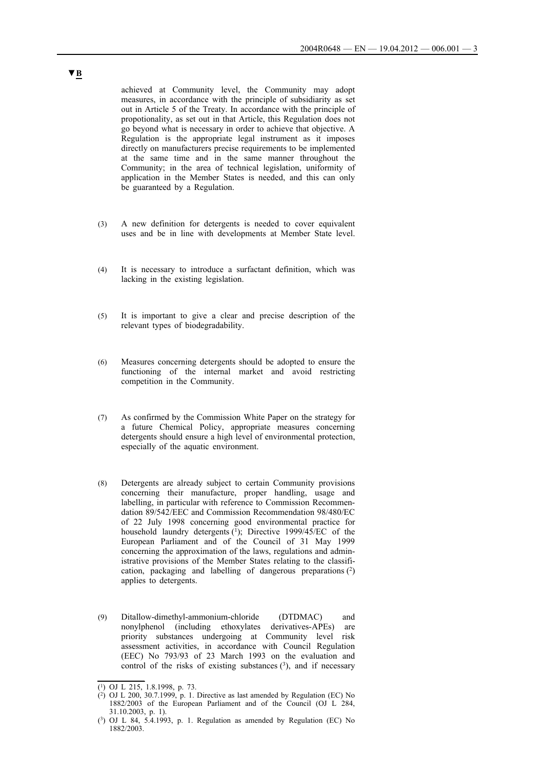▼B

achieved at Community level, the Community may adopt measures, in accordance with the principle of subsidiarity as set out in Article 5 of the Treaty. In accordance with the principle of propotionality, as set out in that Article, this Regulation does not go beyond what is necessary in order to achieve that objective. A Regulation is the appropriate legal instrument as it imposes directly on manufacturers precise requirements to be implemented at the same time and in the same manner throughout the Community; in the area of technical legislation, uniformity of application in the Member States is needed, and this can only be guaranteed by a Regulation.

(3) A new definition for detergents is needed to cover equivalent uses and be in line with developments at Member State level.

(4) It is necessary to introduce a surfactant definition, which was lacking in the existing legislation.

(5) It is important to give a clear and precise description of the relevant types of biodegradability.

(6) Measures concerning detergents should be adopted to ensure the functioning of the internal market and avoid restricting competition in the Community.

(7) As confirmed by the Commission White Paper on the strategy for a future Chemical Policy, appropriate measures concerning detergents should ensure a high level of environmental protection, especially of the aquatic environment.

(8) Detergents are already subject to certain Community provisions concerning their manufacture, proper handling, usage and labelling, in particular with reference to Commission Recommendation 89/542/EEC and Commission Recommendation 98/480/EC of 22 July 1998 concerning good environmental practice for household laundry detergents [1]; Directive 1999/45/EC of the European Parliament and of the Council of 31 May 1999 concerning the approximation of the laws, regulations and administrative provisions of the Member States relating to the classification, packaging and labelling of dangerous preparations [2] applies to detergents.

(9) Ditallow-dimethyl-ammonium-chloride (DTDMAC) and nonylphenol (including ethoxylates derivatives-APEs) are priority substances undergoing at Community level risk assessment activities, in accordance with Council Regulation (EEC) No 793/93 of 23 March 1993 on the evaluation and control of the risks of existing substances [3], and if necessary

---

[1] OJ L 215, 1.8.1998, p. 73.

[2] OJ L 200, 30.7.1999, p. 1. Directive as last amended by Regulation (EC) No 1882/2003 of the European Parliament and of the Council (OJ L 284, 31.10.2003, p. 1).

[3] OJ L 84, 5.4.1993, p. 1. Regulation as amended by Regulation (EC) No 1882/2003.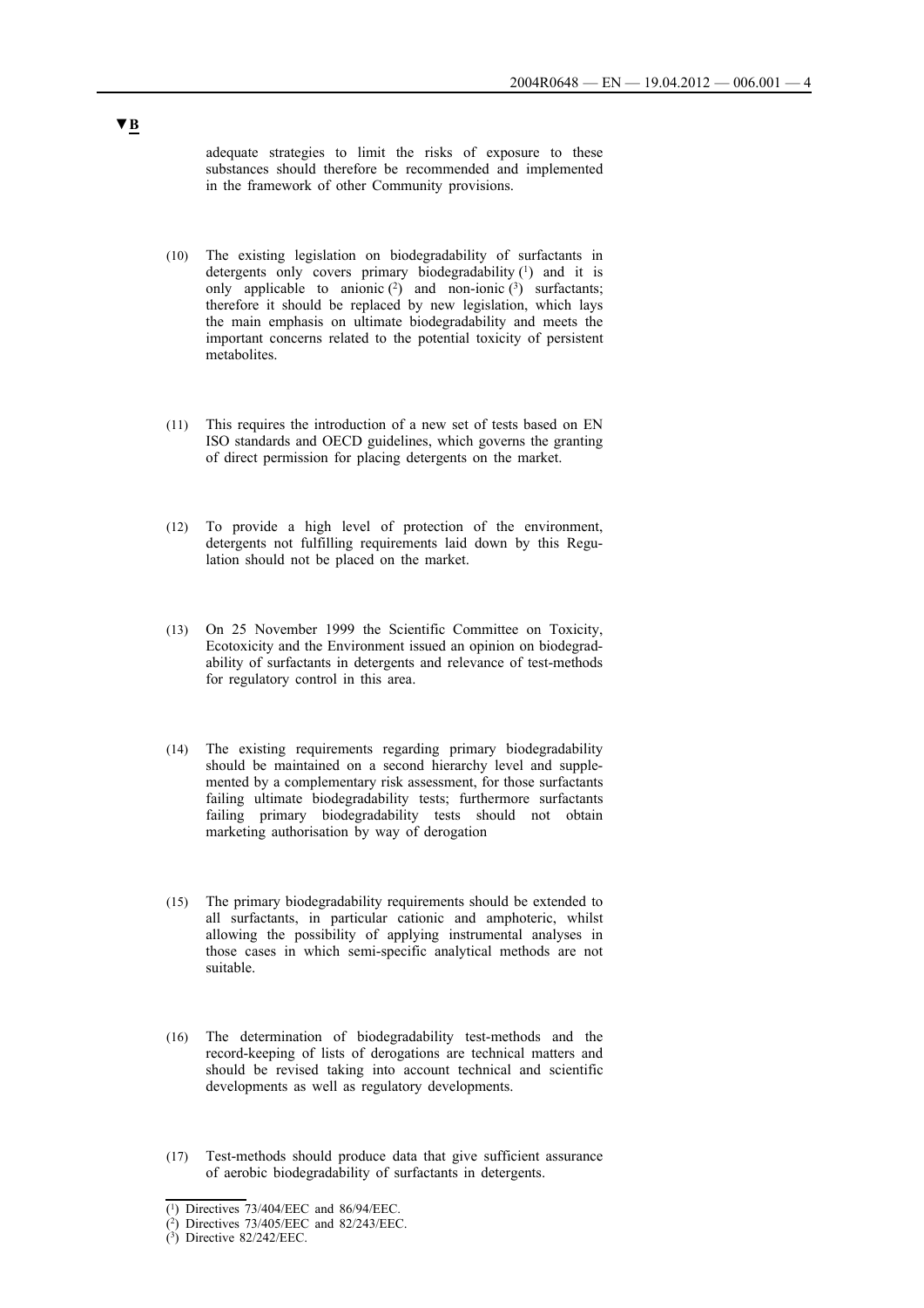▼B

adequate strategies to limit the risks of exposure to these substances should therefore be recommended and implemented in the framework of other Community provisions.

(10) The existing legislation on biodegradability of surfactants in detergents only covers primary biodegradability [1] and it is only applicable to anionic [2] and non-ionic [3] surfactants; therefore it should be replaced by new legislation, which lays the main emphasis on ultimate biodegradability and meets the important concerns related to the potential toxicity of persistent metabolites.

(11) This requires the introduction of a new set of tests based on EN ISO standards and OECD guidelines, which governs the granting of direct permission for placing detergents on the market.

(12) To provide a high level of protection of the environment, detergents not fulfilling requirements laid down by this Regulation should not be placed on the market.

(13) On 25 November 1999 the Scientific Committee on Toxicity, Ecotoxicity and the Environment issued an opinion on biodegradability of surfactants in detergents and relevance of test-methods for regulatory control in this area.

(14) The existing requirements regarding primary biodegradability should be maintained on a second hierarchy level and supplemented by a complementary risk assessment, for those surfactants failing ultimate biodegradability tests; furthermore surfactants failing primary biodegradability tests should not obtain marketing authorisation by way of derogation

(15) The primary biodegradability requirements should be extended to all surfactants, in particular cationic and amphoteric, whilst allowing the possibility of applying instrumental analyses in those cases in which semi-specific analytical methods are not suitable.

(16) The determination of biodegradability test-methods and the record-keeping of lists of derogations are technical matters and should be revised taking into account technical and scientific developments as well as regulatory developments.

(17) Test-methods should produce data that give sufficient assurance of aerobic biodegradability of surfactants in detergents.

---

[1] Directives 73/404/EEC and 86/94/EEC.

[2] Directives 73/405/EEC and 82/243/EEC.

[3] Directive 82/242/EEC.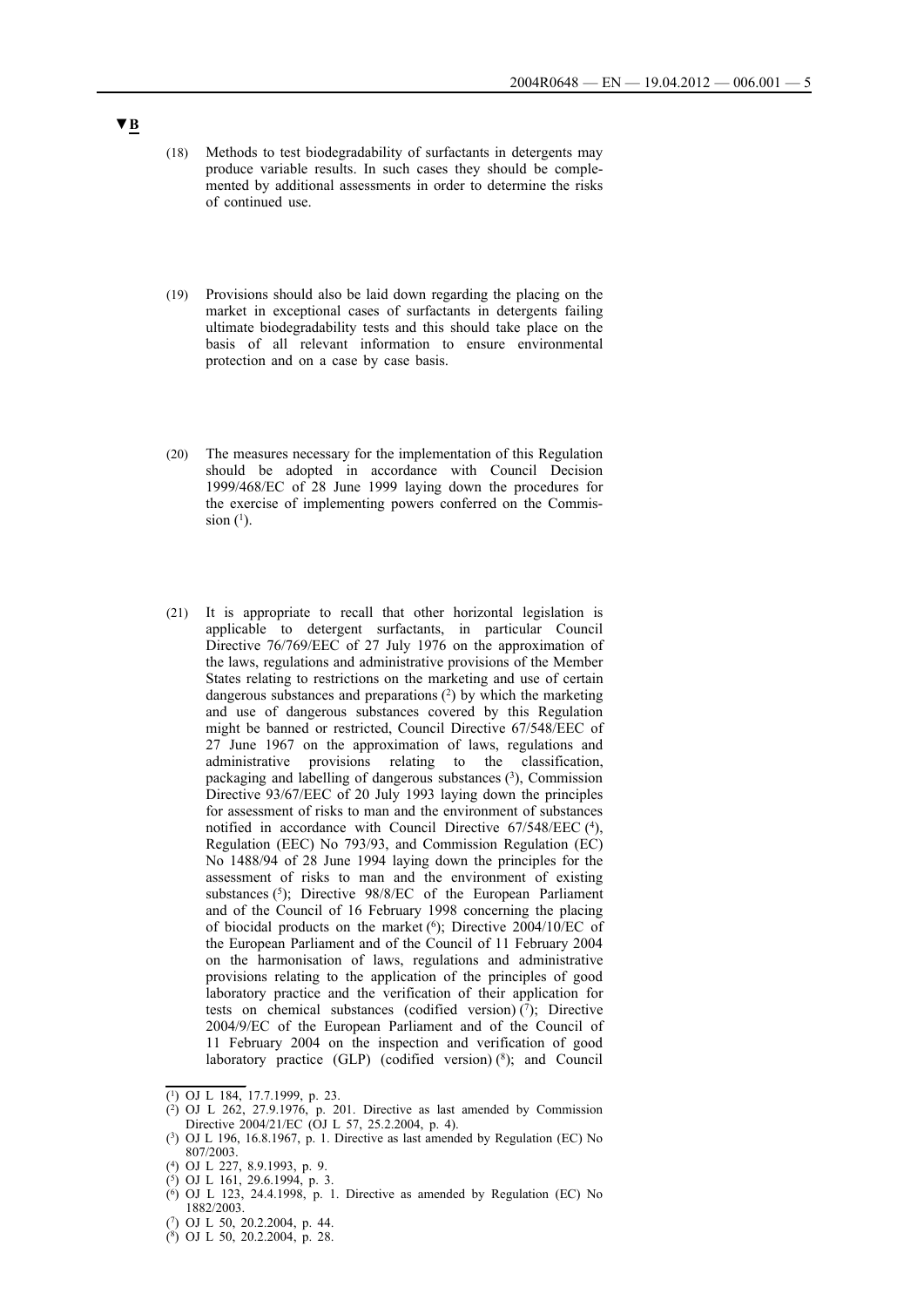▼B

(18) Methods to test biodegradability of surfactants in detergents may produce variable results. In such cases they should be complemented by additional assessments in order to determine the risks of continued use.

(19) Provisions should also be laid down regarding the placing on the market in exceptional cases of surfactants in detergents failing ultimate biodegradability tests and this should take place on the basis of all relevant information to ensure environmental protection and on a case by case basis.

(20) The measures necessary for the implementation of this Regulation should be adopted in accordance with Council Decision 1999/468/EC of 28 June 1999 laying down the procedures for the exercise of implementing powers conferred on the Commission [1].

(21) It is appropriate to recall that other horizontal legislation is applicable to detergent surfactants, in particular Council Directive 76/769/EEC of 27 July 1976 on the approximation of the laws, regulations and administrative provisions of the Member States relating to restrictions on the marketing and use of certain dangerous substances and preparations [2] by which the marketing and use of dangerous substances covered by this Regulation might be banned or restricted, Council Directive 67/548/EEC of 27 June 1967 on the approximation of laws, regulations and administrative provisions relating to the classification, packaging and labelling of dangerous substances [3], Commission Directive 93/67/EEC of 20 July 1993 laying down the principles for assessment of risks to man and the environment of substances notified in accordance with Council Directive 67/548/EEC [4], Regulation (EEC) No 793/93, and Commission Regulation (EC) No 1488/94 of 28 June 1994 laying down the principles for the assessment of risks to man and the environment of existing substances [5]; Directive 98/8/EC of the European Parliament and of the Council of 16 February 1998 concerning the placing of biocidal products on the market [6]; Directive 2004/10/EC of the European Parliament and of the Council of 11 February 2004 on the harmonisation of laws, regulations and administrative provisions relating to the application of the principles of good laboratory practice and the verification of their application for tests on chemical substances (codified version) [7]; Directive 2004/9/EC of the European Parliament and of the Council of 11 February 2004 on the inspection and verification of good laboratory practice (GLP) (codified version) [8]; and Council

---

(1) OJ L 184, 17.7.1999, p. 23.

(2) OJ L 262, 27.9.1976, p. 201. Directive as last amended by Commission Directive 2004/21/EC (OJ L 57, 25.2.2004, p. 4).

(3) OJ L 196, 16.8.1967, p. 1. Directive as last amended by Regulation (EC) No 807/2003.

(4) OJ L 227, 8.9.1993, p. 9.

(5) OJ L 161, 29.6.1994, p. 3.

(6) OJ L 123, 24.4.1998, p. 1. Directive as amended by Regulation (EC) No 1882/2003.

(7) OJ L 50, 20.2.2004, p. 44.

(8) OJ L 50, 20.2.2004, p. 28.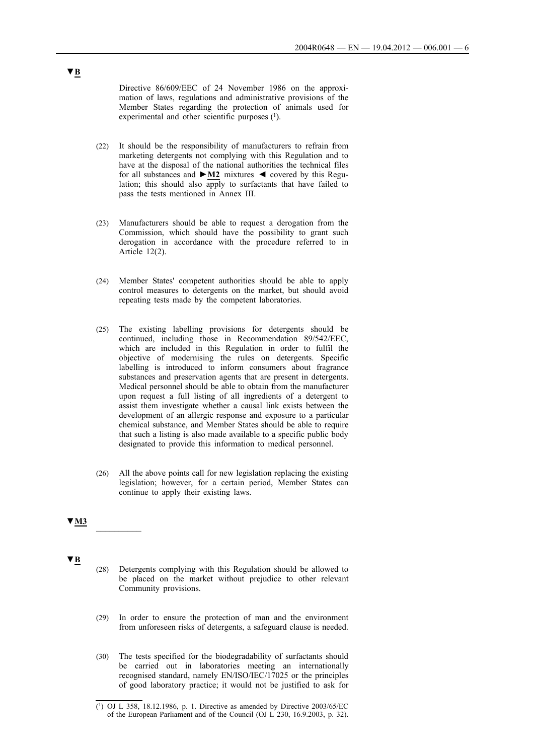▼B

Directive 86/609/EEC of 24 November 1986 on the approximation of laws, regulations and administrative provisions of the Member States regarding the protection of animals used for experimental and other scientific purposes [1].

(22) It should be the responsibility of manufacturers to refrain from marketing detergents not complying with this Regulation and to have at the disposal of the national authorities the technical files for all substances and ►M2 mixtures ◄ covered by this Regulation; this should also apply to surfactants that have failed to pass the tests mentioned in Annex III.

(23) Manufacturers should be able to request a derogation from the Commission, which should have the possibility to grant such derogation in accordance with the procedure referred to in Article 12(2).

(24) Member States' competent authorities should be able to apply control measures to detergents on the market, but should avoid repeating tests made by the competent laboratories.

(25) The existing labelling provisions for detergents should be continued, including those in Recommendation 89/542/EEC, which are included in this Regulation in order to fulfil the objective of modernising the rules on detergents. Specific labelling is introduced to inform consumers about fragrance substances and preservation agents that are present in detergents. Medical personnel should be able to obtain from the manufacturer upon request a full listing of all ingredients of a detergent to assist them investigate whether a causal link exists between the development of an allergic response and exposure to a particular chemical substance, and Member States should be able to require that such a listing is also made available to a specific public body designated to provide this information to medical personnel.

(26) All the above points call for new legislation replacing the existing legislation; however, for a certain period, Member States can continue to apply their existing laws.

▼M3

__________

▼B

(28) Detergents complying with this Regulation should be allowed to be placed on the market without prejudice to other relevant Community provisions.

(29) In order to ensure the protection of man and the environment from unforeseen risks of detergents, a safeguard clause is needed.

(30) The tests specified for the biodegradability of surfactants should be carried out in laboratories meeting an internationally recognised standard, namely EN/ISO/IEC/17025 or the principles of good laboratory practice; it would not be justified to ask for

[1] OJ L 358, 18.12.1986, p. 1. Directive as amended by Directive 2003/65/EC of the European Parliament and of the Council (OJ L 230, 16.9.2003, p. 32).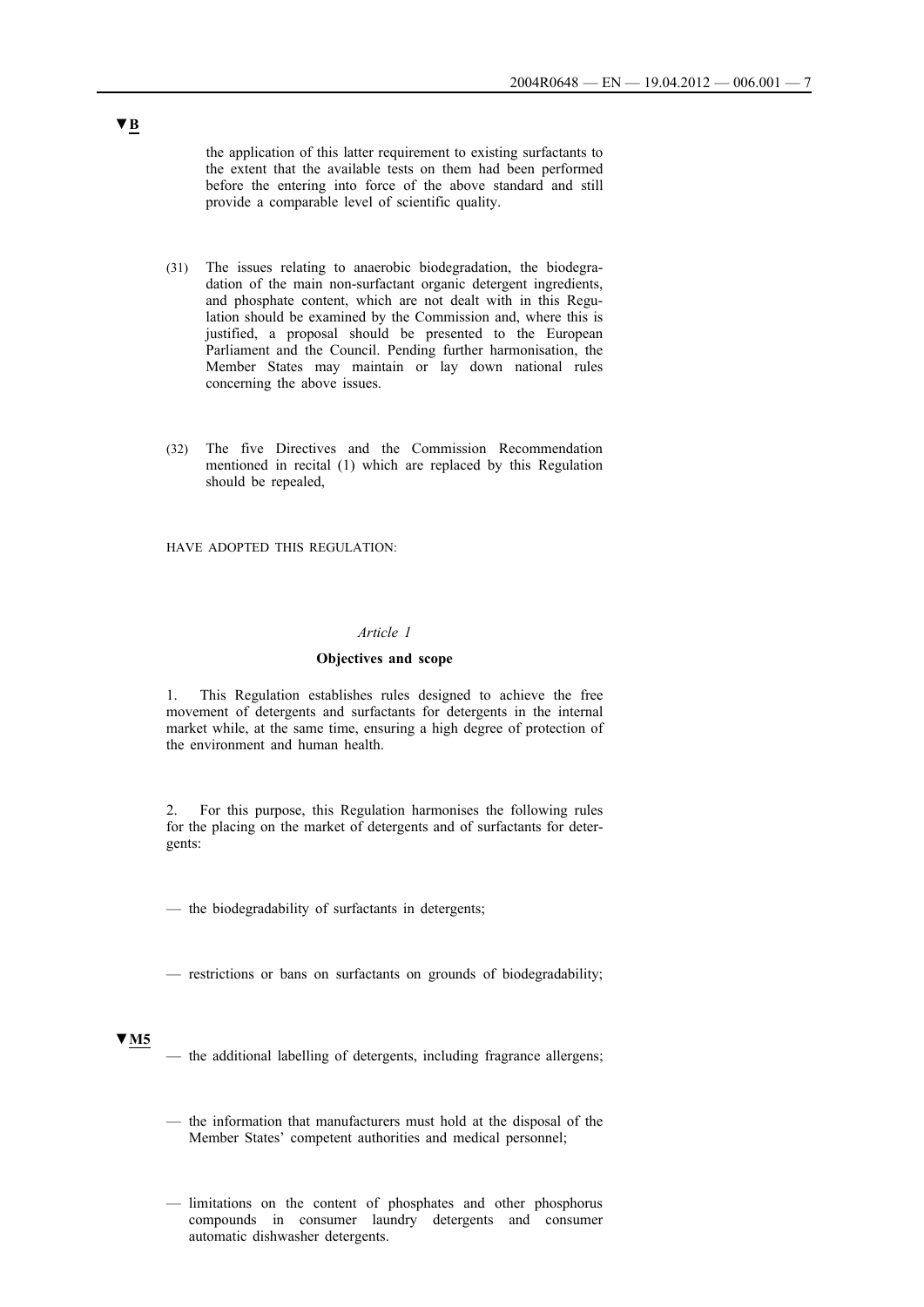▼B

the application of this latter requirement to existing surfactants to the extent that the available tests on them had been performed before the entering into force of the above standard and still provide a comparable level of scientific quality.

(31) The issues relating to anaerobic biodegradation, the biodegradation of the main non-surfactant organic detergent ingredients, and phosphate content, which are not dealt with in this Regulation should be examined by the Commission and, where this is justified, a proposal should be presented to the European Parliament and the Council. Pending further harmonisation, the Member States may maintain or lay down national rules concerning the above issues.

(32) The five Directives and the Commission Recommendation mentioned in recital (1) which are replaced by this Regulation should be repealed,

HAVE ADOPTED THIS REGULATION:

*Article 1*

**Objectives and scope**

1. This Regulation establishes rules designed to achieve the free movement of detergents and surfactants for detergents in the internal market while, at the same time, ensuring a high degree of protection of the environment and human health.

2. For this purpose, this Regulation harmonises the following rules for the placing on the market of detergents and of surfactants for detergents:

— the biodegradability of surfactants in detergents;

— restrictions or bans on surfactants on grounds of biodegradability;

▼M5

— the additional labelling of detergents, including fragrance allergens;

— the information that manufacturers must hold at the disposal of the Member States' competent authorities and medical personnel;

— limitations on the content of phosphates and other phosphorus compounds in consumer laundry detergents and consumer automatic dishwasher detergents.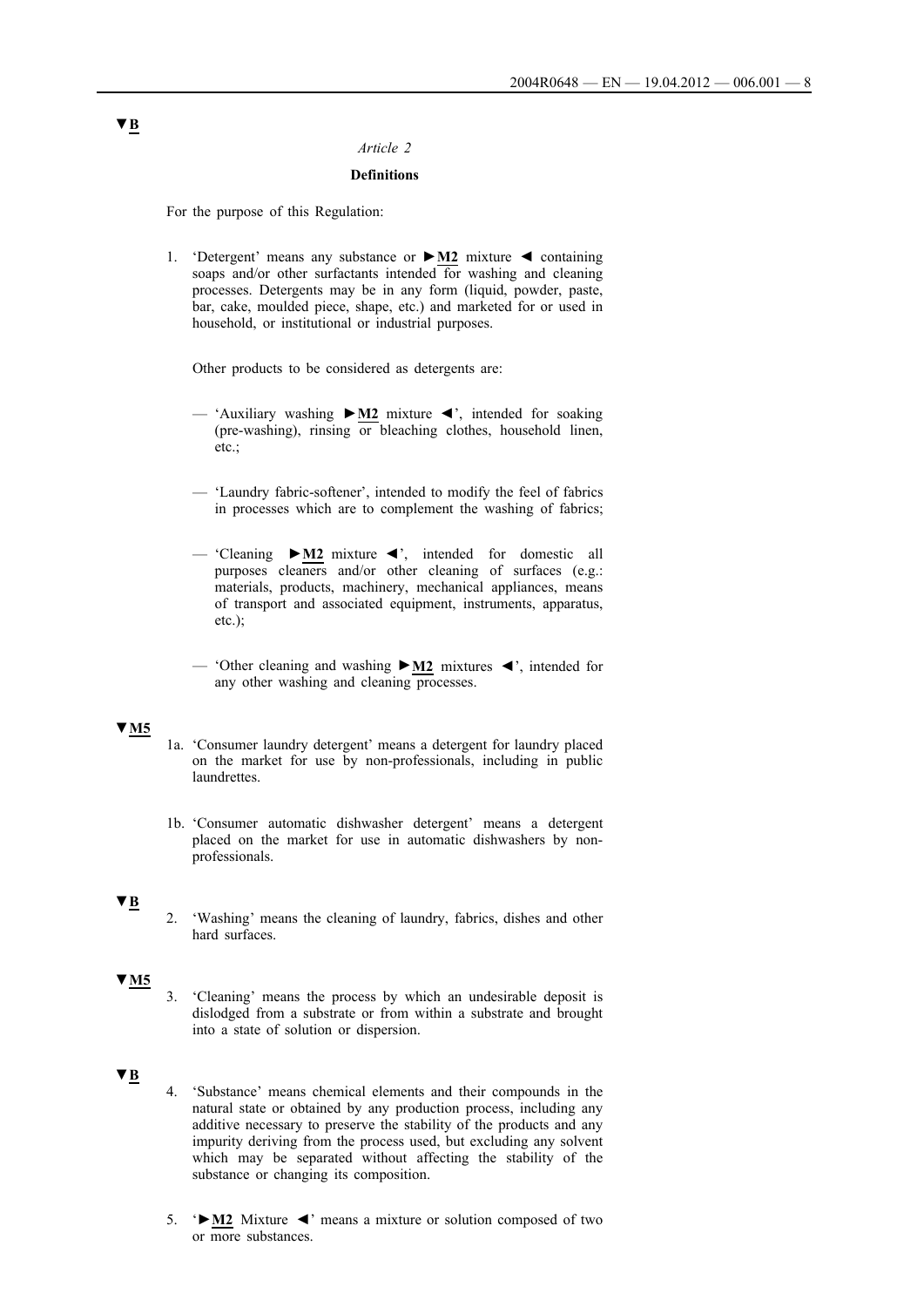▼B

*Article 2*

**Definitions**

For the purpose of this Regulation:

1. 'Detergent' means any substance or ►M2 mixture ◄ containing soaps and/or other surfactants intended for washing and cleaning processes. Detergents may be in any form (liquid, powder, paste, bar, cake, moulded piece, shape, etc.) and marketed for or used in household, or institutional or industrial purposes.

   Other products to be considered as detergents are:

   — 'Auxiliary washing ►M2 mixture ◄', intended for soaking (pre-washing), rinsing or bleaching clothes, household linen, etc.;

   — 'Laundry fabric-softener', intended to modify the feel of fabrics in processes which are to complement the washing of fabrics;

   — 'Cleaning ►M2 mixture ◄', intended for domestic all purposes cleaners and/or other cleaning of surfaces (e.g.: materials, products, machinery, mechanical appliances, means of transport and associated equipment, instruments, apparatus, etc.);

   — 'Other cleaning and washing ►M2 mixtures ◄', intended for any other washing and cleaning processes.

▼M5

1a. 'Consumer laundry detergent' means a detergent for laundry placed on the market for use by non-professionals, including in public laundrettes.

1b. 'Consumer automatic dishwasher detergent' means a detergent placed on the market for use in automatic dishwashers by non-professionals.

▼B

2. 'Washing' means the cleaning of laundry, fabrics, dishes and other hard surfaces.

▼M5

3. 'Cleaning' means the process by which an undesirable deposit is dislodged from a substrate or from within a substrate and brought into a state of solution or dispersion.

▼B

4. 'Substance' means chemical elements and their compounds in the natural state or obtained by any production process, including any additive necessary to preserve the stability of the products and any impurity deriving from the process used, but excluding any solvent which may be separated without affecting the stability of the substance or changing its composition.

5. '►M2 Mixture ◄' means a mixture or solution composed of two or more substances.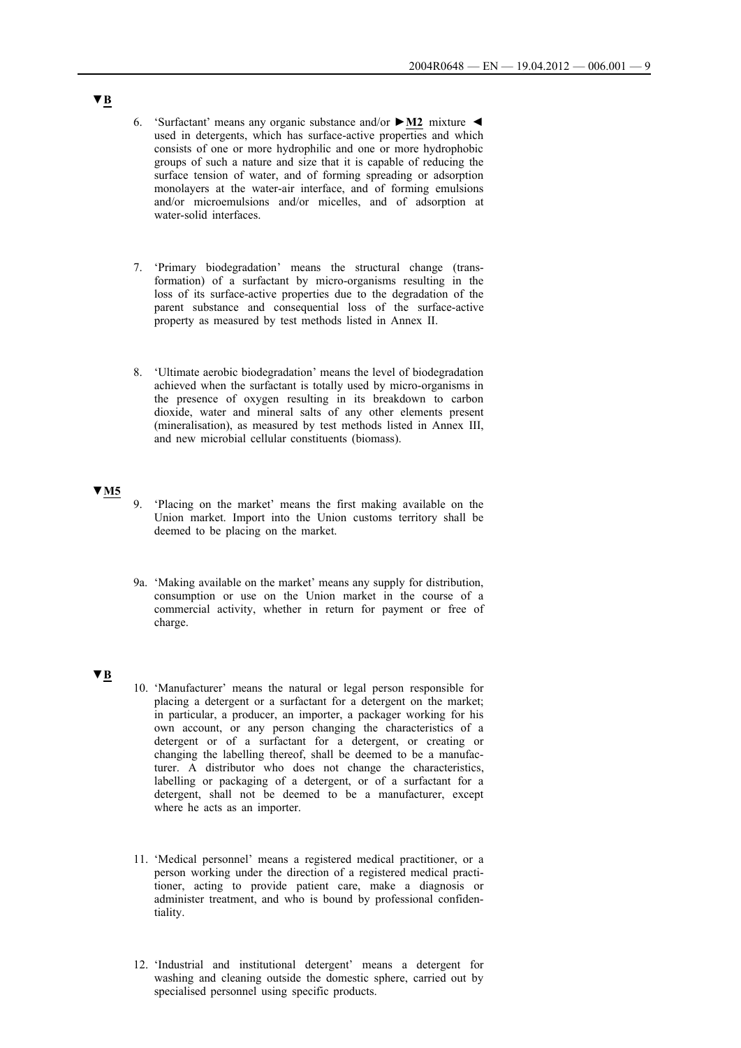▼B

6. 'Surfactant' means any organic substance and/or ►M2 mixture ◄ used in detergents, which has surface-active properties and which consists of one or more hydrophilic and one or more hydrophobic groups of such a nature and size that it is capable of reducing the surface tension of water, and of forming spreading or adsorption monolayers at the water-air interface, and of forming emulsions and/or microemulsions and/or micelles, and of adsorption at water-solid interfaces.

7. 'Primary biodegradation' means the structural change (transformation) of a surfactant by micro-organisms resulting in the loss of its surface-active properties due to the degradation of the parent substance and consequential loss of the surface-active property as measured by test methods listed in Annex II.

8. 'Ultimate aerobic biodegradation' means the level of biodegradation achieved when the surfactant is totally used by micro-organisms in the presence of oxygen resulting in its breakdown to carbon dioxide, water and mineral salts of any other elements present (mineralisation), as measured by test methods listed in Annex III, and new microbial cellular constituents (biomass).

▼M5

9. 'Placing on the market' means the first making available on the Union market. Import into the Union customs territory shall be deemed to be placing on the market.

9a. 'Making available on the market' means any supply for distribution, consumption or use on the Union market in the course of a commercial activity, whether in return for payment or free of charge.

▼B

10. 'Manufacturer' means the natural or legal person responsible for placing a detergent or a surfactant for a detergent on the market; in particular, a producer, an importer, a packager working for his own account, or any person changing the characteristics of a detergent or of a surfactant for a detergent, or creating or changing the labelling thereof, shall be deemed to be a manufacturer. A distributor who does not change the characteristics, labelling or packaging of a detergent, or of a surfactant for a detergent, shall not be deemed to be a manufacturer, except where he acts as an importer.

11. 'Medical personnel' means a registered medical practitioner, or a person working under the direction of a registered medical practitioner, acting to provide patient care, make a diagnosis or administer treatment, and who is bound by professional confidentiality.

12. 'Industrial and institutional detergent' means a detergent for washing and cleaning outside the domestic sphere, carried out by specialised personnel using specific products.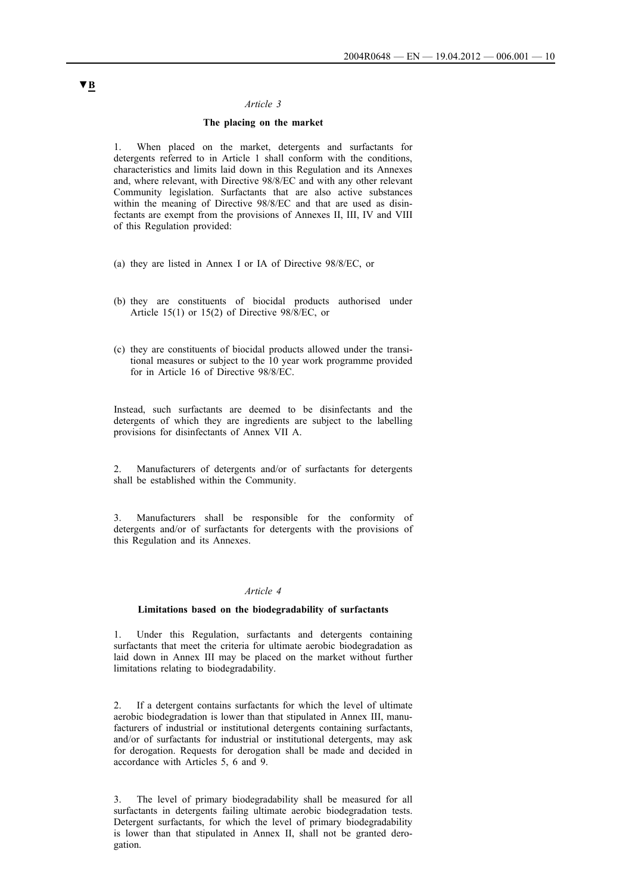▼B

*Article 3*

**The placing on the market**

1. When placed on the market, detergents and surfactants for detergents referred to in Article 1 shall conform with the conditions, characteristics and limits laid down in this Regulation and its Annexes and, where relevant, with Directive 98/8/EC and with any other relevant Community legislation. Surfactants that are also active substances within the meaning of Directive 98/8/EC and that are used as disinfectants are exempt from the provisions of Annexes II, III, IV and VIII of this Regulation provided:

(a) they are listed in Annex I or IA of Directive 98/8/EC, or

(b) they are constituents of biocidal products authorised under Article 15(1) or 15(2) of Directive 98/8/EC, or

(c) they are constituents of biocidal products allowed under the transitional measures or subject to the 10 year work programme provided for in Article 16 of Directive 98/8/EC.

Instead, such surfactants are deemed to be disinfectants and the detergents of which they are ingredients are subject to the labelling provisions for disinfectants of Annex VII A.

2. Manufacturers of detergents and/or of surfactants for detergents shall be established within the Community.

3. Manufacturers shall be responsible for the conformity of detergents and/or of surfactants for detergents with the provisions of this Regulation and its Annexes.

*Article 4*

**Limitations based on the biodegradability of surfactants**

1. Under this Regulation, surfactants and detergents containing surfactants that meet the criteria for ultimate aerobic biodegradation as laid down in Annex III may be placed on the market without further limitations relating to biodegradability.

2. If a detergent contains surfactants for which the level of ultimate aerobic biodegradation is lower than that stipulated in Annex III, manufacturers of industrial or institutional detergents containing surfactants, and/or of surfactants for industrial or institutional detergents, may ask for derogation. Requests for derogation shall be made and decided in accordance with Articles 5, 6 and 9.

3. The level of primary biodegradability shall be measured for all surfactants in detergents failing ultimate aerobic biodegradation tests. Detergent surfactants, for which the level of primary biodegradability is lower than that stipulated in Annex II, shall not be granted derogation.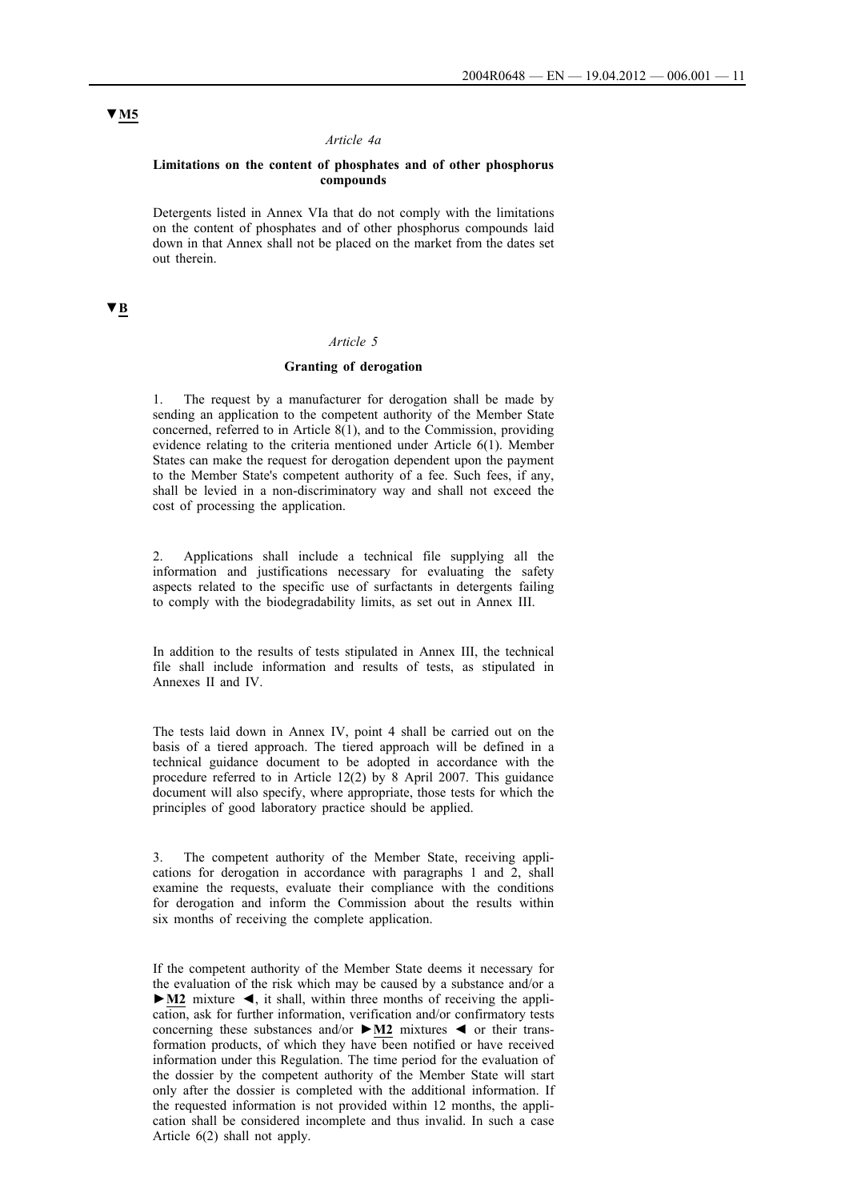▼M5

*Article 4a*

**Limitations on the content of phosphates and of other phosphorus compounds**

Detergents listed in Annex VIa that do not comply with the limitations on the content of phosphates and of other phosphorus compounds laid down in that Annex shall not be placed on the market from the dates set out therein.

▼B

*Article 5*

**Granting of derogation**

1. The request by a manufacturer for derogation shall be made by sending an application to the competent authority of the Member State concerned, referred to in Article 8(1), and to the Commission, providing evidence relating to the criteria mentioned under Article 6(1). Member States can make the request for derogation dependent upon the payment to the Member State's competent authority of a fee. Such fees, if any, shall be levied in a non-discriminatory way and shall not exceed the cost of processing the application.

2. Applications shall include a technical file supplying all the information and justifications necessary for evaluating the safety aspects related to the specific use of surfactants in detergents failing to comply with the biodegradability limits, as set out in Annex III.

In addition to the results of tests stipulated in Annex III, the technical file shall include information and results of tests, as stipulated in Annexes II and IV.

The tests laid down in Annex IV, point 4 shall be carried out on the basis of a tiered approach. The tiered approach will be defined in a technical guidance document to be adopted in accordance with the procedure referred to in Article 12(2) by 8 April 2007. This guidance document will also specify, where appropriate, those tests for which the principles of good laboratory practice should be applied.

3. The competent authority of the Member State, receiving applications for derogation in accordance with paragraphs 1 and 2, shall examine the requests, evaluate their compliance with the conditions for derogation and inform the Commission about the results within six months of receiving the complete application.

If the competent authority of the Member State deems it necessary for the evaluation of the risk which may be caused by a substance and/or a ►M2 mixture ◄, it shall, within three months of receiving the application, ask for further information, verification and/or confirmatory tests concerning these substances and/or ►M2 mixtures ◄ or their transformation products, of which they have been notified or have received information under this Regulation. The time period for the evaluation of the dossier by the competent authority of the Member State will start only after the dossier is completed with the additional information. If the requested information is not provided within 12 months, the application shall be considered incomplete and thus invalid. In such a case Article 6(2) shall not apply.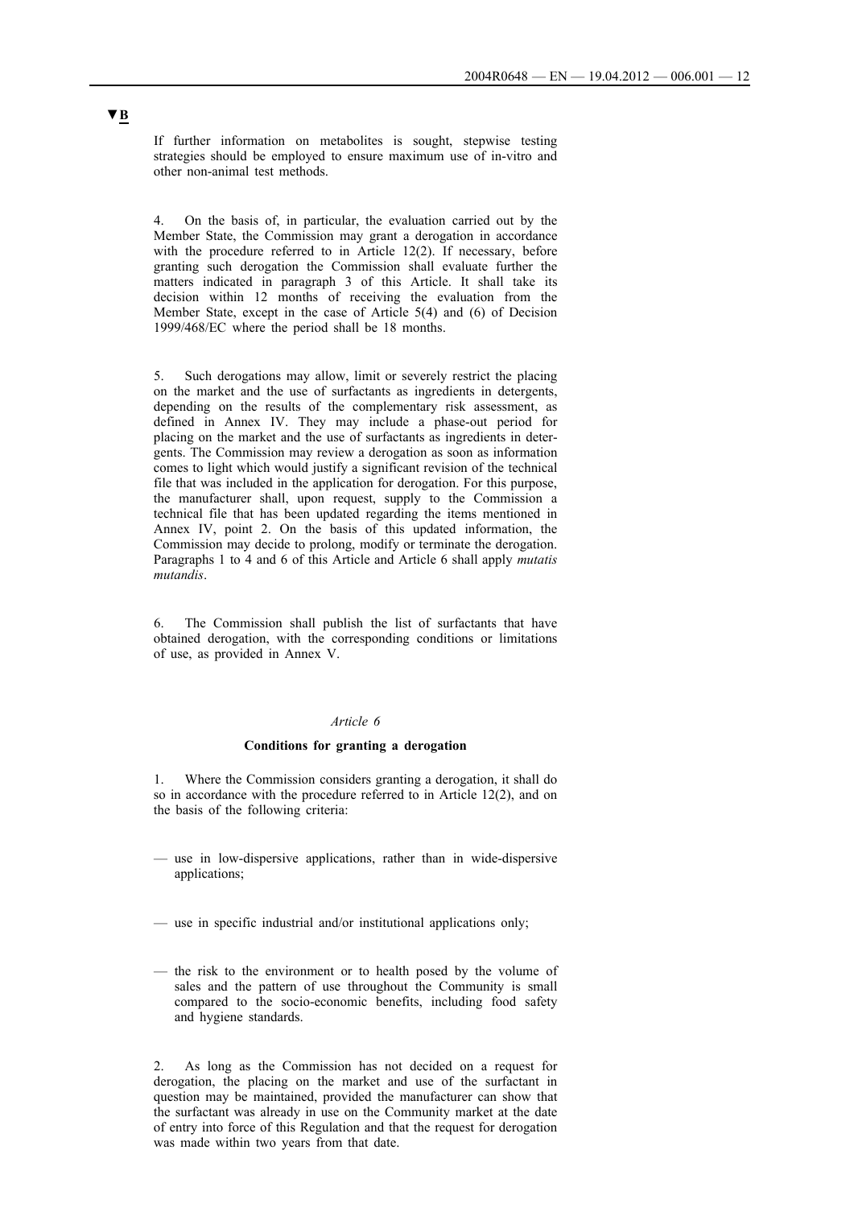▼B

If further information on metabolites is sought, stepwise testing strategies should be employed to ensure maximum use of in-vitro and other non-animal test methods.

4. On the basis of, in particular, the evaluation carried out by the Member State, the Commission may grant a derogation in accordance with the procedure referred to in Article 12(2). If necessary, before granting such derogation the Commission shall evaluate further the matters indicated in paragraph 3 of this Article. It shall take its decision within 12 months of receiving the evaluation from the Member State, except in the case of Article 5(4) and (6) of Decision 1999/468/EC where the period shall be 18 months.

5. Such derogations may allow, limit or severely restrict the placing on the market and the use of surfactants as ingredients in detergents, depending on the results of the complementary risk assessment, as defined in Annex IV. They may include a phase-out period for placing on the market and the use of surfactants as ingredients in detergents. The Commission may review a derogation as soon as information comes to light which would justify a significant revision of the technical file that was included in the application for derogation. For this purpose, the manufacturer shall, upon request, supply to the Commission a technical file that has been updated regarding the items mentioned in Annex IV, point 2. On the basis of this updated information, the Commission may decide to prolong, modify or terminate the derogation. Paragraphs 1 to 4 and 6 of this Article and Article 6 shall apply *mutatis mutandis*.

6. The Commission shall publish the list of surfactants that have obtained derogation, with the corresponding conditions or limitations of use, as provided in Annex V.

*Article 6*

**Conditions for granting a derogation**

1. Where the Commission considers granting a derogation, it shall do so in accordance with the procedure referred to in Article 12(2), and on the basis of the following criteria:

— use in low-dispersive applications, rather than in wide-dispersive applications;

— use in specific industrial and/or institutional applications only;

— the risk to the environment or to health posed by the volume of sales and the pattern of use throughout the Community is small compared to the socio-economic benefits, including food safety and hygiene standards.

2. As long as the Commission has not decided on a request for derogation, the placing on the market and use of the surfactant in question may be maintained, provided the manufacturer can show that the surfactant was already in use on the Community market at the date of entry into force of this Regulation and that the request for derogation was made within two years from that date.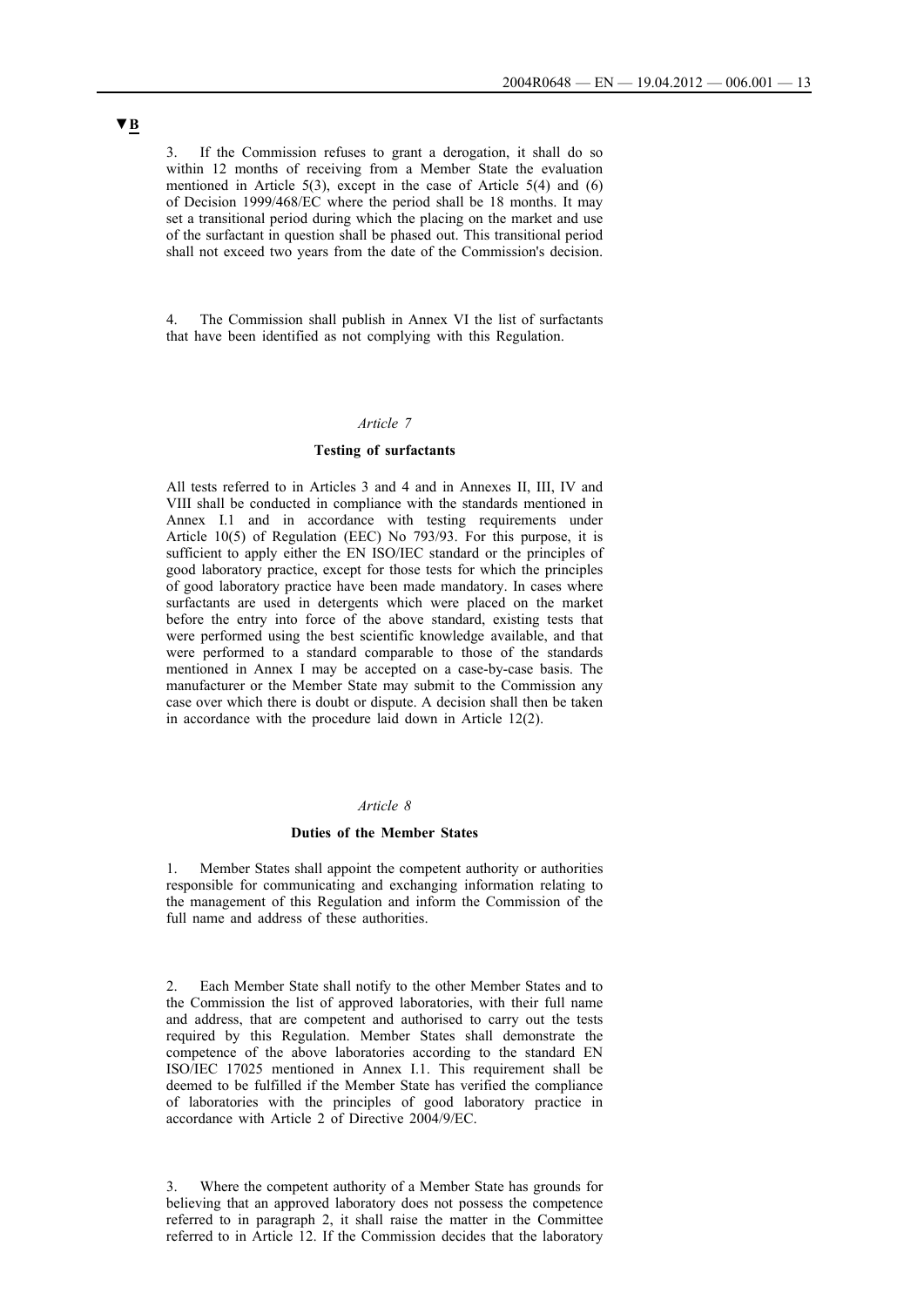▼B

3. If the Commission refuses to grant a derogation, it shall do so within 12 months of receiving from a Member State the evaluation mentioned in Article 5(3), except in the case of Article 5(4) and (6) of Decision 1999/468/EC where the period shall be 18 months. It may set a transitional period during which the placing on the market and use of the surfactant in question shall be phased out. This transitional period shall not exceed two years from the date of the Commission's decision.

4. The Commission shall publish in Annex VI the list of surfactants that have been identified as not complying with this Regulation.

*Article 7*

**Testing of surfactants**

All tests referred to in Articles 3 and 4 and in Annexes II, III, IV and VIII shall be conducted in compliance with the standards mentioned in Annex I.1 and in accordance with testing requirements under Article 10(5) of Regulation (EEC) No 793/93. For this purpose, it is sufficient to apply either the EN ISO/IEC standard or the principles of good laboratory practice, except for those tests for which the principles of good laboratory practice have been made mandatory. In cases where surfactants are used in detergents which were placed on the market before the entry into force of the above standard, existing tests that were performed using the best scientific knowledge available, and that were performed to a standard comparable to those of the standards mentioned in Annex I may be accepted on a case-by-case basis. The manufacturer or the Member State may submit to the Commission any case over which there is doubt or dispute. A decision shall then be taken in accordance with the procedure laid down in Article 12(2).

*Article 8*

**Duties of the Member States**

1. Member States shall appoint the competent authority or authorities responsible for communicating and exchanging information relating to the management of this Regulation and inform the Commission of the full name and address of these authorities.

2. Each Member State shall notify to the other Member States and to the Commission the list of approved laboratories, with their full name and address, that are competent and authorised to carry out the tests required by this Regulation. Member States shall demonstrate the competence of the above laboratories according to the standard EN ISO/IEC 17025 mentioned in Annex I.1. This requirement shall be deemed to be fulfilled if the Member State has verified the compliance of laboratories with the principles of good laboratory practice in accordance with Article 2 of Directive 2004/9/EC.

3. Where the competent authority of a Member State has grounds for believing that an approved laboratory does not possess the competence referred to in paragraph 2, it shall raise the matter in the Committee referred to in Article 12. If the Commission decides that the laboratory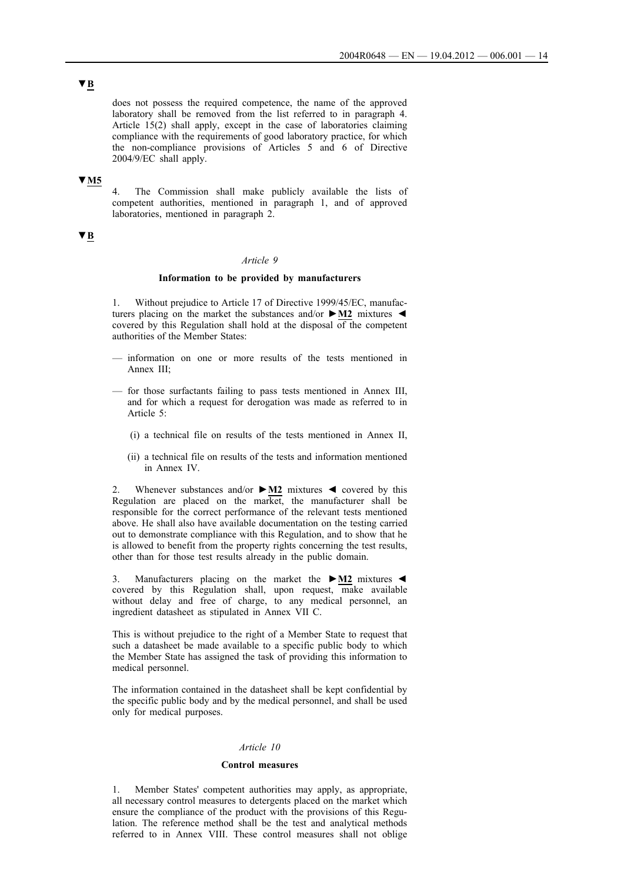▼B

does not possess the required competence, the name of the approved laboratory shall be removed from the list referred to in paragraph 4. Article 15(2) shall apply, except in the case of laboratories claiming compliance with the requirements of good laboratory practice, for which the non-compliance provisions of Articles 5 and 6 of Directive 2004/9/EC shall apply.

▼M5

4. The Commission shall make publicly available the lists of competent authorities, mentioned in paragraph 1, and of approved laboratories, mentioned in paragraph 2.

▼B

*Article 9*

**Information to be provided by manufacturers**

1. Without prejudice to Article 17 of Directive 1999/45/EC, manufacturers placing on the market the substances and/or ►M2 mixtures ◄ covered by this Regulation shall hold at the disposal of the competent authorities of the Member States:

— information on one or more results of the tests mentioned in Annex III;

— for those surfactants failing to pass tests mentioned in Annex III, and for which a request for derogation was made as referred to in Article 5:

(i) a technical file on results of the tests mentioned in Annex II,

(ii) a technical file on results of the tests and information mentioned in Annex IV.

2. Whenever substances and/or ►M2 mixtures ◄ covered by this Regulation are placed on the market, the manufacturer shall be responsible for the correct performance of the relevant tests mentioned above. He shall also have available documentation on the testing carried out to demonstrate compliance with this Regulation, and to show that he is allowed to benefit from the property rights concerning the test results, other than for those test results already in the public domain.

3. Manufacturers placing on the market the ►M2 mixtures ◄ covered by this Regulation shall, upon request, make available without delay and free of charge, to any medical personnel, an ingredient datasheet as stipulated in Annex VII C.

This is without prejudice to the right of a Member State to request that such a datasheet be made available to a specific public body to which the Member State has assigned the task of providing this information to medical personnel.

The information contained in the datasheet shall be kept confidential by the specific public body and by the medical personnel, and shall be used only for medical purposes.

*Article 10*

**Control measures**

1. Member States' competent authorities may apply, as appropriate, all necessary control measures to detergents placed on the market which ensure the compliance of the product with the provisions of this Regulation. The reference method shall be the test and analytical methods referred to in Annex VIII. These control measures shall not oblige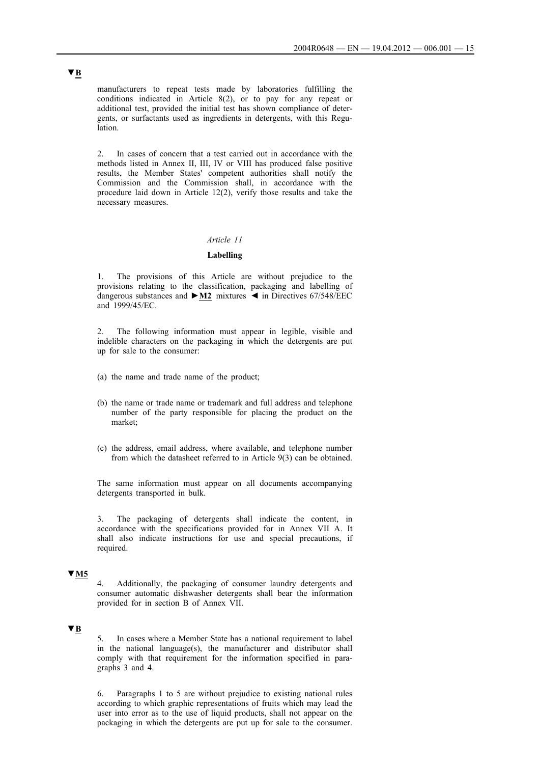▼B

manufacturers to repeat tests made by laboratories fulfilling the conditions indicated in Article 8(2), or to pay for any repeat or additional test, provided the initial test has shown compliance of detergents, or surfactants used as ingredients in detergents, with this Regulation.

2. In cases of concern that a test carried out in accordance with the methods listed in Annex II, III, IV or VIII has produced false positive results, the Member States' competent authorities shall notify the Commission and the Commission shall, in accordance with the procedure laid down in Article 12(2), verify those results and take the necessary measures.

*Article 11*

**Labelling**

1. The provisions of this Article are without prejudice to the provisions relating to the classification, packaging and labelling of dangerous substances and ►**M2** mixtures ◄ in Directives 67/548/EEC and 1999/45/EC.

2. The following information must appear in legible, visible and indelible characters on the packaging in which the detergents are put up for sale to the consumer:

(a) the name and trade name of the product;

(b) the name or trade name or trademark and full address and telephone number of the party responsible for placing the product on the market;

(c) the address, email address, where available, and telephone number from which the datasheet referred to in Article 9(3) can be obtained.

The same information must appear on all documents accompanying detergents transported in bulk.

3. The packaging of detergents shall indicate the content, in accordance with the specifications provided for in Annex VII A. It shall also indicate instructions for use and special precautions, if required.

▼M5

4. Additionally, the packaging of consumer laundry detergents and consumer automatic dishwasher detergents shall bear the information provided for in section B of Annex VII.

▼B

5. In cases where a Member State has a national requirement to label in the national language(s), the manufacturer and distributor shall comply with that requirement for the information specified in paragraphs 3 and 4.

6. Paragraphs 1 to 5 are without prejudice to existing national rules according to which graphic representations of fruits which may lead the user into error as to the use of liquid products, shall not appear on the packaging in which the detergents are put up for sale to the consumer.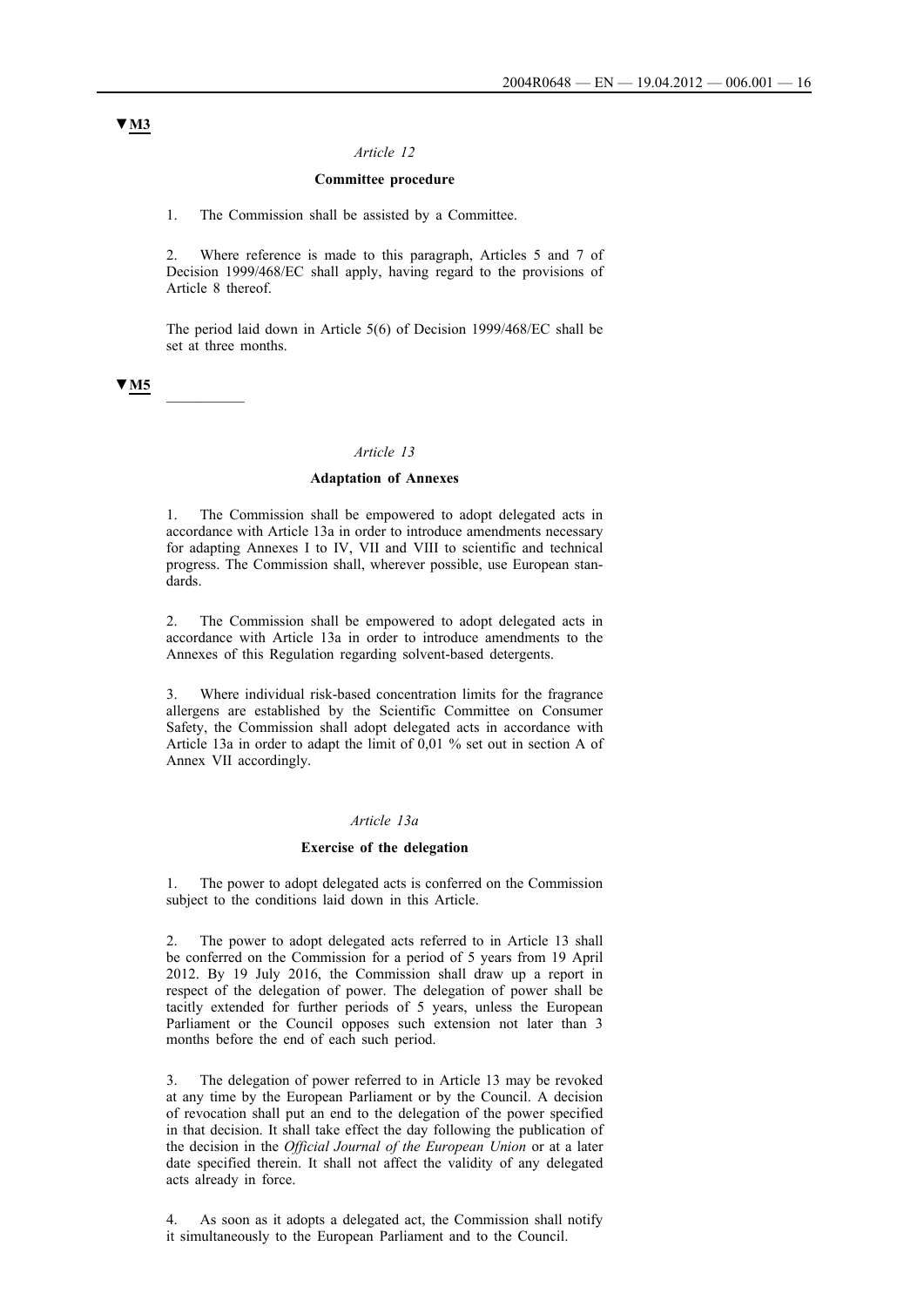▼M3

*Article 12*

**Committee procedure**

1. The Commission shall be assisted by a Committee.

2. Where reference is made to this paragraph, Articles 5 and 7 of Decision 1999/468/EC shall apply, having regard to the provisions of Article 8 thereof.

The period laid down in Article 5(6) of Decision 1999/468/EC shall be set at three months.

▼M5

__________

*Article 13*

**Adaptation of Annexes**

1. The Commission shall be empowered to adopt delegated acts in accordance with Article 13a in order to introduce amendments necessary for adapting Annexes I to IV, VII and VIII to scientific and technical progress. The Commission shall, wherever possible, use European standards.

2. The Commission shall be empowered to adopt delegated acts in accordance with Article 13a in order to introduce amendments to the Annexes of this Regulation regarding solvent-based detergents.

3. Where individual risk-based concentration limits for the fragrance allergens are established by the Scientific Committee on Consumer Safety, the Commission shall adopt delegated acts in accordance with Article 13a in order to adapt the limit of 0,01 % set out in section A of Annex VII accordingly.

*Article 13a*

**Exercise of the delegation**

1. The power to adopt delegated acts is conferred on the Commission subject to the conditions laid down in this Article.

2. The power to adopt delegated acts referred to in Article 13 shall be conferred on the Commission for a period of 5 years from 19 April 2012. By 19 July 2016, the Commission shall draw up a report in respect of the delegation of power. The delegation of power shall be tacitly extended for further periods of 5 years, unless the European Parliament or the Council opposes such extension not later than 3 months before the end of each such period.

3. The delegation of power referred to in Article 13 may be revoked at any time by the European Parliament or by the Council. A decision of revocation shall put an end to the delegation of the power specified in that decision. It shall take effect the day following the publication of the decision in the *Official Journal of the European Union* or at a later date specified therein. It shall not affect the validity of any delegated acts already in force.

4. As soon as it adopts a delegated act, the Commission shall notify it simultaneously to the European Parliament and to the Council.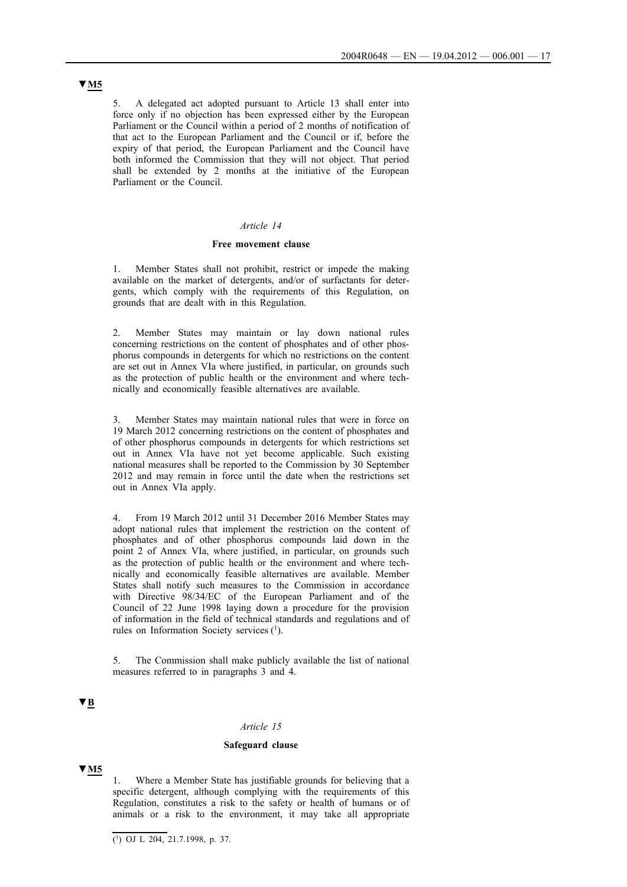▼M5

5. A delegated act adopted pursuant to Article 13 shall enter into force only if no objection has been expressed either by the European Parliament or the Council within a period of 2 months of notification of that act to the European Parliament and the Council or if, before the expiry of that period, the European Parliament and the Council have both informed the Commission that they will not object. That period shall be extended by 2 months at the initiative of the European Parliament or the Council.

*Article 14*

**Free movement clause**

1. Member States shall not prohibit, restrict or impede the making available on the market of detergents, and/or of surfactants for detergents, which comply with the requirements of this Regulation, on grounds that are dealt with in this Regulation.

2. Member States may maintain or lay down national rules concerning restrictions on the content of phosphates and of other phosphorus compounds in detergents for which no restrictions on the content are set out in Annex VIa where justified, in particular, on grounds such as the protection of public health or the environment and where technically and economically feasible alternatives are available.

3. Member States may maintain national rules that were in force on 19 March 2012 concerning restrictions on the content of phosphates and of other phosphorus compounds in detergents for which restrictions set out in Annex VIa have not yet become applicable. Such existing national measures shall be reported to the Commission by 30 September 2012 and may remain in force until the date when the restrictions set out in Annex VIa apply.

4. From 19 March 2012 until 31 December 2016 Member States may adopt national rules that implement the restriction on the content of phosphates and of other phosphorus compounds laid down in the point 2 of Annex VIa, where justified, in particular, on grounds such as the protection of public health or the environment and where technically and economically feasible alternatives are available. Member States shall notify such measures to the Commission in accordance with Directive 98/34/EC of the European Parliament and of the Council of 22 June 1998 laying down a procedure for the provision of information in the field of technical standards and regulations and of rules on Information Society services [1].

5. The Commission shall make publicly available the list of national measures referred to in paragraphs 3 and 4.

▼B

*Article 15*

**Safeguard clause**

▼M5

1. Where a Member State has justifiable grounds for believing that a specific detergent, although complying with the requirements of this Regulation, constitutes a risk to the safety or health of humans or of animals or a risk to the environment, it may take all appropriate

---

[1] OJ L 204, 21.7.1998, p. 37.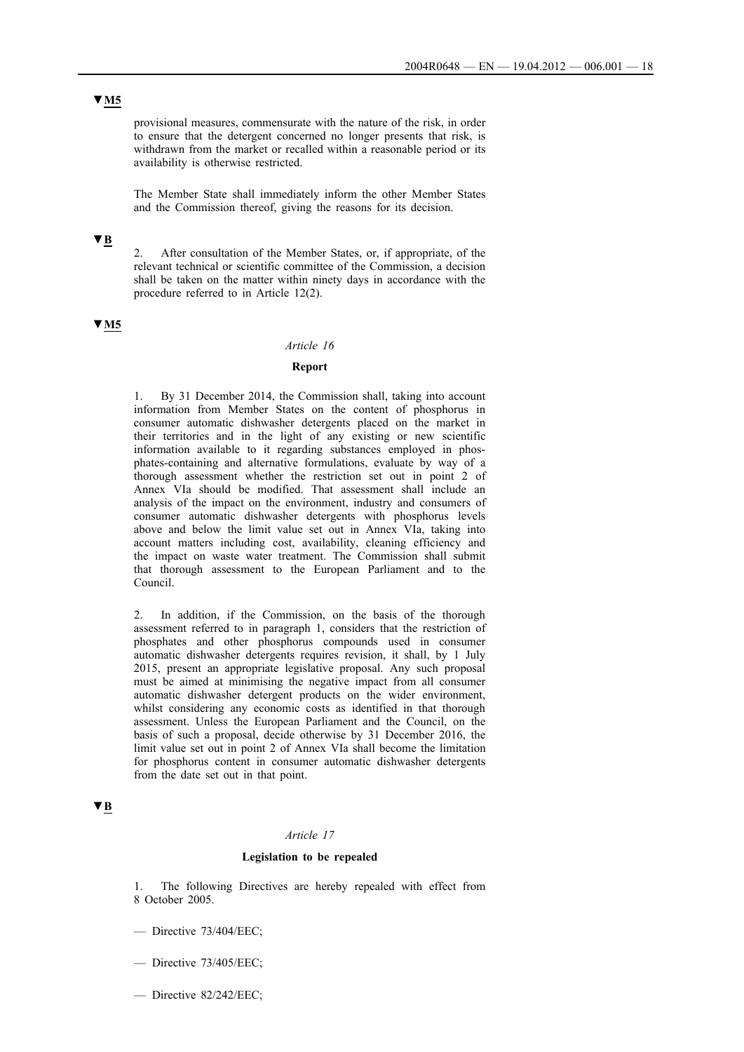▼M5

provisional measures, commensurate with the nature of the risk, in order to ensure that the detergent concerned no longer presents that risk, is withdrawn from the market or recalled within a reasonable period or its availability is otherwise restricted.

The Member State shall immediately inform the other Member States and the Commission thereof, giving the reasons for its decision.

▼B

2. After consultation of the Member States, or, if appropriate, of the relevant technical or scientific committee of the Commission, a decision shall be taken on the matter within ninety days in accordance with the procedure referred to in Article 12(2).

▼M5

*Article 16*

**Report**

1. By 31 December 2014, the Commission shall, taking into account information from Member States on the content of phosphorus in consumer automatic dishwasher detergents placed on the market in their territories and in the light of any existing or new scientific information available to it regarding substances employed in phosphates-containing and alternative formulations, evaluate by way of a thorough assessment whether the restriction set out in point 2 of Annex VIa should be modified. That assessment shall include an analysis of the impact on the environment, industry and consumers of consumer automatic dishwasher detergents with phosphorus levels above and below the limit value set out in Annex VIa, taking into account matters including cost, availability, cleaning efficiency and the impact on waste water treatment. The Commission shall submit that thorough assessment to the European Parliament and to the Council.

2. In addition, if the Commission, on the basis of the thorough assessment referred to in paragraph 1, considers that the restriction of phosphates and other phosphorus compounds used in consumer automatic dishwasher detergents requires revision, it shall, by 1 July 2015, present an appropriate legislative proposal. Any such proposal must be aimed at minimising the negative impact from all consumer automatic dishwasher detergent products on the wider environment, whilst considering any economic costs as identified in that thorough assessment. Unless the European Parliament and the Council, on the basis of such a proposal, decide otherwise by 31 December 2016, the limit value set out in point 2 of Annex VIa shall become the limitation for phosphorus content in consumer automatic dishwasher detergents from the date set out in that point.

▼B

*Article 17*

**Legislation to be repealed**

1. The following Directives are hereby repealed with effect from 8 October 2005.

— Directive 73/404/EEC;

— Directive 73/405/EEC;

— Directive 82/242/EEC;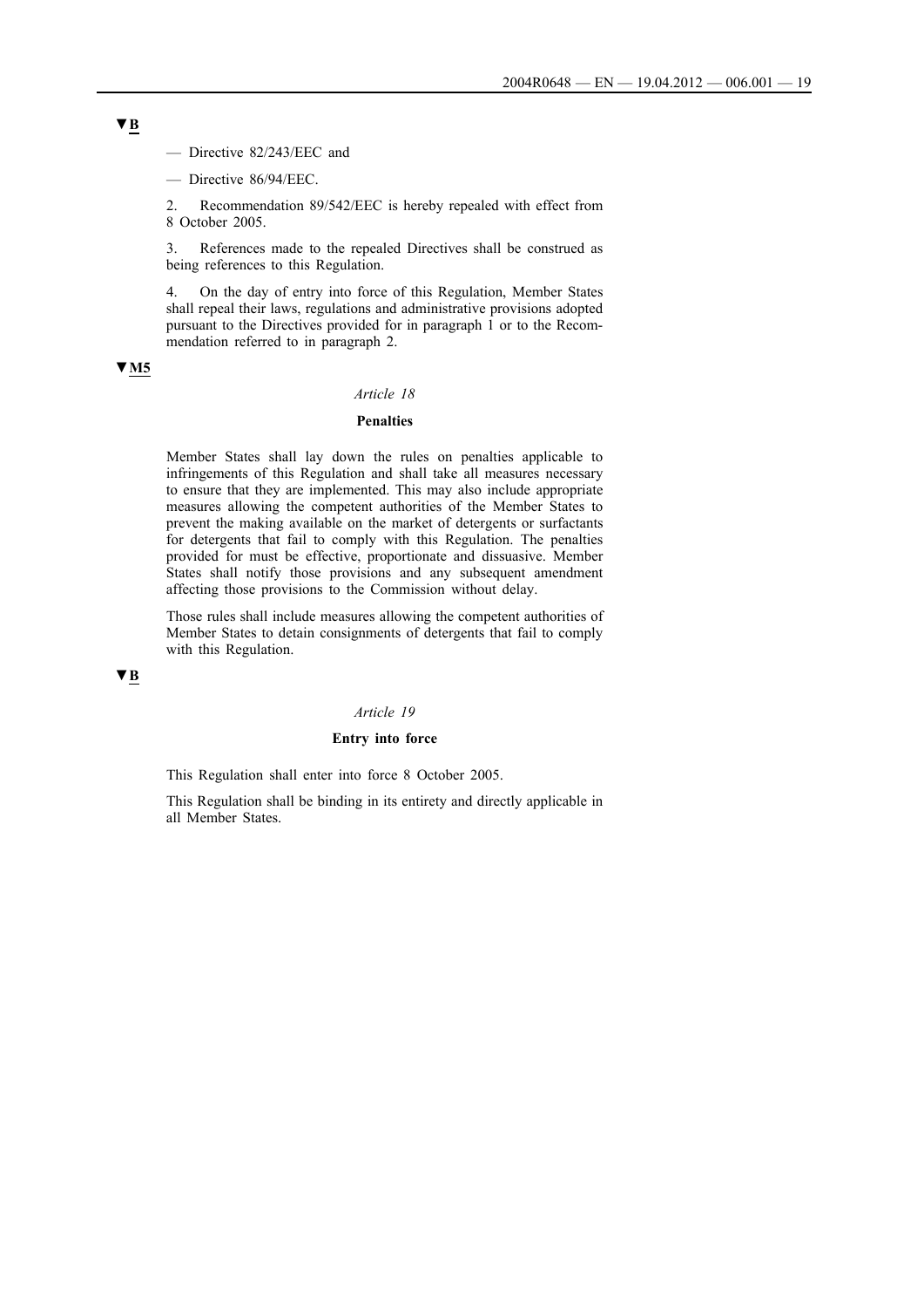▼B

— Directive 82/243/EEC and

— Directive 86/94/EEC.

2. Recommendation 89/542/EEC is hereby repealed with effect from 8 October 2005.

3. References made to the repealed Directives shall be construed as being references to this Regulation.

4. On the day of entry into force of this Regulation, Member States shall repeal their laws, regulations and administrative provisions adopted pursuant to the Directives provided for in paragraph 1 or to the Recommendation referred to in paragraph 2.

▼M5

*Article 18*

**Penalties**

Member States shall lay down the rules on penalties applicable to infringements of this Regulation and shall take all measures necessary to ensure that they are implemented. This may also include appropriate measures allowing the competent authorities of the Member States to prevent the making available on the market of detergents or surfactants for detergents that fail to comply with this Regulation. The penalties provided for must be effective, proportionate and dissuasive. Member States shall notify those provisions and any subsequent amendment affecting those provisions to the Commission without delay.

Those rules shall include measures allowing the competent authorities of Member States to detain consignments of detergents that fail to comply with this Regulation.

▼B

*Article 19*

**Entry into force**

This Regulation shall enter into force 8 October 2005.

This Regulation shall be binding in its entirety and directly applicable in all Member States.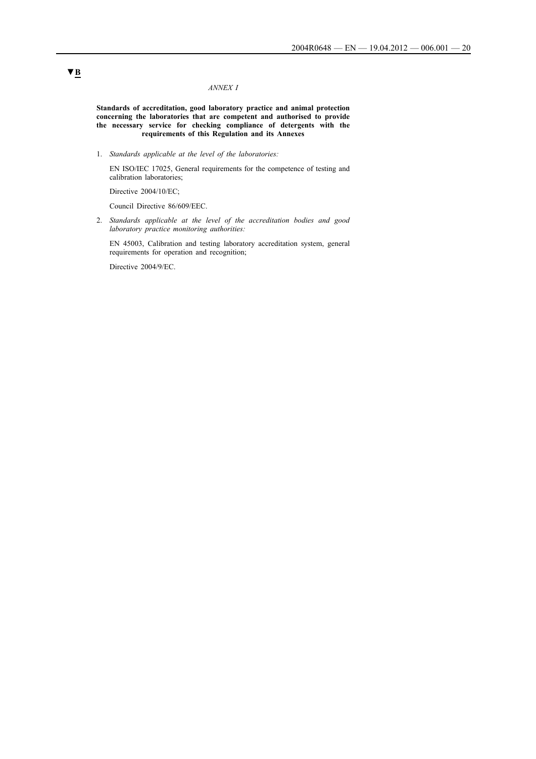▼B

*ANNEX I*

**Standards of accreditation, good laboratory practice and animal protection concerning the laboratories that are competent and authorised to provide the necessary service for checking compliance of detergents with the requirements of this Regulation and its Annexes**

1. *Standards applicable at the level of the laboratories:*

   EN ISO/IEC 17025, General requirements for the competence of testing and calibration laboratories;

   Directive 2004/10/EC;

   Council Directive 86/609/EEC.

2. *Standards applicable at the level of the accreditation bodies and good laboratory practice monitoring authorities:*

   EN 45003, Calibration and testing laboratory accreditation system, general requirements for operation and recognition;

   Directive 2004/9/EC.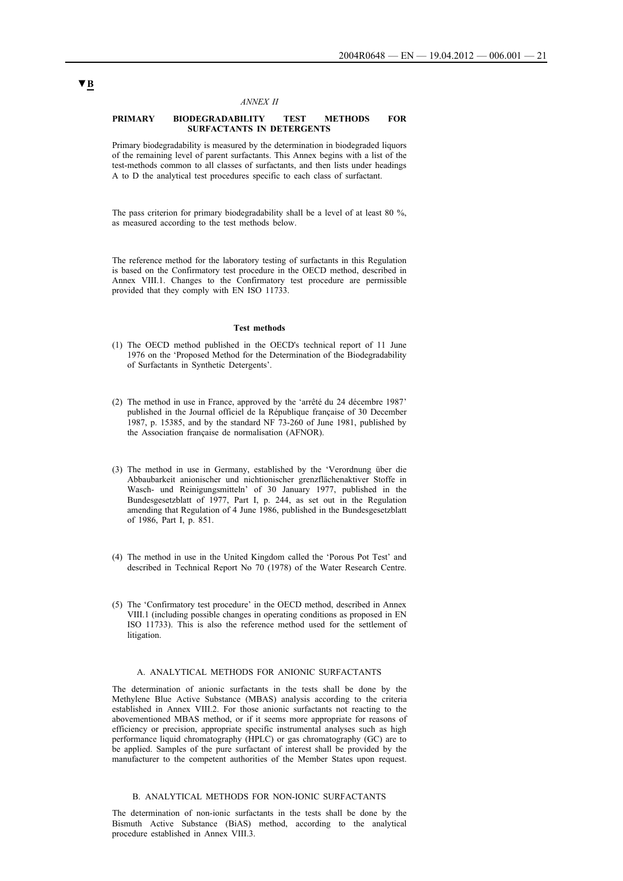▼B

*ANNEX II*

## PRIMARY BIODEGRADABILITY TEST METHODS FOR SURFACTANTS IN DETERGENTS

Primary biodegradability is measured by the determination in biodegraded liquors of the remaining level of parent surfactants. This Annex begins with a list of the test-methods common to all classes of surfactants, and then lists under headings A to D the analytical test procedures specific to each class of surfactant.

The pass criterion for primary biodegradability shall be a level of at least 80 %, as measured according to the test methods below.

The reference method for the laboratory testing of surfactants in this Regulation is based on the Confirmatory test procedure in the OECD method, described in Annex VIII.1. Changes to the Confirmatory test procedure are permissible provided that they comply with EN ISO 11733.

### Test methods

(1) The OECD method published in the OECD's technical report of 11 June 1976 on the 'Proposed Method for the Determination of the Biodegradability of Surfactants in Synthetic Detergents'.

(2) The method in use in France, approved by the 'arrêté du 24 décembre 1987' published in the Journal officiel de la République française of 30 December 1987, p. 15385, and by the standard NF 73-260 of June 1981, published by the Association française de normalisation (AFNOR).

(3) The method in use in Germany, established by the 'Verordnung über die Abbaubarkeit anionischer und nichtionischer grenzflächenaktiver Stoffe in Wasch- und Reinigungsmitteln' of 30 January 1977, published in the Bundesgesetzblatt of 1977, Part I, p. 244, as set out in the Regulation amending that Regulation of 4 June 1986, published in the Bundesgesetzblatt of 1986, Part I, p. 851.

(4) The method in use in the United Kingdom called the 'Porous Pot Test' and described in Technical Report No 70 (1978) of the Water Research Centre.

(5) The 'Confirmatory test procedure' in the OECD method, described in Annex VIII.1 (including possible changes in operating conditions as proposed in EN ISO 11733). This is also the reference method used for the settlement of litigation.

### A. ANALYTICAL METHODS FOR ANIONIC SURFACTANTS

The determination of anionic surfactants in the tests shall be done by the Methylene Blue Active Substance (MBAS) analysis according to the criteria established in Annex VIII.2. For those anionic surfactants not reacting to the abovementioned MBAS method, or if it seems more appropriate for reasons of efficiency or precision, appropriate specific instrumental analyses such as high performance liquid chromatography (HPLC) or gas chromatography (GC) are to be applied. Samples of the pure surfactant of interest shall be provided by the manufacturer to the competent authorities of the Member States upon request.

### B. ANALYTICAL METHODS FOR NON-IONIC SURFACTANTS

The determination of non-ionic surfactants in the tests shall be done by the Bismuth Active Substance (BiAS) method, according to the analytical procedure established in Annex VIII.3.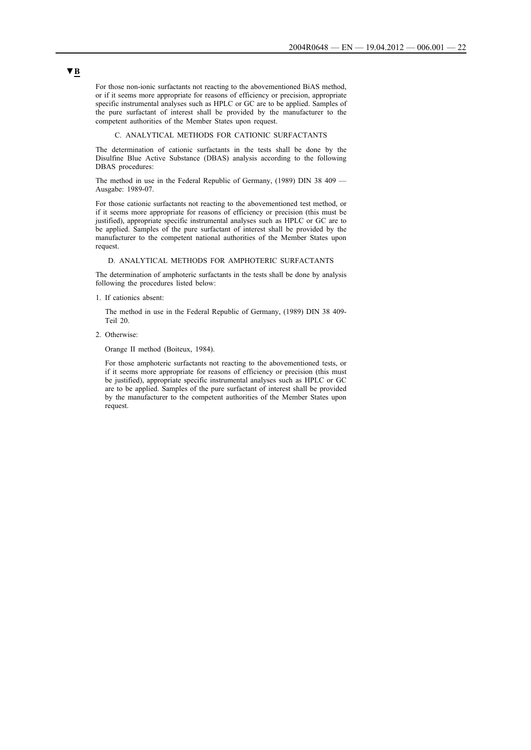▼B

For those non-ionic surfactants not reacting to the abovementioned BiAS method, or if it seems more appropriate for reasons of efficiency or precision, appropriate specific instrumental analyses such as HPLC or GC are to be applied. Samples of the pure surfactant of interest shall be provided by the manufacturer to the competent authorities of the Member States upon request.

C. ANALYTICAL METHODS FOR CATIONIC SURFACTANTS

The determination of cationic surfactants in the tests shall be done by the Disulfine Blue Active Substance (DBAS) analysis according to the following DBAS procedures:

The method in use in the Federal Republic of Germany, (1989) DIN 38 409 — Ausgabe: 1989-07.

For those cationic surfactants not reacting to the abovementioned test method, or if it seems more appropriate for reasons of efficiency or precision (this must be justified), appropriate specific instrumental analyses such as HPLC or GC are to be applied. Samples of the pure surfactant of interest shall be provided by the manufacturer to the competent national authorities of the Member States upon request.

D. ANALYTICAL METHODS FOR AMPHOTERIC SURFACTANTS

The determination of amphoteric surfactants in the tests shall be done by analysis following the procedures listed below:

1. If cationics absent:

   The method in use in the Federal Republic of Germany, (1989) DIN 38 409-Teil 20.

2. Otherwise:

   Orange II method (Boiteux, 1984).

   For those amphoteric surfactants not reacting to the abovementioned tests, or if it seems more appropriate for reasons of efficiency or precision (this must be justified), appropriate specific instrumental analyses such as HPLC or GC are to be applied. Samples of the pure surfactant of interest shall be provided by the manufacturer to the competent authorities of the Member States upon request.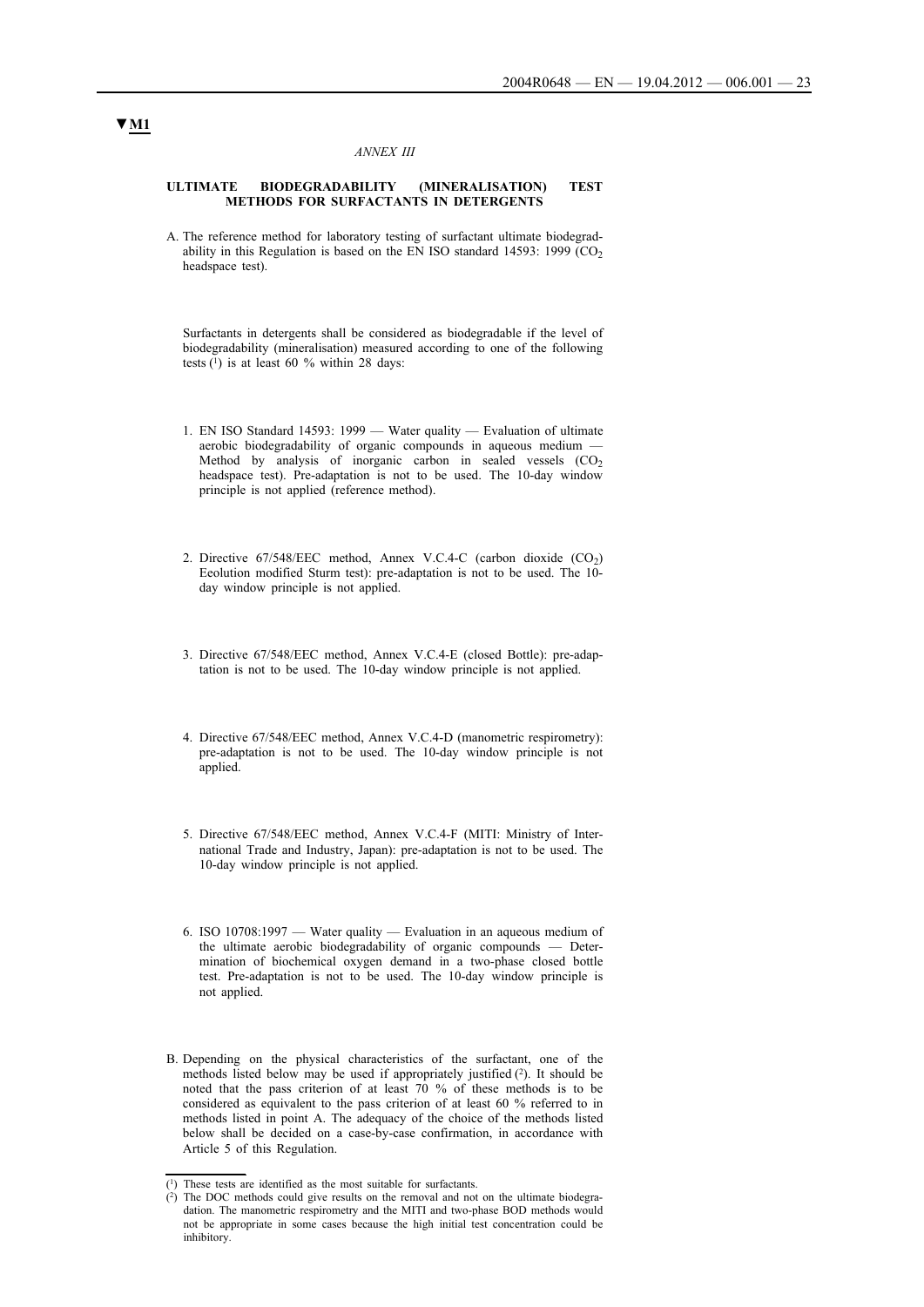▼M1

*ANNEX III*

**ULTIMATE BIODEGRADABILITY (MINERALISATION) TEST METHODS FOR SURFACTANTS IN DETERGENTS**

A. The reference method for laboratory testing of surfactant ultimate biodegradability in this Regulation is based on the EN ISO standard 14593: 1999 ($CO_2$ headspace test).

Surfactants in detergents shall be considered as biodegradable if the level of biodegradability (mineralisation) measured according to one of the following tests [1] is at least 60 % within 28 days:

1. EN ISO Standard 14593: 1999 — Water quality — Evaluation of ultimate aerobic biodegradability of organic compounds in aqueous medium — Method by analysis of inorganic carbon in sealed vessels ($CO_2$ headspace test). Pre-adaptation is not to be used. The 10-day window principle is not applied (reference method).

2. Directive 67/548/EEC method, Annex V.C.4-C (carbon dioxide ($CO_2$) Eeolution modified Sturm test): pre-adaptation is not to be used. The 10-day window principle is not applied.

3. Directive 67/548/EEC method, Annex V.C.4-E (closed Bottle): pre-adaptation is not to be used. The 10-day window principle is not applied.

4. Directive 67/548/EEC method, Annex V.C.4-D (manometric respirometry): pre-adaptation is not to be used. The 10-day window principle is not applied.

5. Directive 67/548/EEC method, Annex V.C.4-F (MITI: Ministry of International Trade and Industry, Japan): pre-adaptation is not to be used. The 10-day window principle is not applied.

6. ISO 10708:1997 — Water quality — Evaluation in an aqueous medium of the ultimate aerobic biodegradability of organic compounds — Determination of biochemical oxygen demand in a two-phase closed bottle test. Pre-adaptation is not to be used. The 10-day window principle is not applied.

B. Depending on the physical characteristics of the surfactant, one of the methods listed below may be used if appropriately justified [2]. It should be noted that the pass criterion of at least 70 % of these methods is to be considered as equivalent to the pass criterion of at least 60 % referred to in methods listed in point A. The adequacy of the choice of the methods listed below shall be decided on a case-by-case confirmation, in accordance with Article 5 of this Regulation.

---

[1] These tests are identified as the most suitable for surfactants.

[2] The DOC methods could give results on the removal and not on the ultimate biodegradation. The manometric respirometry and the MITI and two-phase BOD methods would not be appropriate in some cases because the high initial test concentration could be inhibitory.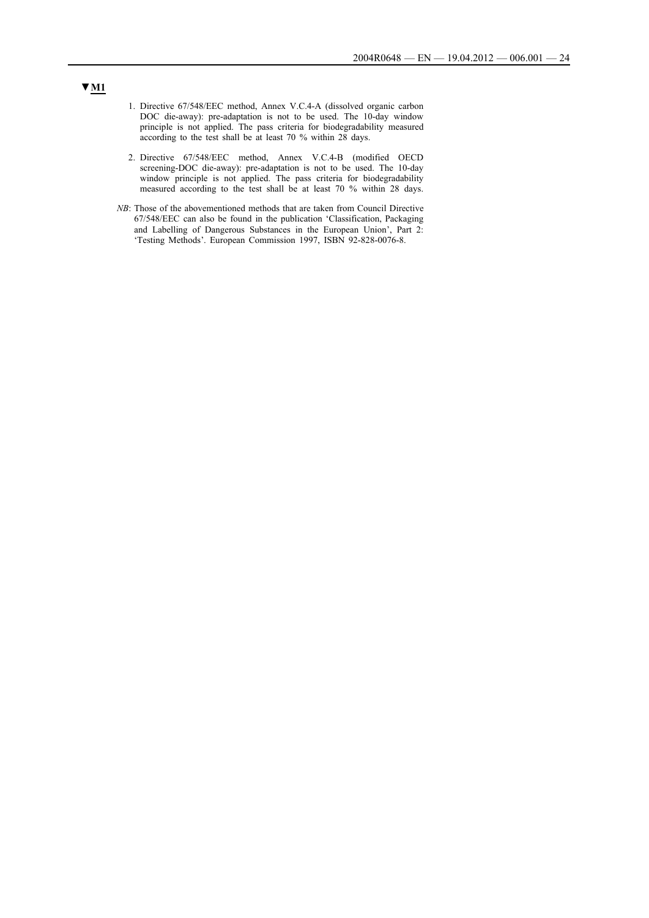▼**M1**

1. Directive 67/548/EEC method, Annex V.C.4-A (dissolved organic carbon DOC die-away): pre-adaptation is not to be used. The 10-day window principle is not applied. The pass criteria for biodegradability measured according to the test shall be at least 70 % within 28 days.

2. Directive 67/548/EEC method, Annex V.C.4-B (modified OECD screening-DOC die-away): pre-adaptation is not to be used. The 10-day window principle is not applied. The pass criteria for biodegradability measured according to the test shall be at least 70 % within 28 days.

*NB*: Those of the abovementioned methods that are taken from Council Directive 67/548/EEC can also be found in the publication 'Classification, Packaging and Labelling of Dangerous Substances in the European Union', Part 2: 'Testing Methods'. European Commission 1997, ISBN 92-828-0076-8.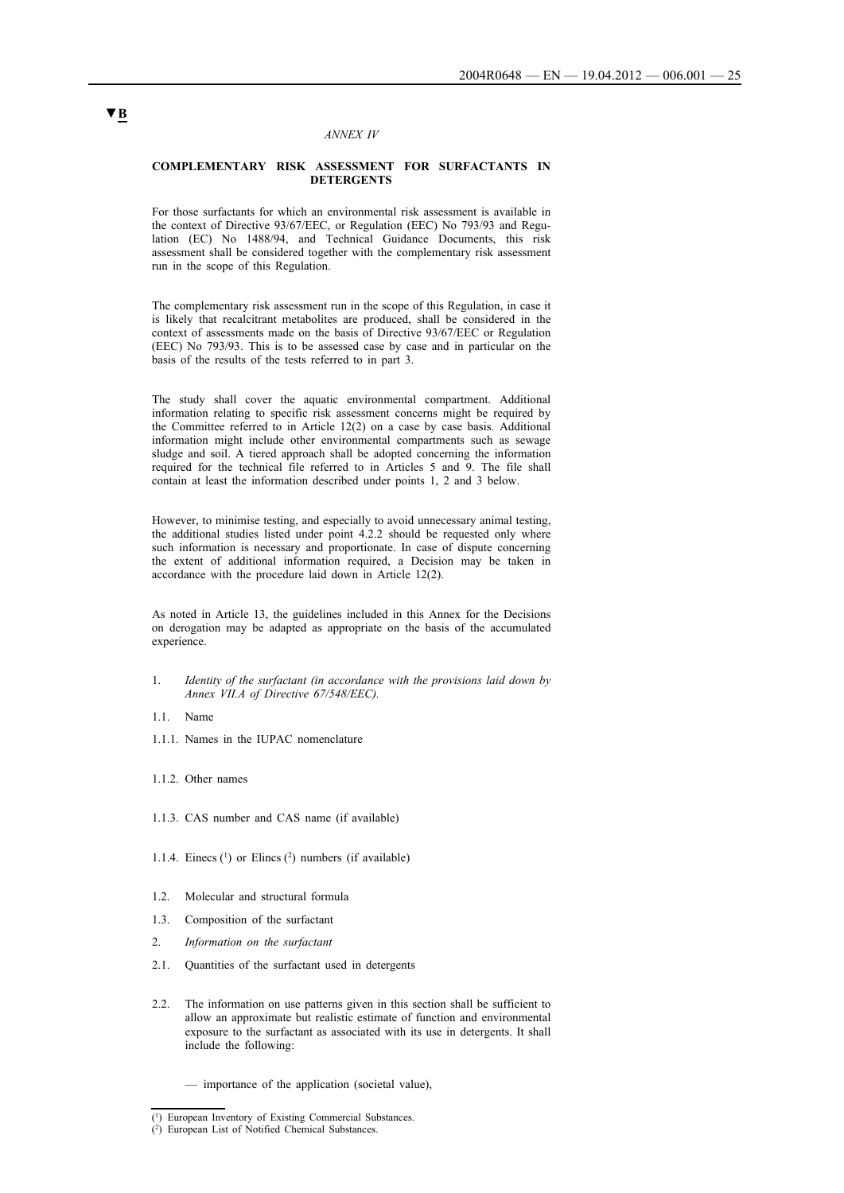▼B

*ANNEX IV*

**COMPLEMENTARY RISK ASSESSMENT FOR SURFACTANTS IN DETERGENTS**

For those surfactants for which an environmental risk assessment is available in the context of Directive 93/67/EEC, or Regulation (EEC) No 793/93 and Regulation (EC) No 1488/94, and Technical Guidance Documents, this risk assessment shall be considered together with the complementary risk assessment run in the scope of this Regulation.

The complementary risk assessment run in the scope of this Regulation, in case it is likely that recalcitrant metabolites are produced, shall be considered in the context of assessments made on the basis of Directive 93/67/EEC or Regulation (EEC) No 793/93. This is to be assessed case by case and in particular on the basis of the results of the tests referred to in part 3.

The study shall cover the aquatic environmental compartment. Additional information relating to specific risk assessment concerns might be required by the Committee referred to in Article 12(2) on a case by case basis. Additional information might include other environmental compartments such as sewage sludge and soil. A tiered approach shall be adopted concerning the information required for the technical file referred to in Articles 5 and 9. The file shall contain at least the information described under points 1, 2 and 3 below.

However, to minimise testing, and especially to avoid unnecessary animal testing, the additional studies listed under point 4.2.2 should be requested only where such information is necessary and proportionate. In case of dispute concerning the extent of additional information required, a Decision may be taken in accordance with the procedure laid down in Article 12(2).

As noted in Article 13, the guidelines included in this Annex for the Decisions on derogation may be adapted as appropriate on the basis of the accumulated experience.

1. *Identity of the surfactant (in accordance with the provisions laid down by Annex VII.A of Directive 67/548/EEC).*

1.1. Name

1.1.1. Names in the IUPAC nomenclature

1.1.2. Other names

1.1.3. CAS number and CAS name (if available)

1.1.4. Einecs [1] or Elincs [2] numbers (if available)

1.2. Molecular and structural formula

1.3. Composition of the surfactant

2. *Information on the surfactant*

2.1. Quantities of the surfactant used in detergents

2.2. The information on use patterns given in this section shall be sufficient to allow an approximate but realistic estimate of function and environmental exposure to the surfactant as associated with its use in detergents. It shall include the following:

— importance of the application (societal value),

---

[1] European Inventory of Existing Commercial Substances.

[2] European List of Notified Chemical Substances.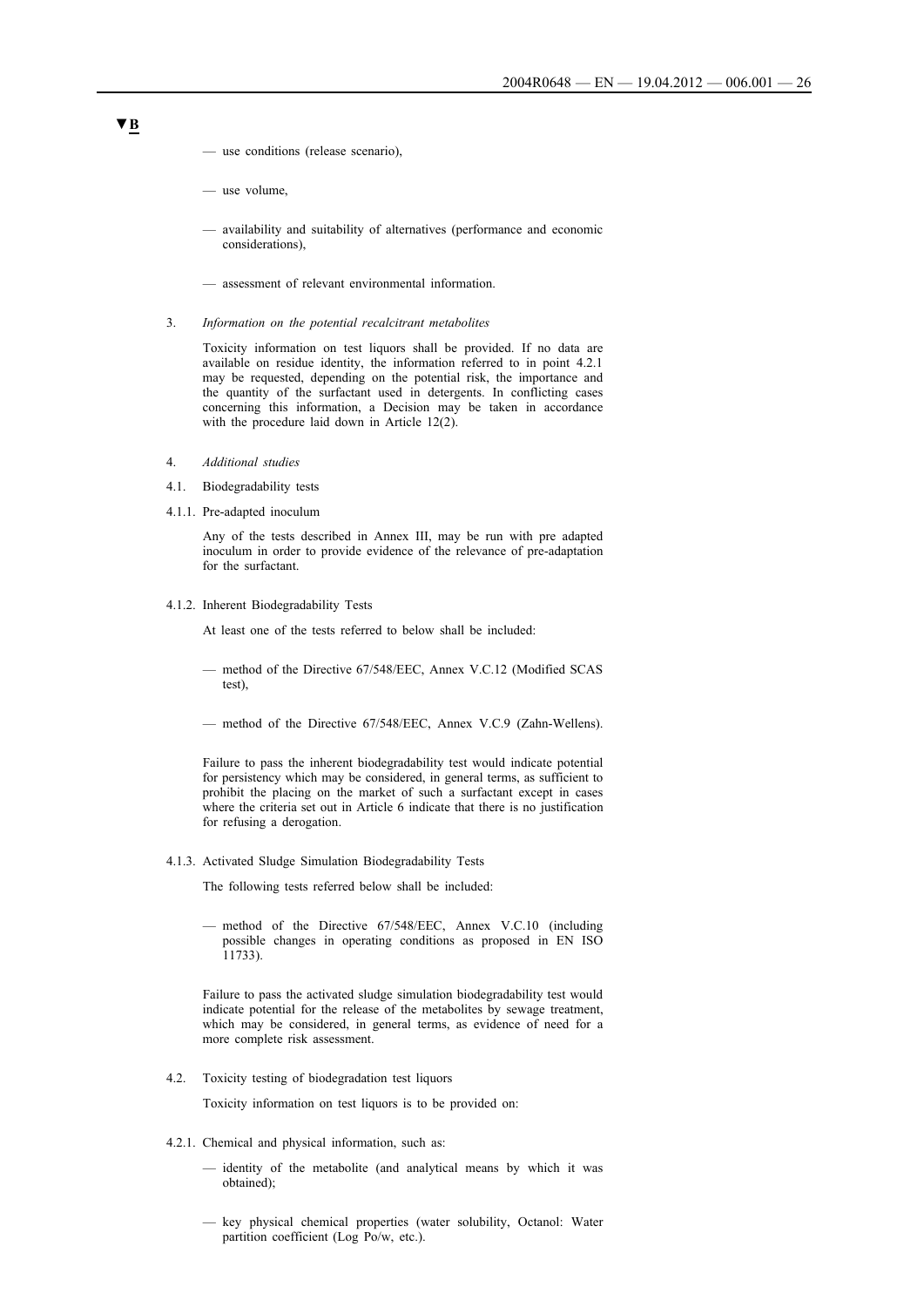▼B

— use conditions (release scenario),

— use volume,

— availability and suitability of alternatives (performance and economic considerations),

— assessment of relevant environmental information.

3. *Information on the potential recalcitrant metabolites*

Toxicity information on test liquors shall be provided. If no data are available on residue identity, the information referred to in point 4.2.1 may be requested, depending on the potential risk, the importance and the quantity of the surfactant used in detergents. In conflicting cases concerning this information, a Decision may be taken in accordance with the procedure laid down in Article 12(2).

4. *Additional studies*

4.1. Biodegradability tests

4.1.1. Pre-adapted inoculum

Any of the tests described in Annex III, may be run with pre adapted inoculum in order to provide evidence of the relevance of pre-adaptation for the surfactant.

4.1.2. Inherent Biodegradability Tests

At least one of the tests referred to below shall be included:

— method of the Directive 67/548/EEC, Annex V.C.12 (Modified SCAS test),

— method of the Directive 67/548/EEC, Annex V.C.9 (Zahn-Wellens).

Failure to pass the inherent biodegradability test would indicate potential for persistency which may be considered, in general terms, as sufficient to prohibit the placing on the market of such a surfactant except in cases where the criteria set out in Article 6 indicate that there is no justification for refusing a derogation.

4.1.3. Activated Sludge Simulation Biodegradability Tests

The following tests referred below shall be included:

— method of the Directive 67/548/EEC, Annex V.C.10 (including possible changes in operating conditions as proposed in EN ISO 11733).

Failure to pass the activated sludge simulation biodegradability test would indicate potential for the release of the metabolites by sewage treatment, which may be considered, in general terms, as evidence of need for a more complete risk assessment.

4.2. Toxicity testing of biodegradation test liquors

Toxicity information on test liquors is to be provided on:

4.2.1. Chemical and physical information, such as:

— identity of the metabolite (and analytical means by which it was obtained);

— key physical chemical properties (water solubility, Octanol: Water partition coefficient (Log Po/w, etc.).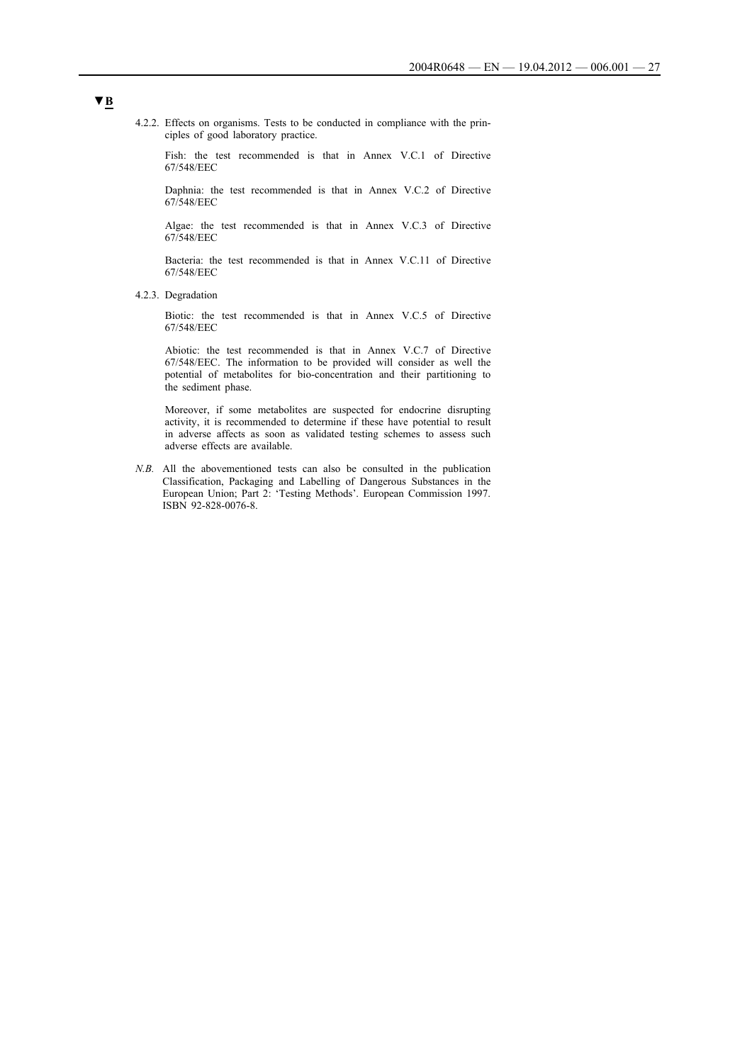**▼B**

4.2.2. Effects on organisms. Tests to be conducted in compliance with the principles of good laboratory practice.

Fish: the test recommended is that in Annex V.C.1 of Directive 67/548/EEC

Daphnia: the test recommended is that in Annex V.C.2 of Directive 67/548/EEC

Algae: the test recommended is that in Annex V.C.3 of Directive 67/548/EEC

Bacteria: the test recommended is that in Annex V.C.11 of Directive 67/548/EEC

4.2.3. Degradation

Biotic: the test recommended is that in Annex V.C.5 of Directive 67/548/EEC

Abiotic: the test recommended is that in Annex V.C.7 of Directive 67/548/EEC. The information to be provided will consider as well the potential of metabolites for bio-concentration and their partitioning to the sediment phase.

Moreover, if some metabolites are suspected for endocrine disrupting activity, it is recommended to determine if these have potential to result in adverse affects as soon as validated testing schemes to assess such adverse effects are available.

*N.B.* All the abovementioned tests can also be consulted in the publication Classification, Packaging and Labelling of Dangerous Substances in the European Union; Part 2: 'Testing Methods'. European Commission 1997. ISBN 92-828-0076-8.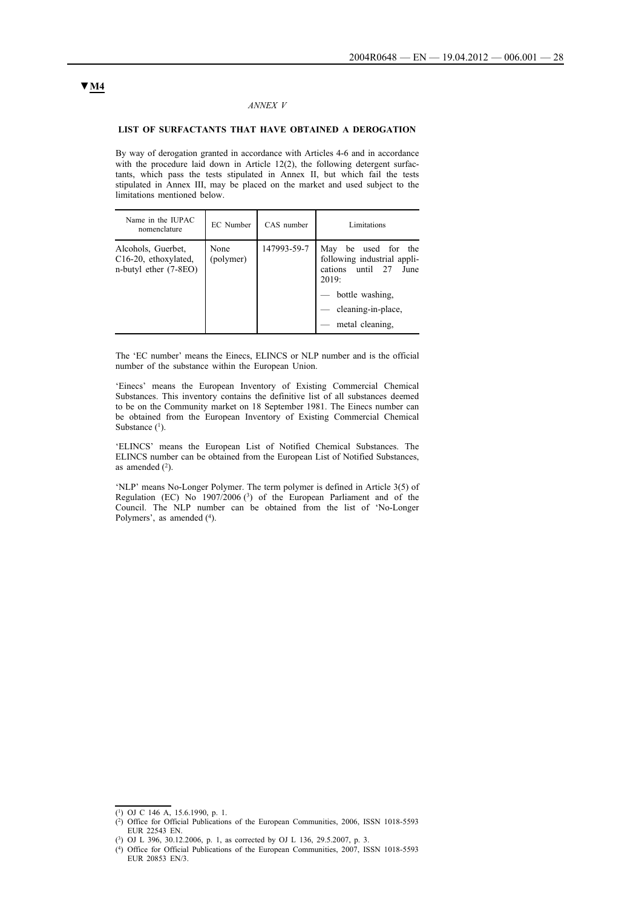▼M4

*ANNEX V*

**LIST OF SURFACTANTS THAT HAVE OBTAINED A DEROGATION**

By way of derogation granted in accordance with Articles 4-6 and in accordance with the procedure laid down in Article 12(2), the following detergent surfactants, which pass the tests stipulated in Annex II, but which fail the tests stipulated in Annex III, may be placed on the market and used subject to the limitations mentioned below.

| Name in the IUPAC nomenclature | EC Number | CAS number | Limitations |
|---|---|---|---|
| Alcohols, Guerbet, C16-20, ethoxylated, n-butyl ether (7-8EO) | None (polymer) | 147993-59-7 | May be used for the following industrial applications until 27 June 2019:<br>— bottle washing,<br>— cleaning-in-place,<br>— metal cleaning, |

The 'EC number' means the Einecs, ELINCS or NLP number and is the official number of the substance within the European Union.

'Einecs' means the European Inventory of Existing Commercial Chemical Substances. This inventory contains the definitive list of all substances deemed to be on the Community market on 18 September 1981. The Einecs number can be obtained from the European Inventory of Existing Commercial Chemical Substance [1].

'ELINCS' means the European List of Notified Chemical Substances. The ELINCS number can be obtained from the European List of Notified Substances, as amended [2].

'NLP' means No-Longer Polymer. The term polymer is defined in Article 3(5) of Regulation (EC) No 1907/2006 [3] of the European Parliament and of the Council. The NLP number can be obtained from the list of 'No-Longer Polymers', as amended [4].

---

[1] OJ C 146 A, 15.6.1990, p. 1.

[2] Office for Official Publications of the European Communities, 2006, ISSN 1018-5593 EUR 22543 EN.

[3] OJ L 396, 30.12.2006, p. 1, as corrected by OJ L 136, 29.5.2007, p. 3.

[4] Office for Official Publications of the European Communities, 2007, ISSN 1018-5593 EUR 20853 EN/3.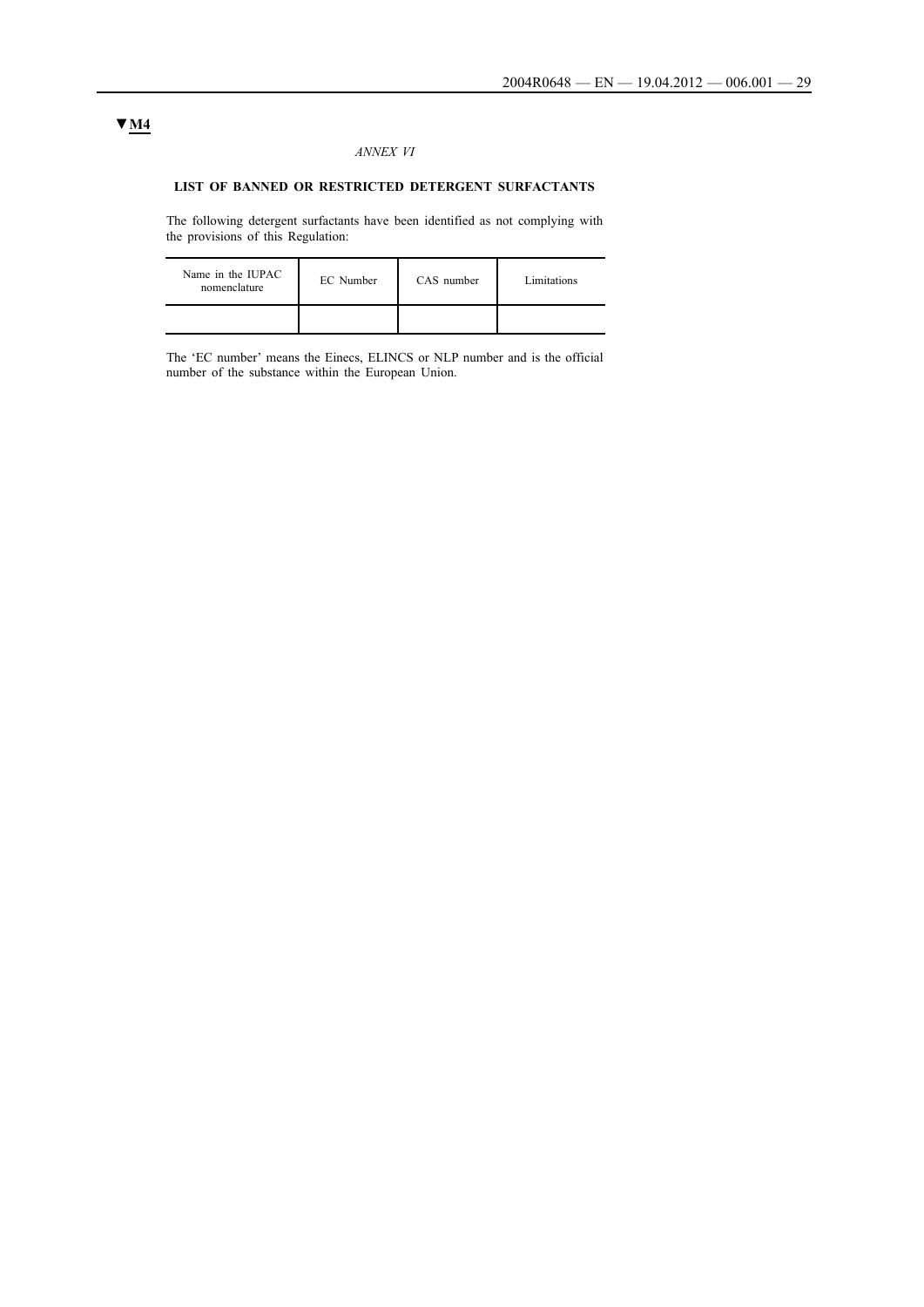▼**M4**

*ANNEX VI*

**LIST OF BANNED OR RESTRICTED DETERGENT SURFACTANTS**

The following detergent surfactants have been identified as not complying with the provisions of this Regulation:

| Name in the IUPAC nomenclature | EC Number | CAS number | Limitations |
|---|---|---|---|
| | | | |

The 'EC number' means the Einecs, ELINCS or NLP number and is the official number of the substance within the European Union.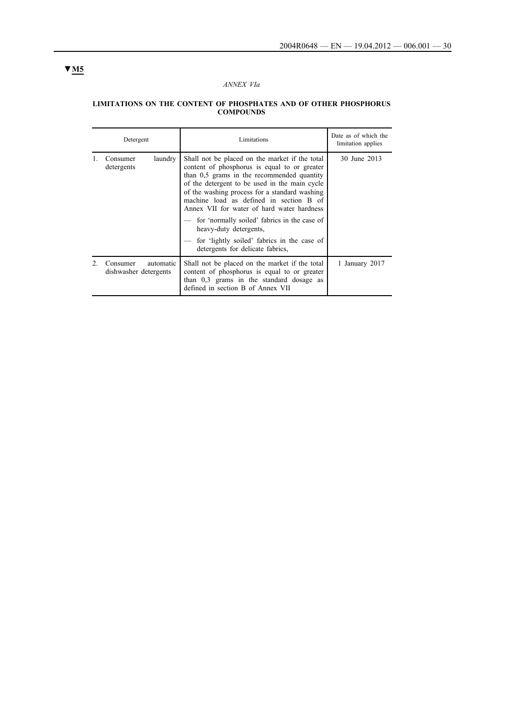▼M5

*ANNEX VIa*

**LIMITATIONS ON THE CONTENT OF PHOSPHATES AND OF OTHER PHOSPHORUS COMPOUNDS**

| Detergent | Limitations | Date as of which the limitation applies |
|---|---|---|
| 1. Consumer laundry detergents | Shall not be placed on the market if the total content of phosphorus is equal to or greater than 0,5 grams in the recommended quantity of the detergent to be used in the main cycle of the washing process for a standard washing machine load as defined in section B of Annex VII for water of hard water hardness<br>— for 'normally soiled' fabrics in the case of heavy-duty detergents,<br>— for 'lightly soiled' fabrics in the case of detergents for delicate fabrics, | 30 June 2013 |
| 2. Consumer automatic dishwasher detergents | Shall not be placed on the market if the total content of phosphorus is equal to or greater than 0,3 grams in the standard dosage as defined in section B of Annex VII | 1 January 2017 |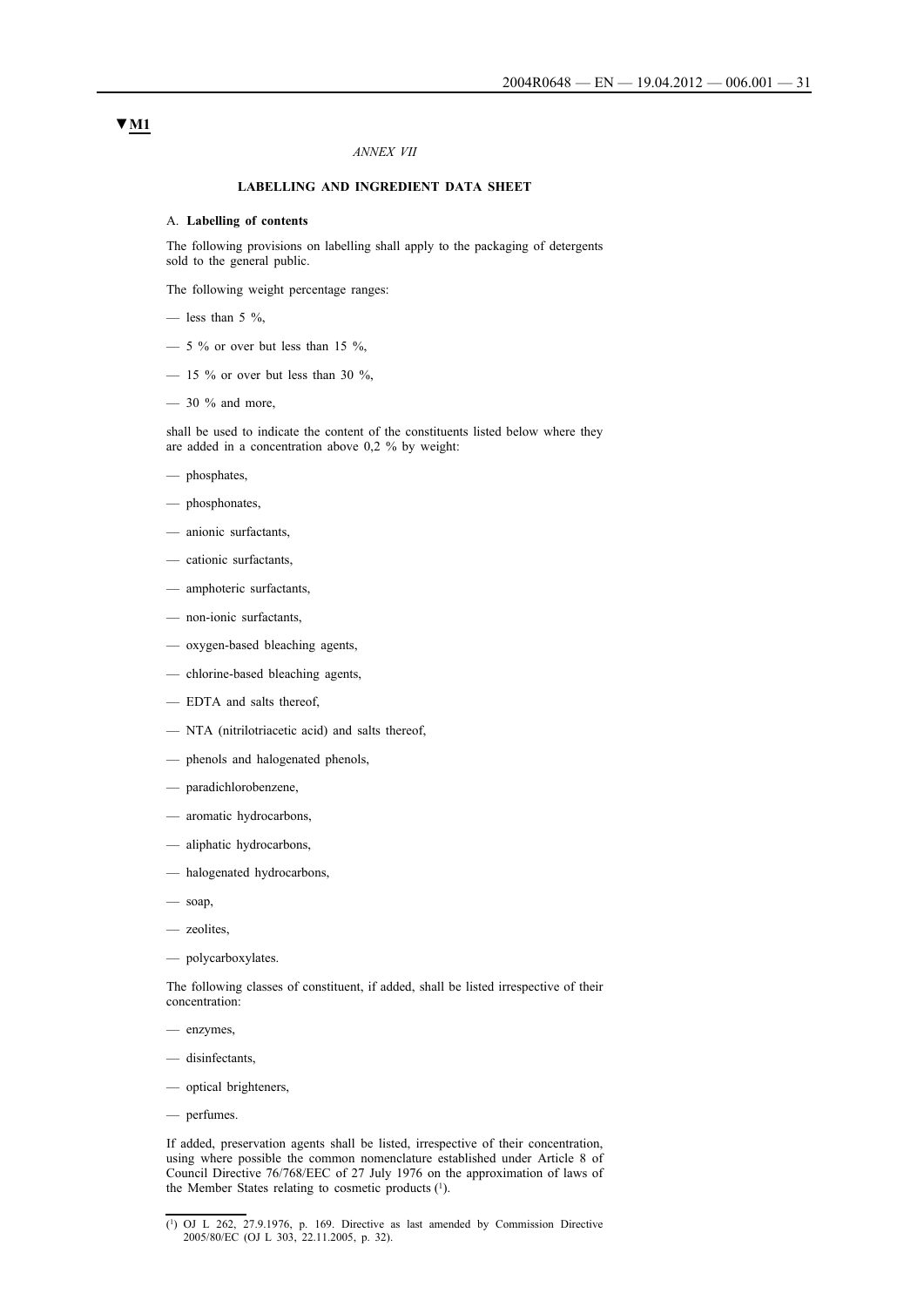▼M1

*ANNEX VII*

**LABELLING AND INGREDIENT DATA SHEET**

A. **Labelling of contents**

The following provisions on labelling shall apply to the packaging of detergents sold to the general public.

The following weight percentage ranges:

— less than 5 %,

— 5 % or over but less than 15 %,

— 15 % or over but less than 30 %,

— 30 % and more,

shall be used to indicate the content of the constituents listed below where they are added in a concentration above 0,2 % by weight:

— phosphates,

— phosphonates,

— anionic surfactants,

— cationic surfactants,

— amphoteric surfactants,

— non-ionic surfactants,

— oxygen-based bleaching agents,

— chlorine-based bleaching agents,

— EDTA and salts thereof,

— NTA (nitrilotriacetic acid) and salts thereof,

— phenols and halogenated phenols,

— paradichlorobenzene,

— aromatic hydrocarbons,

— aliphatic hydrocarbons,

— halogenated hydrocarbons,

— soap,

— zeolites,

— polycarboxylates.

The following classes of constituent, if added, shall be listed irrespective of their concentration:

— enzymes,

— disinfectants,

— optical brighteners,

— perfumes.

If added, preservation agents shall be listed, irrespective of their concentration, using where possible the common nomenclature established under Article 8 of Council Directive 76/768/EEC of 27 July 1976 on the approximation of laws of the Member States relating to cosmetic products [1].

[1] OJ L 262, 27.9.1976, p. 169. Directive as last amended by Commission Directive 2005/80/EC (OJ L 303, 22.11.2005, p. 32).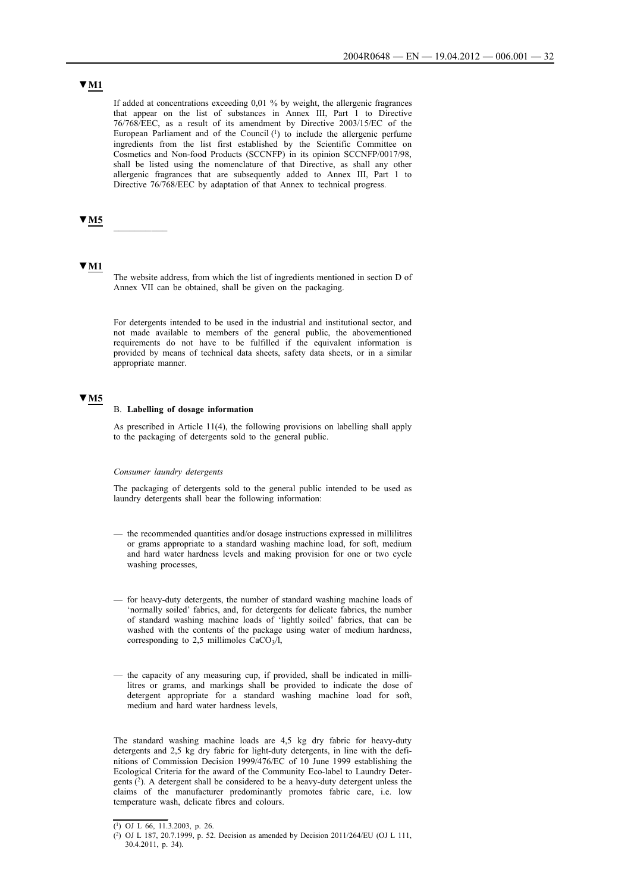▼M1

If added at concentrations exceeding 0,01 % by weight, the allergenic fragrances that appear on the list of substances in Annex III, Part 1 to Directive 76/768/EEC, as a result of its amendment by Directive 2003/15/EC of the European Parliament and of the Council [1] to include the allergenic perfume ingredients from the list first established by the Scientific Committee on Cosmetics and Non-food Products (SCCNFP) in its opinion SCCNFP/0017/98, shall be listed using the nomenclature of that Directive, as shall any other allergenic fragrances that are subsequently added to Annex III, Part 1 to Directive 76/768/EEC by adaptation of that Annex to technical progress.

▼M5

\_\_\_\_\_\_\_\_\_\_

▼M1

The website address, from which the list of ingredients mentioned in section D of Annex VII can be obtained, shall be given on the packaging.

For detergents intended to be used in the industrial and institutional sector, and not made available to members of the general public, the abovementioned requirements do not have to be fulfilled if the equivalent information is provided by means of technical data sheets, safety data sheets, or in a similar appropriate manner.

▼M5

B. **Labelling of dosage information**

As prescribed in Article 11(4), the following provisions on labelling shall apply to the packaging of detergents sold to the general public.

*Consumer laundry detergents*

The packaging of detergents sold to the general public intended to be used as laundry detergents shall bear the following information:

— the recommended quantities and/or dosage instructions expressed in millilitres or grams appropriate to a standard washing machine load, for soft, medium and hard water hardness levels and making provision for one or two cycle washing processes,

— for heavy-duty detergents, the number of standard washing machine loads of 'normally soiled' fabrics, and, for detergents for delicate fabrics, the number of standard washing machine loads of 'lightly soiled' fabrics, that can be washed with the contents of the package using water of medium hardness, corresponding to 2,5 millimoles $CaCO_3$/l,

— the capacity of any measuring cup, if provided, shall be indicated in millilitres or grams, and markings shall be provided to indicate the dose of detergent appropriate for a standard washing machine load for soft, medium and hard water hardness levels,

The standard washing machine loads are 4,5 kg dry fabric for heavy-duty detergents and 2,5 kg dry fabric for light-duty detergents, in line with the definitions of Commission Decision 1999/476/EC of 10 June 1999 establishing the Ecological Criteria for the award of the Community Eco-label to Laundry Detergents [2]. A detergent shall be considered to be a heavy-duty detergent unless the claims of the manufacturer predominantly promotes fabric care, i.e. low temperature wash, delicate fibres and colours.

---

[1] OJ L 66, 11.3.2003, p. 26.

[2] OJ L 187, 20.7.1999, p. 52. Decision as amended by Decision 2011/264/EU (OJ L 111, 30.4.2011, p. 34).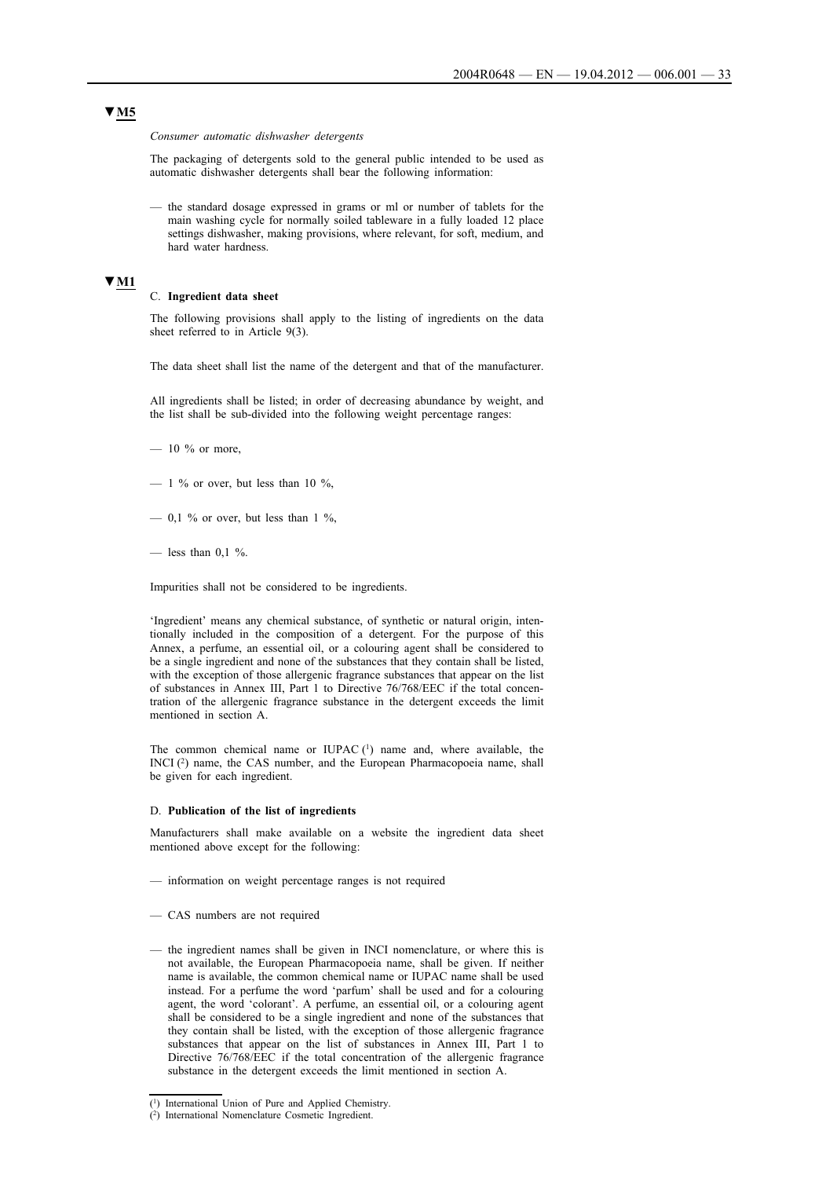▼M5

*Consumer automatic dishwasher detergents*

The packaging of detergents sold to the general public intended to be used as automatic dishwasher detergents shall bear the following information:

— the standard dosage expressed in grams or ml or number of tablets for the main washing cycle for normally soiled tableware in a fully loaded 12 place settings dishwasher, making provisions, where relevant, for soft, medium, and hard water hardness.

▼M1

C. **Ingredient data sheet**

The following provisions shall apply to the listing of ingredients on the data sheet referred to in Article 9(3).

The data sheet shall list the name of the detergent and that of the manufacturer.

All ingredients shall be listed; in order of decreasing abundance by weight, and the list shall be sub-divided into the following weight percentage ranges:

— 10 % or more,

— 1 % or over, but less than 10 %,

— 0,1 % or over, but less than 1 %,

— less than 0,1 %.

Impurities shall not be considered to be ingredients.

'Ingredient' means any chemical substance, of synthetic or natural origin, intentionally included in the composition of a detergent. For the purpose of this Annex, a perfume, an essential oil, or a colouring agent shall be considered to be a single ingredient and none of the substances that they contain shall be listed, with the exception of those allergenic fragrance substances that appear on the list of substances in Annex III, Part 1 to Directive 76/768/EEC if the total concentration of the allergenic fragrance substance in the detergent exceeds the limit mentioned in section A.

The common chemical name or IUPAC [1] name and, where available, the INCI [2] name, the CAS number, and the European Pharmacopoeia name, shall be given for each ingredient.

D. **Publication of the list of ingredients**

Manufacturers shall make available on a website the ingredient data sheet mentioned above except for the following:

— information on weight percentage ranges is not required

— CAS numbers are not required

— the ingredient names shall be given in INCI nomenclature, or where this is not available, the European Pharmacopoeia name, shall be given. If neither name is available, the common chemical name or IUPAC name shall be used instead. For a perfume the word 'parfum' shall be used and for a colouring agent, the word 'colorant'. A perfume, an essential oil, or a colouring agent shall be considered to be a single ingredient and none of the substances that they contain shall be listed, with the exception of those allergenic fragrance substances that appear on the list of substances in Annex III, Part 1 to Directive 76/768/EEC if the total concentration of the allergenic fragrance substance in the detergent exceeds the limit mentioned in section A.

---

[1] International Union of Pure and Applied Chemistry.

[2] International Nomenclature Cosmetic Ingredient.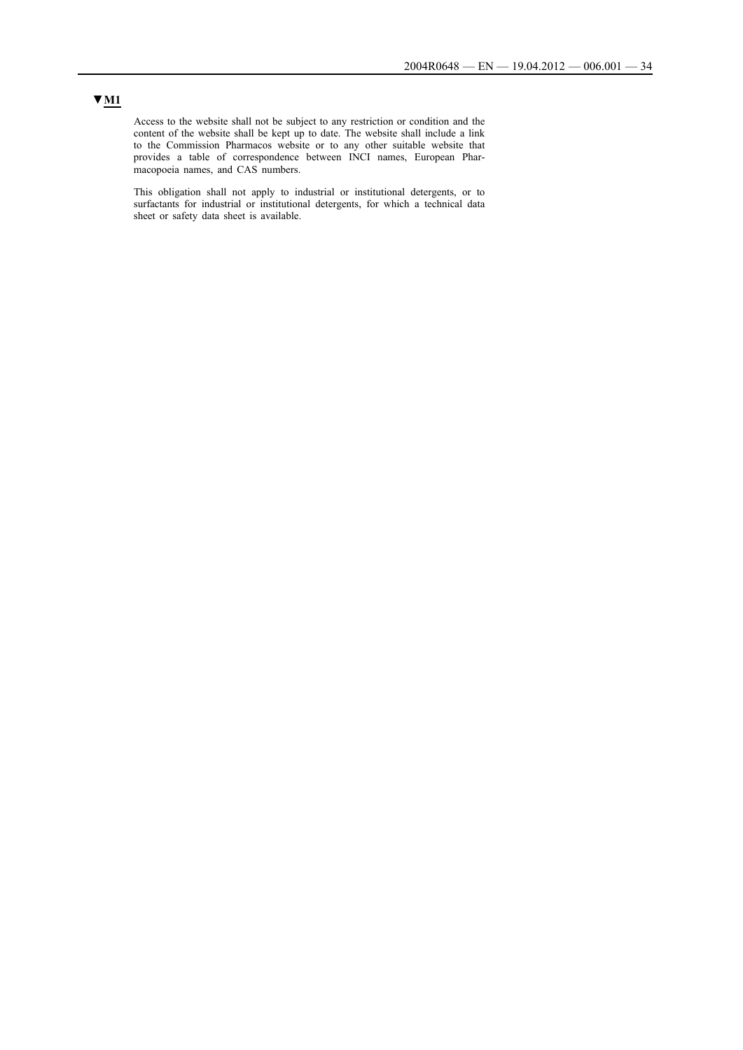▼M1

Access to the website shall not be subject to any restriction or condition and the content of the website shall be kept up to date. The website shall include a link to the Commission Pharmacos website or to any other suitable website that provides a table of correspondence between INCI names, European Pharmacopoeia names, and CAS numbers.

This obligation shall not apply to industrial or institutional detergents, or to surfactants for industrial or institutional detergents, for which a technical data sheet or safety data sheet is available.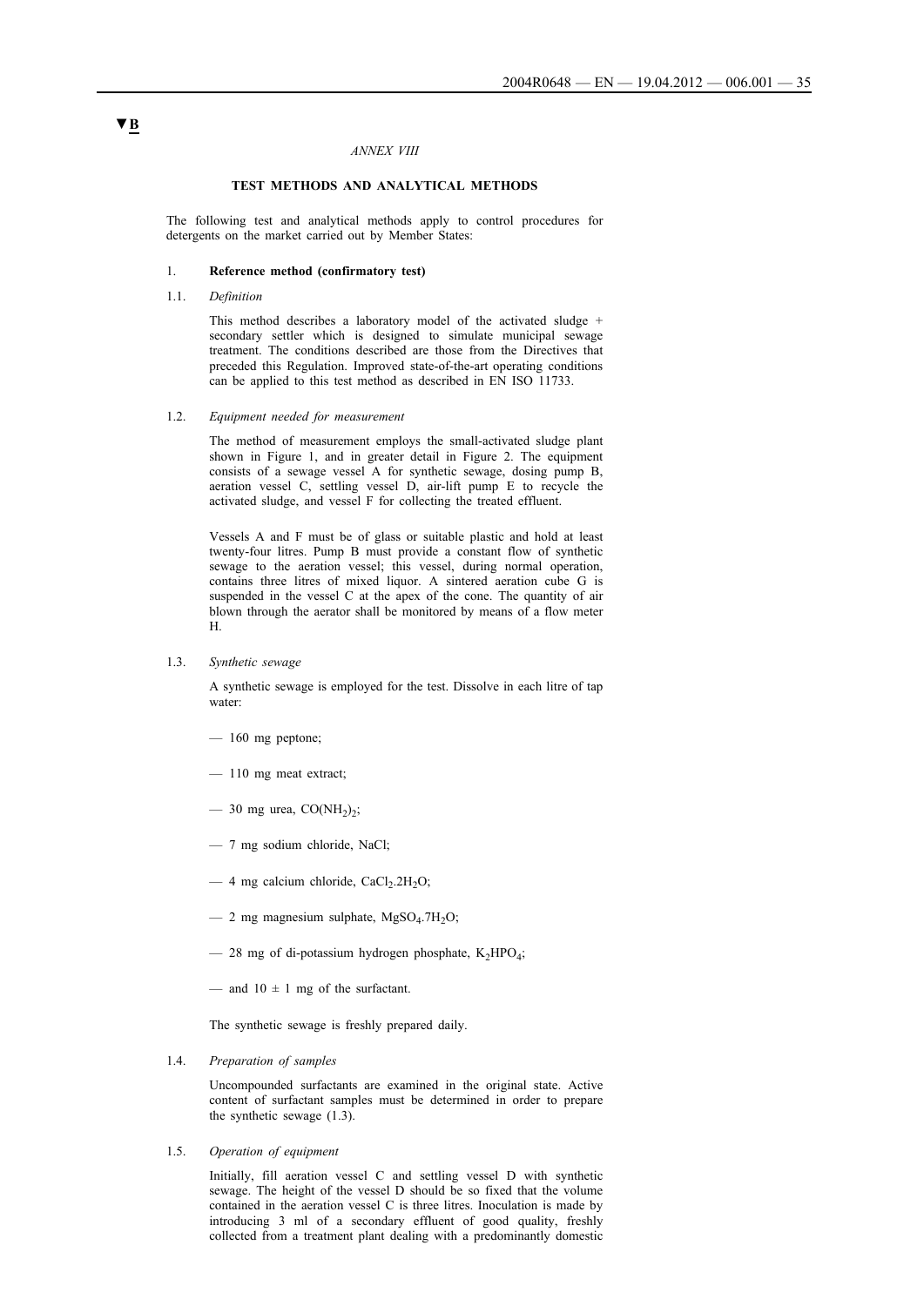▼B

*ANNEX VIII*

## TEST METHODS AND ANALYTICAL METHODS

The following test and analytical methods apply to control procedures for detergents on the market carried out by Member States:

### 1. **Reference method (confirmatory test)**

#### 1.1. *Definition*

This method describes a laboratory model of the activated sludge + secondary settler which is designed to simulate municipal sewage treatment. The conditions described are those from the Directives that preceded this Regulation. Improved state-of-the-art operating conditions can be applied to this test method as described in EN ISO 11733.

#### 1.2. *Equipment needed for measurement*

The method of measurement employs the small-activated sludge plant shown in Figure 1, and in greater detail in Figure 2. The equipment consists of a sewage vessel A for synthetic sewage, dosing pump B, aeration vessel C, settling vessel D, air-lift pump E to recycle the activated sludge, and vessel F for collecting the treated effluent.

Vessels A and F must be of glass or suitable plastic and hold at least twenty-four litres. Pump B must provide a constant flow of synthetic sewage to the aeration vessel; this vessel, during normal operation, contains three litres of mixed liquor. A sintered aeration cube G is suspended in the vessel C at the apex of the cone. The quantity of air blown through the aerator shall be monitored by means of a flow meter H.

#### 1.3. *Synthetic sewage*

A synthetic sewage is employed for the test. Dissolve in each litre of tap water:

- 160 mg peptone;
- 110 mg meat extract;
- 30 mg urea, $CO(NH_2)_2$;
- 7 mg sodium chloride, NaCl;
- 4 mg calcium chloride, $CaCl_2.2H_2O$;
- 2 mg magnesium sulphate, $MgSO_4.7H_2O$;
- 28 mg of di-potassium hydrogen phosphate, $K_2HPO_4$;
- and $10 \pm 1$ mg of the surfactant.

The synthetic sewage is freshly prepared daily.

#### 1.4. *Preparation of samples*

Uncompounded surfactants are examined in the original state. Active content of surfactant samples must be determined in order to prepare the synthetic sewage (1.3).

#### 1.5. *Operation of equipment*

Initially, fill aeration vessel C and settling vessel D with synthetic sewage. The height of the vessel D should be so fixed that the volume contained in the aeration vessel C is three litres. Inoculation is made by introducing 3 ml of a secondary effluent of good quality, freshly collected from a treatment plant dealing with a predominantly domestic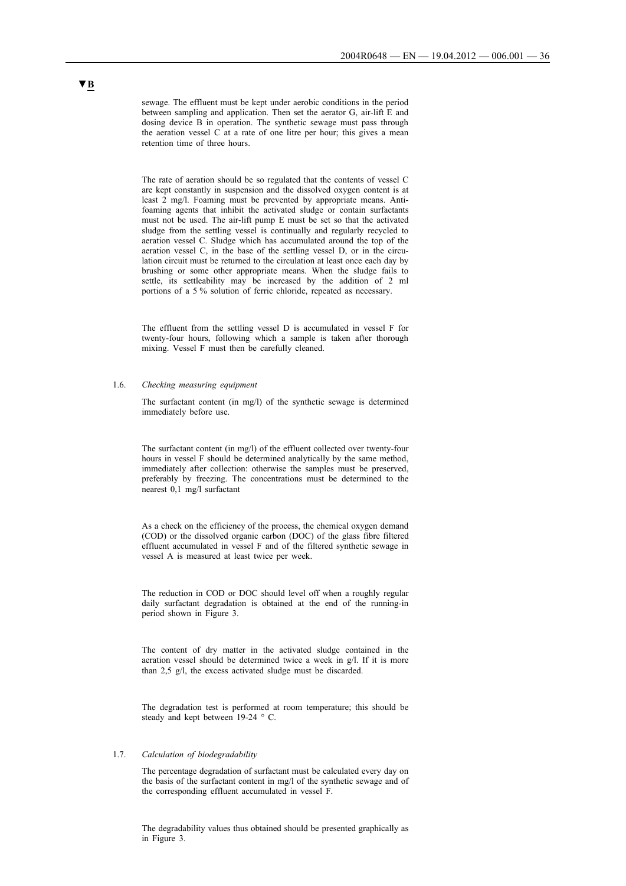sewage. The effluent must be kept under aerobic conditions in the period between sampling and application. Then set the aerator G, air-lift E and dosing device B in operation. The synthetic sewage must pass through the aeration vessel C at a rate of one litre per hour; this gives a mean retention time of three hours.

The rate of aeration should be so regulated that the contents of vessel C are kept constantly in suspension and the dissolved oxygen content is at least 2 mg/l. Foaming must be prevented by appropriate means. Anti-foaming agents that inhibit the activated sludge or contain surfactants must not be used. The air-lift pump E must be set so that the activated sludge from the settling vessel is continually and regularly recycled to aeration vessel C. Sludge which has accumulated around the top of the aeration vessel C, in the base of the settling vessel D, or in the circulation circuit must be returned to the circulation at least once each day by brushing or some other appropriate means. When the sludge fails to settle, its settleability may be increased by the addition of 2 ml portions of a 5 % solution of ferric chloride, repeated as necessary.

The effluent from the settling vessel D is accumulated in vessel F for twenty-four hours, following which a sample is taken after thorough mixing. Vessel F must then be carefully cleaned.

1.6. *Checking measuring equipment*

The surfactant content (in mg/l) of the synthetic sewage is determined immediately before use.

The surfactant content (in mg/l) of the effluent collected over twenty-four hours in vessel F should be determined analytically by the same method, immediately after collection: otherwise the samples must be preserved, preferably by freezing. The concentrations must be determined to the nearest 0,1 mg/l surfactant

As a check on the efficiency of the process, the chemical oxygen demand (COD) or the dissolved organic carbon (DOC) of the glass fibre filtered effluent accumulated in vessel F and of the filtered synthetic sewage in vessel A is measured at least twice per week.

The reduction in COD or DOC should level off when a roughly regular daily surfactant degradation is obtained at the end of the running-in period shown in Figure 3.

The content of dry matter in the activated sludge contained in the aeration vessel should be determined twice a week in g/l. If it is more than 2,5 g/l, the excess activated sludge must be discarded.

The degradation test is performed at room temperature; this should be steady and kept between 19-24 ° C.

1.7. *Calculation of biodegradability*

The percentage degradation of surfactant must be calculated every day on the basis of the surfactant content in mg/l of the synthetic sewage and of the corresponding effluent accumulated in vessel F.

The degradability values thus obtained should be presented graphically as in Figure 3.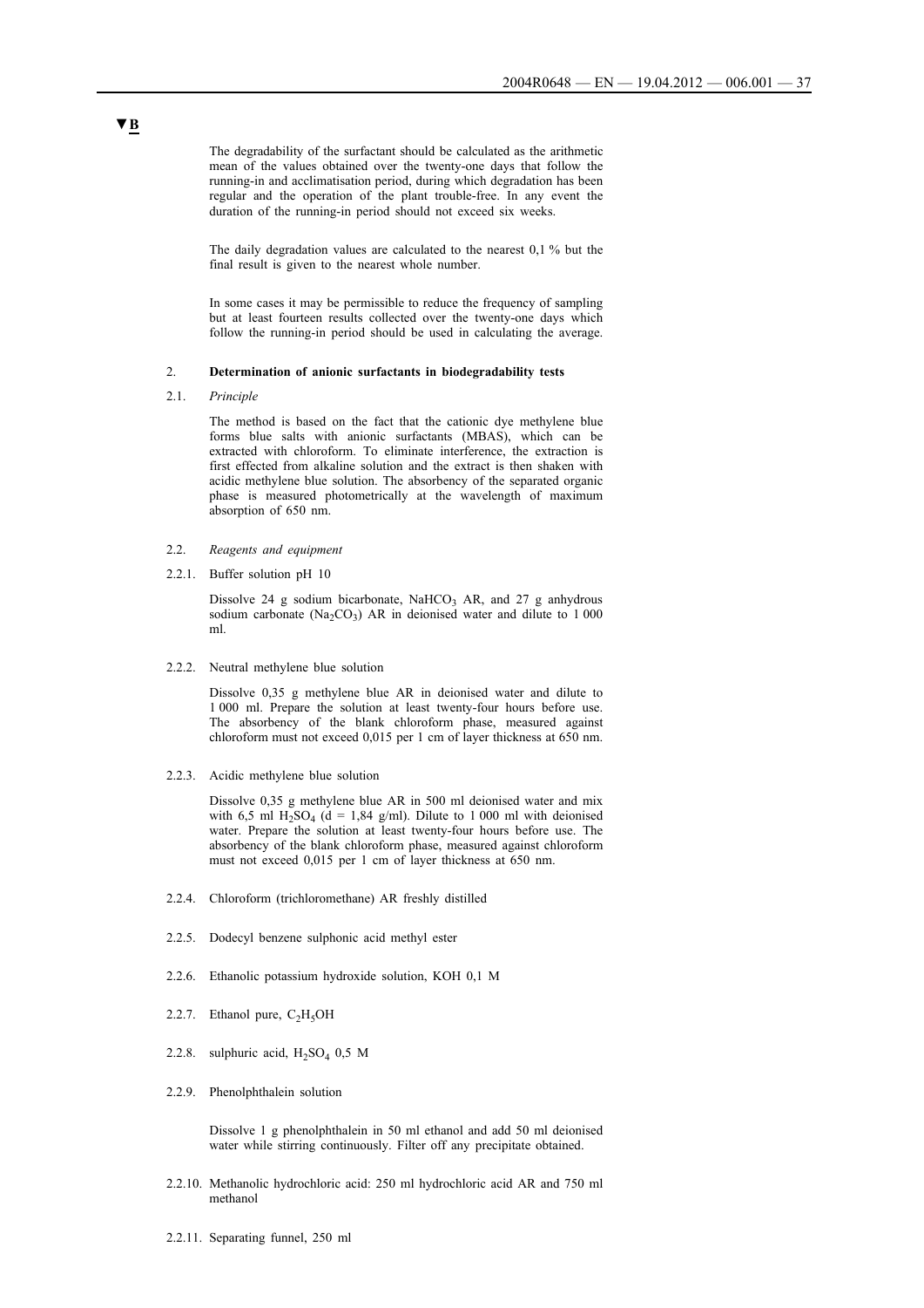▼B

The degradability of the surfactant should be calculated as the arithmetic mean of the values obtained over the twenty-one days that follow the running-in and acclimatisation period, during which degradation has been regular and the operation of the plant trouble-free. In any event the duration of the running-in period should not exceed six weeks.

The daily degradation values are calculated to the nearest 0,1 % but the final result is given to the nearest whole number.

In some cases it may be permissible to reduce the frequency of sampling but at least fourteen results collected over the twenty-one days which follow the running-in period should be used in calculating the average.

## 2. Determination of anionic surfactants in biodegradability tests

### 2.1. *Principle*

The method is based on the fact that the cationic dye methylene blue forms blue salts with anionic surfactants (MBAS), which can be extracted with chloroform. To eliminate interference, the extraction is first effected from alkaline solution and the extract is then shaken with acidic methylene blue solution. The absorbency of the separated organic phase is measured photometrically at the wavelength of maximum absorption of 650 nm.

### 2.2. *Reagents and equipment*

2.2.1. Buffer solution pH 10

Dissolve 24 g sodium bicarbonate, $NaHCO_3$ AR, and 27 g anhydrous sodium carbonate ($Na_2CO_3$) AR in deionised water and dilute to 1 000 ml.

2.2.2. Neutral methylene blue solution

Dissolve 0,35 g methylene blue AR in deionised water and dilute to 1 000 ml. Prepare the solution at least twenty-four hours before use. The absorbency of the blank chloroform phase, measured against chloroform must not exceed 0,015 per 1 cm of layer thickness at 650 nm.

2.2.3. Acidic methylene blue solution

Dissolve 0,35 g methylene blue AR in 500 ml deionised water and mix with 6,5 ml $H_2SO_4$ (d = 1,84 g/ml). Dilute to 1 000 ml with deionised water. Prepare the solution at least twenty-four hours before use. The absorbency of the blank chloroform phase, measured against chloroform must not exceed 0,015 per 1 cm of layer thickness at 650 nm.

2.2.4. Chloroform (trichloromethane) AR freshly distilled

2.2.5. Dodecyl benzene sulphonic acid methyl ester

2.2.6. Ethanolic potassium hydroxide solution, KOH 0,1 M

2.2.7. Ethanol pure, $C_2H_5OH$

2.2.8. sulphuric acid, $H_2SO_4$ 0,5 M

2.2.9. Phenolphthalein solution

Dissolve 1 g phenolphthalein in 50 ml ethanol and add 50 ml deionised water while stirring continuously. Filter off any precipitate obtained.

2.2.10. Methanolic hydrochloric acid: 250 ml hydrochloric acid AR and 750 ml methanol

2.2.11. Separating funnel, 250 ml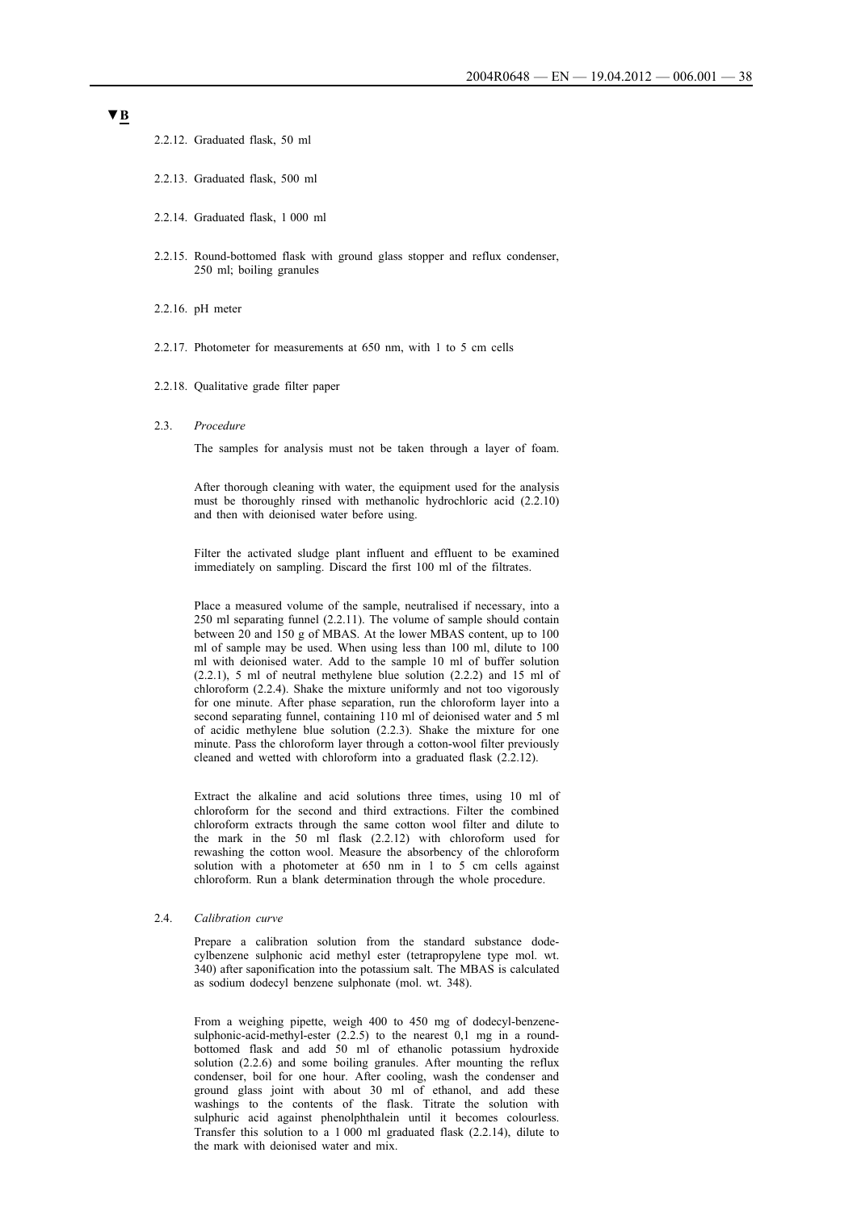▼B

2.2.12. Graduated flask, 50 ml

2.2.13. Graduated flask, 500 ml

2.2.14. Graduated flask, 1 000 ml

2.2.15. Round-bottomed flask with ground glass stopper and reflux condenser, 250 ml; boiling granules

2.2.16. pH meter

2.2.17. Photometer for measurements at 650 nm, with 1 to 5 cm cells

2.2.18. Qualitative grade filter paper

2.3. *Procedure*

The samples for analysis must not be taken through a layer of foam.

After thorough cleaning with water, the equipment used for the analysis must be thoroughly rinsed with methanolic hydrochloric acid (2.2.10) and then with deionised water before using.

Filter the activated sludge plant influent and effluent to be examined immediately on sampling. Discard the first 100 ml of the filtrates.

Place a measured volume of the sample, neutralised if necessary, into a 250 ml separating funnel (2.2.11). The volume of sample should contain between 20 and 150 g of MBAS. At the lower MBAS content, up to 100 ml of sample may be used. When using less than 100 ml, dilute to 100 ml with deionised water. Add to the sample 10 ml of buffer solution (2.2.1), 5 ml of neutral methylene blue solution (2.2.2) and 15 ml of chloroform (2.2.4). Shake the mixture uniformly and not too vigorously for one minute. After phase separation, run the chloroform layer into a second separating funnel, containing 110 ml of deionised water and 5 ml of acidic methylene blue solution (2.2.3). Shake the mixture for one minute. Pass the chloroform layer through a cotton-wool filter previously cleaned and wetted with chloroform into a graduated flask (2.2.12).

Extract the alkaline and acid solutions three times, using 10 ml of chloroform for the second and third extractions. Filter the combined chloroform extracts through the same cotton wool filter and dilute to the mark in the 50 ml flask (2.2.12) with chloroform used for rewashing the cotton wool. Measure the absorbency of the chloroform solution with a photometer at 650 nm in 1 to 5 cm cells against chloroform. Run a blank determination through the whole procedure.

2.4. *Calibration curve*

Prepare a calibration solution from the standard substance dodecylbenzene sulphonic acid methyl ester (tetrapropylene type mol. wt. 340) after saponification into the potassium salt. The MBAS is calculated as sodium dodecyl benzene sulphonate (mol. wt. 348).

From a weighing pipette, weigh 400 to 450 mg of dodecyl-benzene-sulphonic-acid-methyl-ester (2.2.5) to the nearest 0,1 mg in a round-bottomed flask and add 50 ml of ethanolic potassium hydroxide solution (2.2.6) and some boiling granules. After mounting the reflux condenser, boil for one hour. After cooling, wash the condenser and ground glass joint with about 30 ml of ethanol, and add these washings to the contents of the flask. Titrate the solution with sulphuric acid against phenolphthalein until it becomes colourless. Transfer this solution to a 1 000 ml graduated flask (2.2.14), dilute to the mark with deionised water and mix.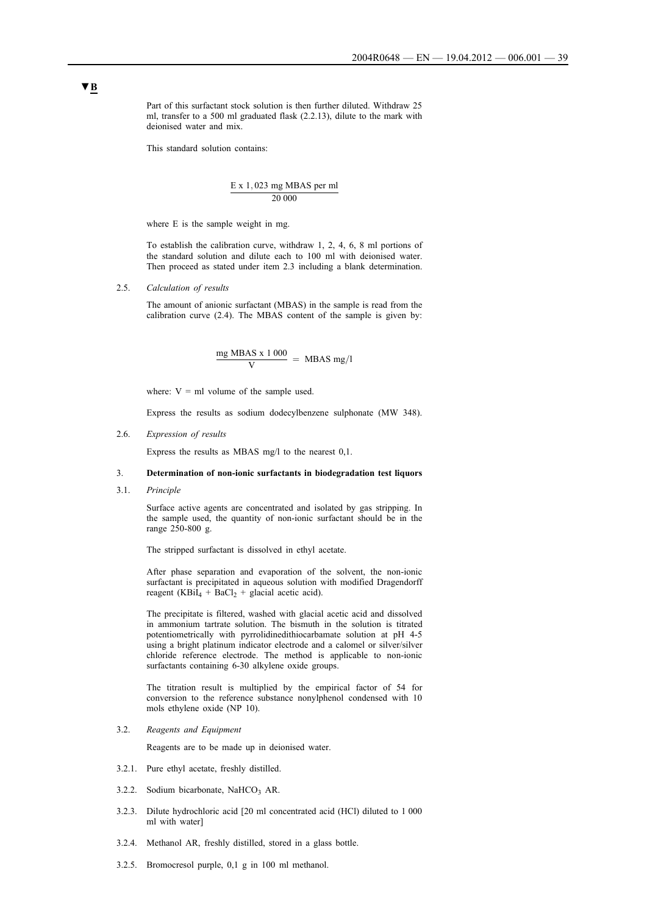▼B

Part of this surfactant stock solution is then further diluted. Withdraw 25 ml, transfer to a 500 ml graduated flask (2.2.13), dilute to the mark with deionised water and mix.

This standard solution contains:

$$\frac{E \times 1,023 \text{ mg MBAS per ml}}{20\,000}$$

where E is the sample weight in mg.

To establish the calibration curve, withdraw 1, 2, 4, 6, 8 ml portions of the standard solution and dilute each to 100 ml with deionised water. Then proceed as stated under item 2.3 including a blank determination.

2.5. *Calculation of results*

The amount of anionic surfactant (MBAS) in the sample is read from the calibration curve (2.4). The MBAS content of the sample is given by:

$$\frac{\text{mg MBAS} \times 1\,000}{V} = \text{MBAS mg/l}$$

where: V = ml volume of the sample used.

Express the results as sodium dodecylbenzene sulphonate (MW 348).

2.6. *Expression of results*

Express the results as MBAS mg/l to the nearest 0,1.

3. **Determination of non-ionic surfactants in biodegradation test liquors**

3.1. *Principle*

Surface active agents are concentrated and isolated by gas stripping. In the sample used, the quantity of non-ionic surfactant should be in the range 250-800 g.

The stripped surfactant is dissolved in ethyl acetate.

After phase separation and evaporation of the solvent, the non-ionic surfactant is precipitated in aqueous solution with modified Dragendorff reagent ($KBiI_4$ + $BaCl_2$ + glacial acetic acid).

The precipitate is filtered, washed with glacial acetic acid and dissolved in ammonium tartrate solution. The bismuth in the solution is titrated potentiometrically with pyrrolidinedithiocarbamate solution at pH 4-5 using a bright platinum indicator electrode and a calomel or silver/silver chloride reference electrode. The method is applicable to non-ionic surfactants containing 6-30 alkylene oxide groups.

The titration result is multiplied by the empirical factor of 54 for conversion to the reference substance nonylphenol condensed with 10 mols ethylene oxide (NP 10).

3.2. *Reagents and Equipment*

Reagents are to be made up in deionised water.

3.2.1. Pure ethyl acetate, freshly distilled.

3.2.2. Sodium bicarbonate, $NaHCO_3$ AR.

3.2.3. Dilute hydrochloric acid [20 ml concentrated acid (HCl) diluted to 1 000 ml with water]

3.2.4. Methanol AR, freshly distilled, stored in a glass bottle.

3.2.5. Bromocresol purple, 0,1 g in 100 ml methanol.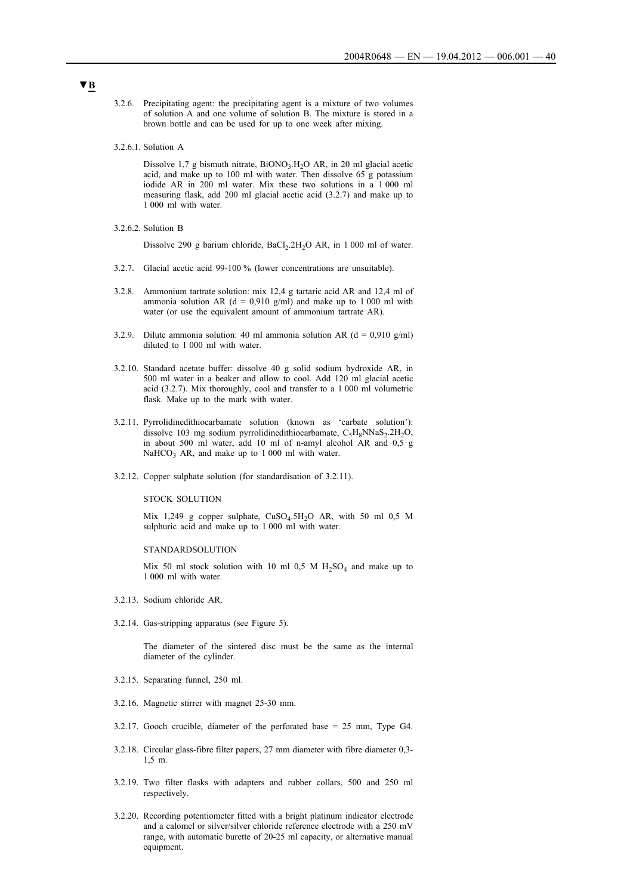▼B

3.2.6. Precipitating agent: the precipitating agent is a mixture of two volumes of solution A and one volume of solution B. The mixture is stored in a brown bottle and can be used for up to one week after mixing.

3.2.6.1. Solution A

Dissolve 1,7 g bismuth nitrate, $BiONO_3.H_2O$ AR, in 20 ml glacial acetic acid, and make up to 100 ml with water. Then dissolve 65 g potassium iodide AR in 200 ml water. Mix these two solutions in a 1 000 ml measuring flask, add 200 ml glacial acetic acid (3.2.7) and make up to 1 000 ml with water.

3.2.6.2. Solution B

Dissolve 290 g barium chloride, $BaCl_2.2H_2O$ AR, in 1 000 ml of water.

3.2.7. Glacial acetic acid 99-100 % (lower concentrations are unsuitable).

3.2.8. Ammonium tartrate solution: mix 12,4 g tartaric acid AR and 12,4 ml of ammonia solution AR (d = 0,910 g/ml) and make up to 1 000 ml with water (or use the equivalent amount of ammonium tartrate AR).

3.2.9. Dilute ammonia solution: 40 ml ammonia solution AR (d = 0,910 g/ml) diluted to 1 000 ml with water.

3.2.10. Standard acetate buffer: dissolve 40 g solid sodium hydroxide AR, in 500 ml water in a beaker and allow to cool. Add 120 ml glacial acetic acid (3.2.7). Mix thoroughly, cool and transfer to a 1 000 ml volumetric flask. Make up to the mark with water.

3.2.11. Pyrrolidinedithiocarbamate solution (known as 'carbate solution'): dissolve 103 mg sodium pyrrolidinedithiocarbamate, $C_5H_8NNaS_2.2H_2O$, in about 500 ml water, add 10 ml of n-amyl alcohol AR and 0,5 g $NaHCO_3$ AR, and make up to 1 000 ml with water.

3.2.12. Copper sulphate solution (for standardisation of 3.2.11).

STOCK SOLUTION

Mix 1,249 g copper sulphate, $CuSO_4.5H_2O$ AR, with 50 ml 0,5 M sulphuric acid and make up to 1 000 ml with water.

STANDARDSOLUTION

Mix 50 ml stock solution with 10 ml 0,5 M $H_2SO_4$ and make up to 1 000 ml with water.

3.2.13. Sodium chloride AR.

3.2.14. Gas-stripping apparatus (see Figure 5).

The diameter of the sintered disc must be the same as the internal diameter of the cylinder.

3.2.15. Separating funnel, 250 ml.

3.2.16. Magnetic stirrer with magnet 25-30 mm.

3.2.17. Gooch crucible, diameter of the perforated base = 25 mm, Type G4.

3.2.18. Circular glass-fibre filter papers, 27 mm diameter with fibre diameter 0,3-1,5 m.

3.2.19. Two filter flasks with adapters and rubber collars, 500 and 250 ml respectively.

3.2.20. Recording potentiometer fitted with a bright platinum indicator electrode and a calomel or silver/silver chloride reference electrode with a 250 mV range, with automatic burette of 20-25 ml capacity, or alternative manual equipment.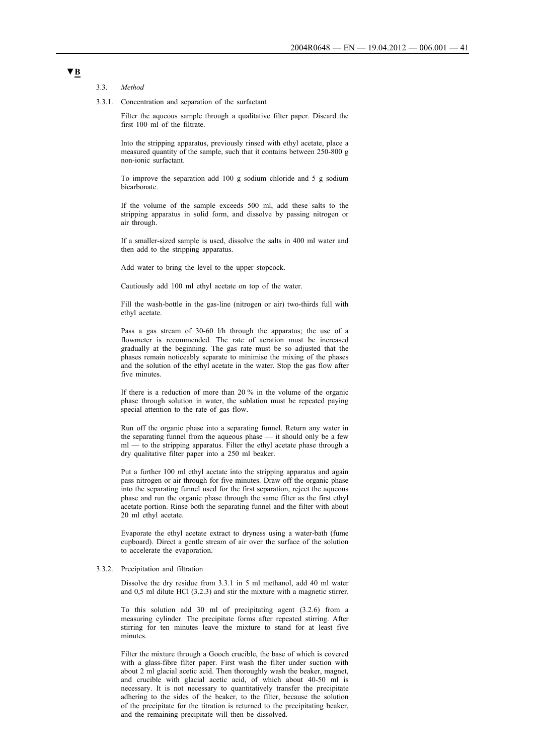**▼B**

3.3. *Method*

3.3.1. Concentration and separation of the surfactant

Filter the aqueous sample through a qualitative filter paper. Discard the first 100 ml of the filtrate.

Into the stripping apparatus, previously rinsed with ethyl acetate, place a measured quantity of the sample, such that it contains between 250-800 g non-ionic surfactant.

To improve the separation add 100 g sodium chloride and 5 g sodium bicarbonate.

If the volume of the sample exceeds 500 ml, add these salts to the stripping apparatus in solid form, and dissolve by passing nitrogen or air through.

If a smaller-sized sample is used, dissolve the salts in 400 ml water and then add to the stripping apparatus.

Add water to bring the level to the upper stopcock.

Cautiously add 100 ml ethyl acetate on top of the water.

Fill the wash-bottle in the gas-line (nitrogen or air) two-thirds full with ethyl acetate.

Pass a gas stream of 30-60 l/h through the apparatus; the use of a flowmeter is recommended. The rate of aeration must be increased gradually at the beginning. The gas rate must be so adjusted that the phases remain noticeably separate to minimise the mixing of the phases and the solution of the ethyl acetate in the water. Stop the gas flow after five minutes.

If there is a reduction of more than 20 % in the volume of the organic phase through solution in water, the sublation must be repeated paying special attention to the rate of gas flow.

Run off the organic phase into a separating funnel. Return any water in the separating funnel from the aqueous phase — it should only be a few ml — to the stripping apparatus. Filter the ethyl acetate phase through a dry qualitative filter paper into a 250 ml beaker.

Put a further 100 ml ethyl acetate into the stripping apparatus and again pass nitrogen or air through for five minutes. Draw off the organic phase into the separating funnel used for the first separation, reject the aqueous phase and run the organic phase through the same filter as the first ethyl acetate portion. Rinse both the separating funnel and the filter with about 20 ml ethyl acetate.

Evaporate the ethyl acetate extract to dryness using a water-bath (fume cupboard). Direct a gentle stream of air over the surface of the solution to accelerate the evaporation.

3.3.2. Precipitation and filtration

Dissolve the dry residue from 3.3.1 in 5 ml methanol, add 40 ml water and 0,5 ml dilute HCl (3.2.3) and stir the mixture with a magnetic stirrer.

To this solution add 30 ml of precipitating agent (3.2.6) from a measuring cylinder. The precipitate forms after repeated stirring. After stirring for ten minutes leave the mixture to stand for at least five minutes.

Filter the mixture through a Gooch crucible, the base of which is covered with a glass-fibre filter paper. First wash the filter under suction with about 2 ml glacial acetic acid. Then thoroughly wash the beaker, magnet, and crucible with glacial acetic acid, of which about 40-50 ml is necessary. It is not necessary to quantitatively transfer the precipitate adhering to the sides of the beaker, to the filter, because the solution of the precipitate for the titration is returned to the precipitating beaker, and the remaining precipitate will then be dissolved.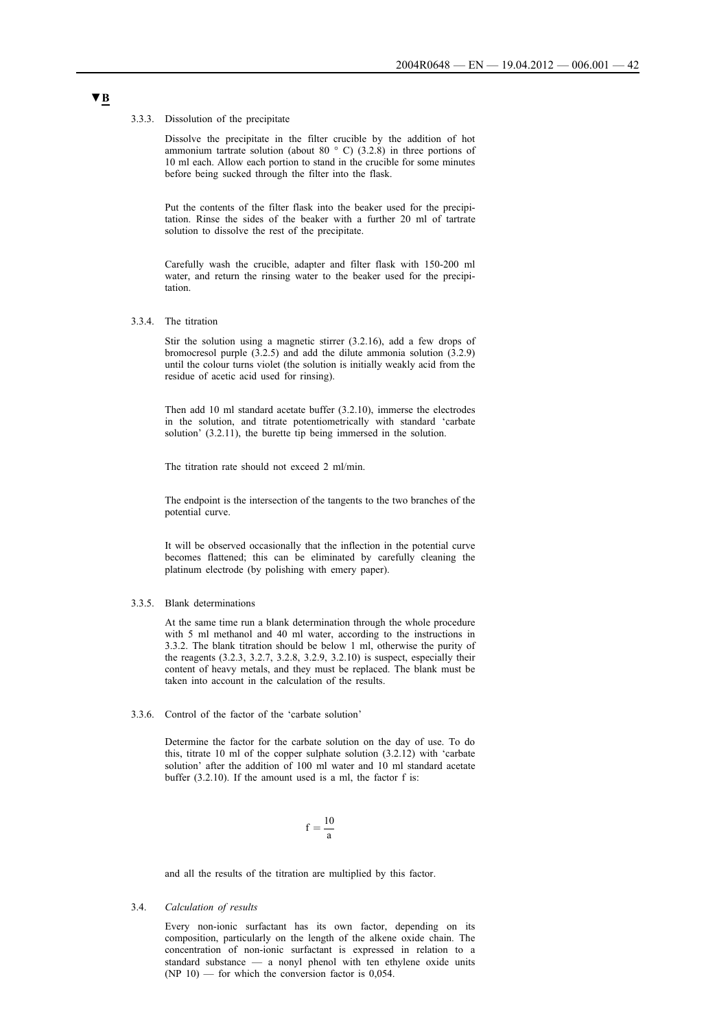▼B

3.3.3. Dissolution of the precipitate

Dissolve the precipitate in the filter crucible by the addition of hot ammonium tartrate solution (about 80 °C) (3.2.8) in three portions of 10 ml each. Allow each portion to stand in the crucible for some minutes before being sucked through the filter into the flask.

Put the contents of the filter flask into the beaker used for the precipitation. Rinse the sides of the beaker with a further 20 ml of tartrate solution to dissolve the rest of the precipitate.

Carefully wash the crucible, adapter and filter flask with 150-200 ml water, and return the rinsing water to the beaker used for the precipitation.

3.3.4. The titration

Stir the solution using a magnetic stirrer (3.2.16), add a few drops of bromocresol purple (3.2.5) and add the dilute ammonia solution (3.2.9) until the colour turns violet (the solution is initially weakly acid from the residue of acetic acid used for rinsing).

Then add 10 ml standard acetate buffer (3.2.10), immerse the electrodes in the solution, and titrate potentiometrically with standard 'carbate solution' (3.2.11), the burette tip being immersed in the solution.

The titration rate should not exceed 2 ml/min.

The endpoint is the intersection of the tangents to the two branches of the potential curve.

It will be observed occasionally that the inflection in the potential curve becomes flattened; this can be eliminated by carefully cleaning the platinum electrode (by polishing with emery paper).

3.3.5. Blank determinations

At the same time run a blank determination through the whole procedure with 5 ml methanol and 40 ml water, according to the instructions in 3.3.2. The blank titration should be below 1 ml, otherwise the purity of the reagents (3.2.3, 3.2.7, 3.2.8, 3.2.9, 3.2.10) is suspect, especially their content of heavy metals, and they must be replaced. The blank must be taken into account in the calculation of the results.

3.3.6. Control of the factor of the 'carbate solution'

Determine the factor for the carbate solution on the day of use. To do this, titrate 10 ml of the copper sulphate solution (3.2.12) with 'carbate solution' after the addition of 100 ml water and 10 ml standard acetate buffer (3.2.10). If the amount used is a ml, the factor f is:

$$f = \frac{10}{a}$$

and all the results of the titration are multiplied by this factor.

3.4. *Calculation of results*

Every non-ionic surfactant has its own factor, depending on its composition, particularly on the length of the alkene oxide chain. The concentration of non-ionic surfactant is expressed in relation to a standard substance — a nonyl phenol with ten ethylene oxide units (NP 10) — for which the conversion factor is 0,054.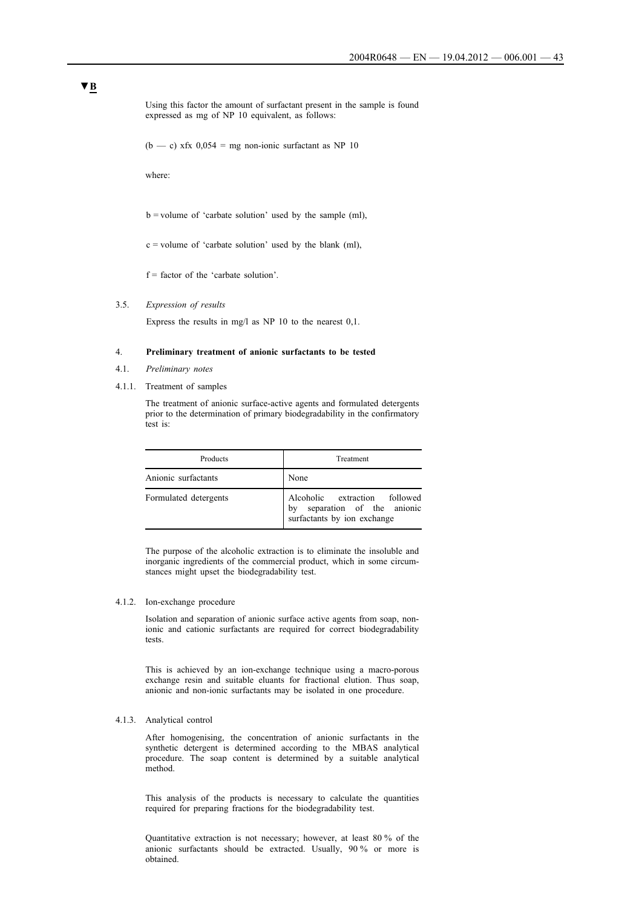▼B

Using this factor the amount of surfactant present in the sample is found expressed as mg of NP 10 equivalent, as follows:

$(b - c) \times f \times 0{,}054$ = mg non-ionic surfactant as NP 10

where:

b = volume of 'carbate solution' used by the sample (ml),

c = volume of 'carbate solution' used by the blank (ml),

f = factor of the 'carbate solution'.

3.5. *Expression of results*

Express the results in mg/l as NP 10 to the nearest 0,1.

#### 4. **Preliminary treatment of anionic surfactants to be tested**

4.1. *Preliminary notes*

4.1.1. Treatment of samples

The treatment of anionic surface-active agents and formulated detergents prior to the determination of primary biodegradability in the confirmatory test is:

| Products | Treatment |
|---|---|
| Anionic surfactants | None |
| Formulated detergents | Alcoholic extraction followed by separation of the anionic surfactants by ion exchange |

The purpose of the alcoholic extraction is to eliminate the insoluble and inorganic ingredients of the commercial product, which in some circumstances might upset the biodegradability test.

4.1.2. Ion-exchange procedure

Isolation and separation of anionic surface active agents from soap, non-ionic and cationic surfactants are required for correct biodegradability tests.

This is achieved by an ion-exchange technique using a macro-porous exchange resin and suitable eluants for fractional elution. Thus soap, anionic and non-ionic surfactants may be isolated in one procedure.

4.1.3. Analytical control

After homogenising, the concentration of anionic surfactants in the synthetic detergent is determined according to the MBAS analytical procedure. The soap content is determined by a suitable analytical method.

This analysis of the products is necessary to calculate the quantities required for preparing fractions for the biodegradability test.

Quantitative extraction is not necessary; however, at least 80 % of the anionic surfactants should be extracted. Usually, 90 % or more is obtained.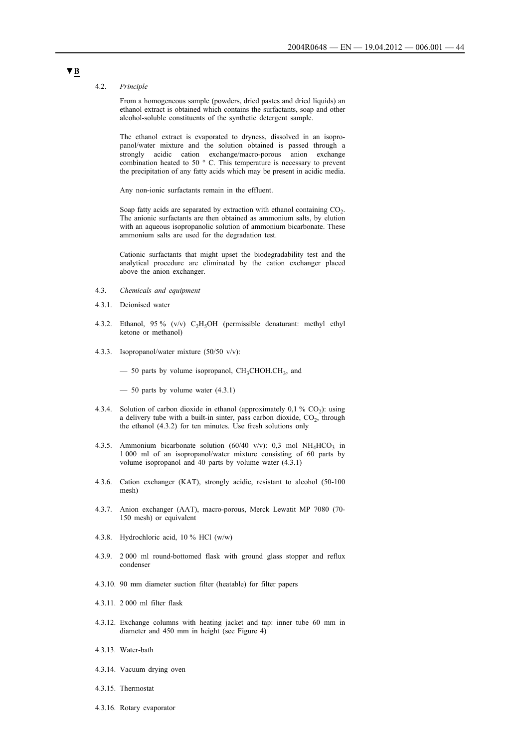▼B

4.2. *Principle*

From a homogeneous sample (powders, dried pastes and dried liquids) an ethanol extract is obtained which contains the surfactants, soap and other alcohol-soluble constituents of the synthetic detergent sample.

The ethanol extract is evaporated to dryness, dissolved in an isopropanol/water mixture and the solution obtained is passed through a strongly acidic cation exchange/macro-porous anion exchange combination heated to 50 ° C. This temperature is necessary to prevent the precipitation of any fatty acids which may be present in acidic media.

Any non-ionic surfactants remain in the effluent.

Soap fatty acids are separated by extraction with ethanol containing $CO_2$. The anionic surfactants are then obtained as ammonium salts, by elution with an aqueous isopropanolic solution of ammonium bicarbonate. These ammonium salts are used for the degradation test.

Cationic surfactants that might upset the biodegradability test and the analytical procedure are eliminated by the cation exchanger placed above the anion exchanger.

4.3. *Chemicals and equipment*

4.3.1. Deionised water

4.3.2. Ethanol, 95 % (v/v) $C_2H_5OH$ (permissible denaturant: methyl ethyl ketone or methanol)

4.3.3. Isopropanol/water mixture (50/50 v/v):

— 50 parts by volume isopropanol, $CH_3CHOH.CH_3$, and

— 50 parts by volume water (4.3.1)

4.3.4. Solution of carbon dioxide in ethanol (approximately 0,1 % $CO_2$): using a delivery tube with a built-in sinter, pass carbon dioxide, $CO_2$, through the ethanol (4.3.2) for ten minutes. Use fresh solutions only

4.3.5. Ammonium bicarbonate solution (60/40 v/v): 0,3 mol $NH_4HCO_3$ in 1 000 ml of an isopropanol/water mixture consisting of 60 parts by volume isopropanol and 40 parts by volume water (4.3.1)

4.3.6. Cation exchanger (KAT), strongly acidic, resistant to alcohol (50-100 mesh)

4.3.7. Anion exchanger (AAT), macro-porous, Merck Lewatit MP 7080 (70-150 mesh) or equivalent

4.3.8. Hydrochloric acid, 10 % HCl (w/w)

4.3.9. 2 000 ml round-bottomed flask with ground glass stopper and reflux condenser

4.3.10. 90 mm diameter suction filter (heatable) for filter papers

4.3.11. 2 000 ml filter flask

4.3.12. Exchange columns with heating jacket and tap: inner tube 60 mm in diameter and 450 mm in height (see Figure 4)

4.3.13. Water-bath

4.3.14. Vacuum drying oven

4.3.15. Thermostat

4.3.16. Rotary evaporator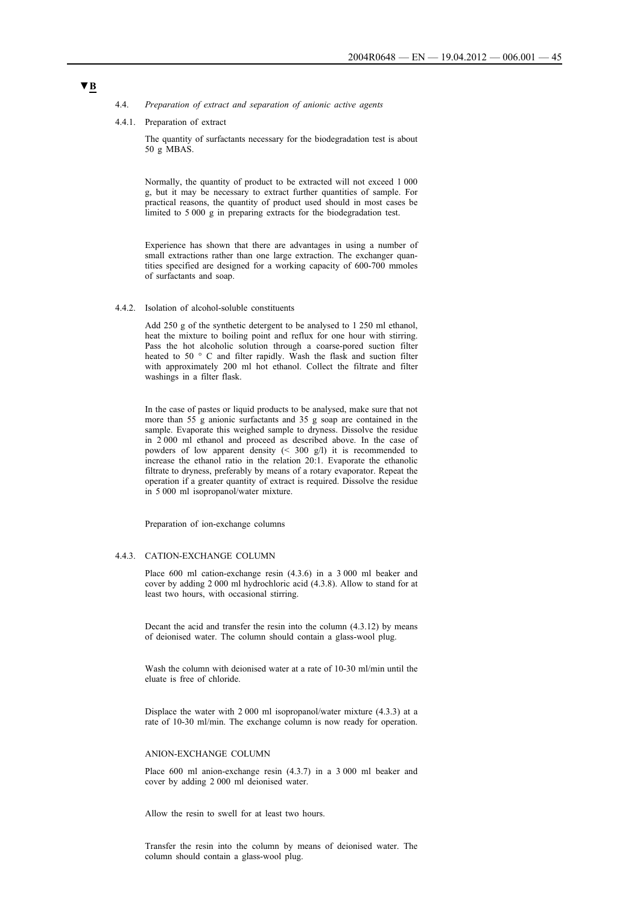▼B

4.4. *Preparation of extract and separation of anionic active agents*

4.4.1. Preparation of extract

The quantity of surfactants necessary for the biodegradation test is about 50 g MBAS.

Normally, the quantity of product to be extracted will not exceed 1 000 g, but it may be necessary to extract further quantities of sample. For practical reasons, the quantity of product used should in most cases be limited to 5 000 g in preparing extracts for the biodegradation test.

Experience has shown that there are advantages in using a number of small extractions rather than one large extraction. The exchanger quantities specified are designed for a working capacity of 600-700 mmoles of surfactants and soap.

4.4.2. Isolation of alcohol-soluble constituents

Add 250 g of the synthetic detergent to be analysed to 1 250 ml ethanol, heat the mixture to boiling point and reflux for one hour with stirring. Pass the hot alcoholic solution through a coarse-pored suction filter heated to 50 ° C and filter rapidly. Wash the flask and suction filter with approximately 200 ml hot ethanol. Collect the filtrate and filter washings in a filter flask.

In the case of pastes or liquid products to be analysed, make sure that not more than 55 g anionic surfactants and 35 g soap are contained in the sample. Evaporate this weighed sample to dryness. Dissolve the residue in 2 000 ml ethanol and proceed as described above. In the case of powders of low apparent density (< 300 g/l) it is recommended to increase the ethanol ratio in the relation 20:1. Evaporate the ethanolic filtrate to dryness, preferably by means of a rotary evaporator. Repeat the operation if a greater quantity of extract is required. Dissolve the residue in 5 000 ml isopropanol/water mixture.

Preparation of ion-exchange columns

4.4.3. CATION-EXCHANGE COLUMN

Place 600 ml cation-exchange resin (4.3.6) in a 3 000 ml beaker and cover by adding 2 000 ml hydrochloric acid (4.3.8). Allow to stand for at least two hours, with occasional stirring.

Decant the acid and transfer the resin into the column (4.3.12) by means of deionised water. The column should contain a glass-wool plug.

Wash the column with deionised water at a rate of 10-30 ml/min until the eluate is free of chloride.

Displace the water with 2 000 ml isopropanol/water mixture (4.3.3) at a rate of 10-30 ml/min. The exchange column is now ready for operation.

ANION-EXCHANGE COLUMN

Place 600 ml anion-exchange resin (4.3.7) in a 3 000 ml beaker and cover by adding 2 000 ml deionised water.

Allow the resin to swell for at least two hours.

Transfer the resin into the column by means of deionised water. The column should contain a glass-wool plug.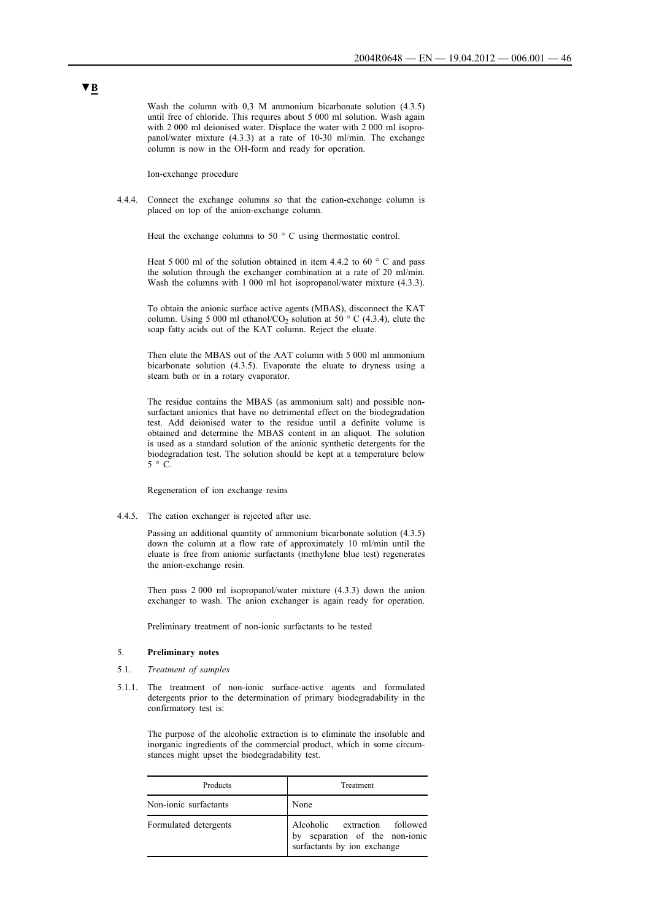**▼B**

Wash the column with 0,3 M ammonium bicarbonate solution (4.3.5) until free of chloride. This requires about 5 000 ml solution. Wash again with 2 000 ml deionised water. Displace the water with 2 000 ml isopropanol/water mixture (4.3.3) at a rate of 10-30 ml/min. The exchange column is now in the OH-form and ready for operation.

Ion-exchange procedure

4.4.4. Connect the exchange columns so that the cation-exchange column is placed on top of the anion-exchange column.

Heat the exchange columns to 50 ° C using thermostatic control.

Heat 5 000 ml of the solution obtained in item 4.4.2 to 60 ° C and pass the solution through the exchanger combination at a rate of 20 ml/min. Wash the columns with 1 000 ml hot isopropanol/water mixture (4.3.3).

To obtain the anionic surface active agents (MBAS), disconnect the KAT column. Using 5 000 ml ethanol/$CO_2$ solution at 50 ° C (4.3.4), elute the soap fatty acids out of the KAT column. Reject the eluate.

Then elute the MBAS out of the AAT column with 5 000 ml ammonium bicarbonate solution (4.3.5). Evaporate the eluate to dryness using a steam bath or in a rotary evaporator.

The residue contains the MBAS (as ammonium salt) and possible non-surfactant anionics that have no detrimental effect on the biodegradation test. Add deionised water to the residue until a definite volume is obtained and determine the MBAS content in an aliquot. The solution is used as a standard solution of the anionic synthetic detergents for the biodegradation test. The solution should be kept at a temperature below 5 ° C.

Regeneration of ion exchange resins

4.4.5. The cation exchanger is rejected after use.

Passing an additional quantity of ammonium bicarbonate solution (4.3.5) down the column at a flow rate of approximately 10 ml/min until the eluate is free from anionic surfactants (methylene blue test) regenerates the anion-exchange resin.

Then pass 2 000 ml isopropanol/water mixture (4.3.3) down the anion exchanger to wash. The anion exchanger is again ready for operation.

Preliminary treatment of non-ionic surfactants to be tested

5. **Preliminary notes**

5.1. *Treatment of samples*

5.1.1. The treatment of non-ionic surface-active agents and formulated detergents prior to the determination of primary biodegradability in the confirmatory test is:

The purpose of the alcoholic extraction is to eliminate the insoluble and inorganic ingredients of the commercial product, which in some circumstances might upset the biodegradability test.

| Products | Treatment |
|---|---|
| Non-ionic surfactants | None |
| Formulated detergents | Alcoholic extraction followed by separation of the non-ionic surfactants by ion exchange |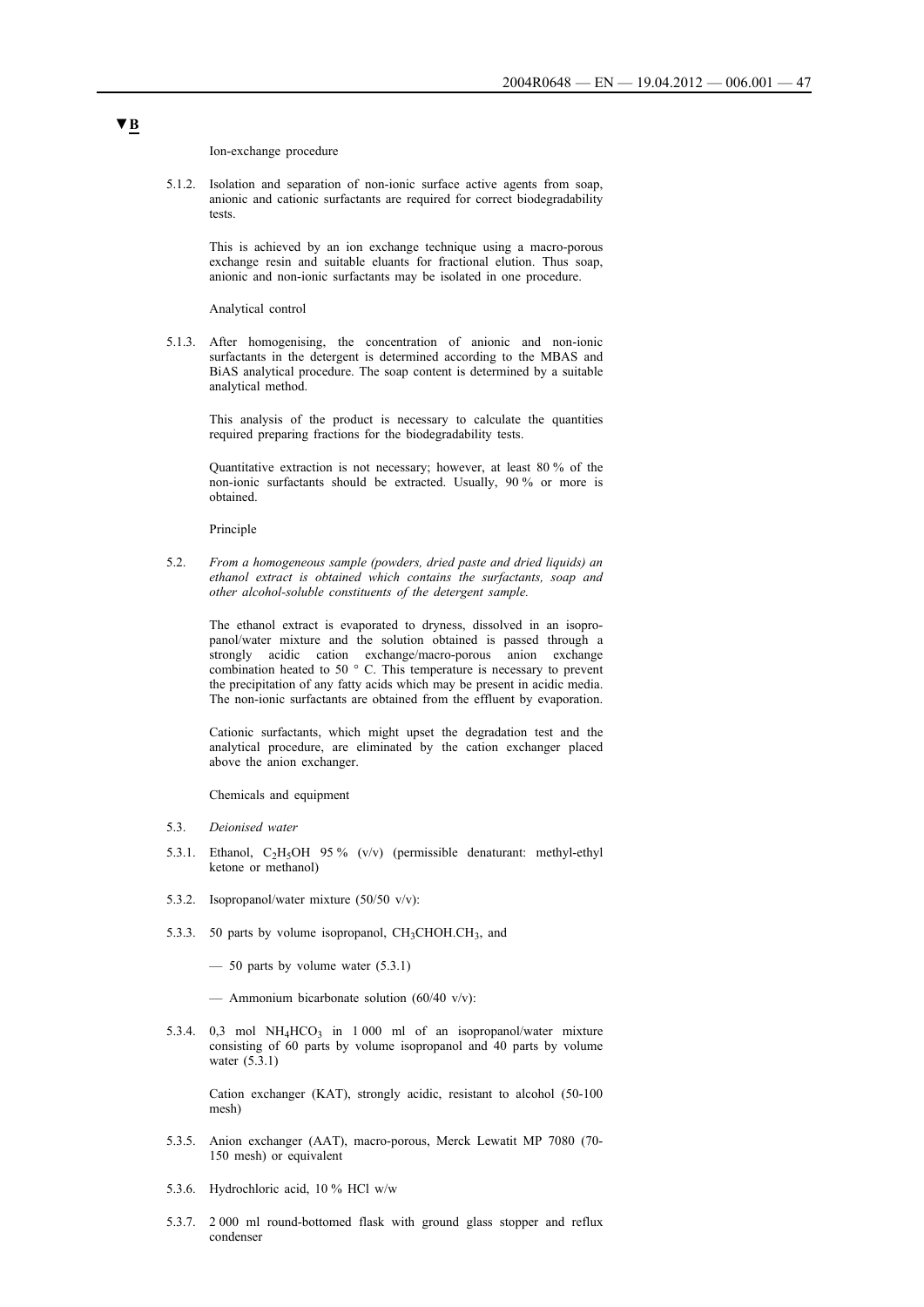**▼B**

Ion-exchange procedure

5.1.2. Isolation and separation of non-ionic surface active agents from soap, anionic and cationic surfactants are required for correct biodegradability tests.

This is achieved by an ion exchange technique using a macro-porous exchange resin and suitable eluants for fractional elution. Thus soap, anionic and non-ionic surfactants may be isolated in one procedure.

Analytical control

5.1.3. After homogenising, the concentration of anionic and non-ionic surfactants in the detergent is determined according to the MBAS and BiAS analytical procedure. The soap content is determined by a suitable analytical method.

This analysis of the product is necessary to calculate the quantities required preparing fractions for the biodegradability tests.

Quantitative extraction is not necessary; however, at least 80 % of the non-ionic surfactants should be extracted. Usually, 90 % or more is obtained.

Principle

5.2. *From a homogeneous sample (powders, dried paste and dried liquids) an ethanol extract is obtained which contains the surfactants, soap and other alcohol-soluble constituents of the detergent sample.*

The ethanol extract is evaporated to dryness, dissolved in an isopropanol/water mixture and the solution obtained is passed through a strongly acidic cation exchange/macro-porous anion exchange combination heated to 50 ° C. This temperature is necessary to prevent the precipitation of any fatty acids which may be present in acidic media. The non-ionic surfactants are obtained from the effluent by evaporation.

Cationic surfactants, which might upset the degradation test and the analytical procedure, are eliminated by the cation exchanger placed above the anion exchanger.

Chemicals and equipment

5.3. *Deionised water*

5.3.1. Ethanol, $C_2H_5OH$ 95 % (v/v) (permissible denaturant: methyl-ethyl ketone or methanol)

5.3.2. Isopropanol/water mixture (50/50 v/v):

5.3.3. 50 parts by volume isopropanol, $CH_3CHOH.CH_3$, and

— 50 parts by volume water (5.3.1)

— Ammonium bicarbonate solution (60/40 v/v):

5.3.4. 0,3 mol $NH_4HCO_3$ in 1 000 ml of an isopropanol/water mixture consisting of 60 parts by volume isopropanol and 40 parts by volume water (5.3.1)

Cation exchanger (KAT), strongly acidic, resistant to alcohol (50-100 mesh)

5.3.5. Anion exchanger (AAT), macro-porous, Merck Lewatit MP 7080 (70-150 mesh) or equivalent

5.3.6. Hydrochloric acid, 10 % HCl w/w

5.3.7. 2 000 ml round-bottomed flask with ground glass stopper and reflux condenser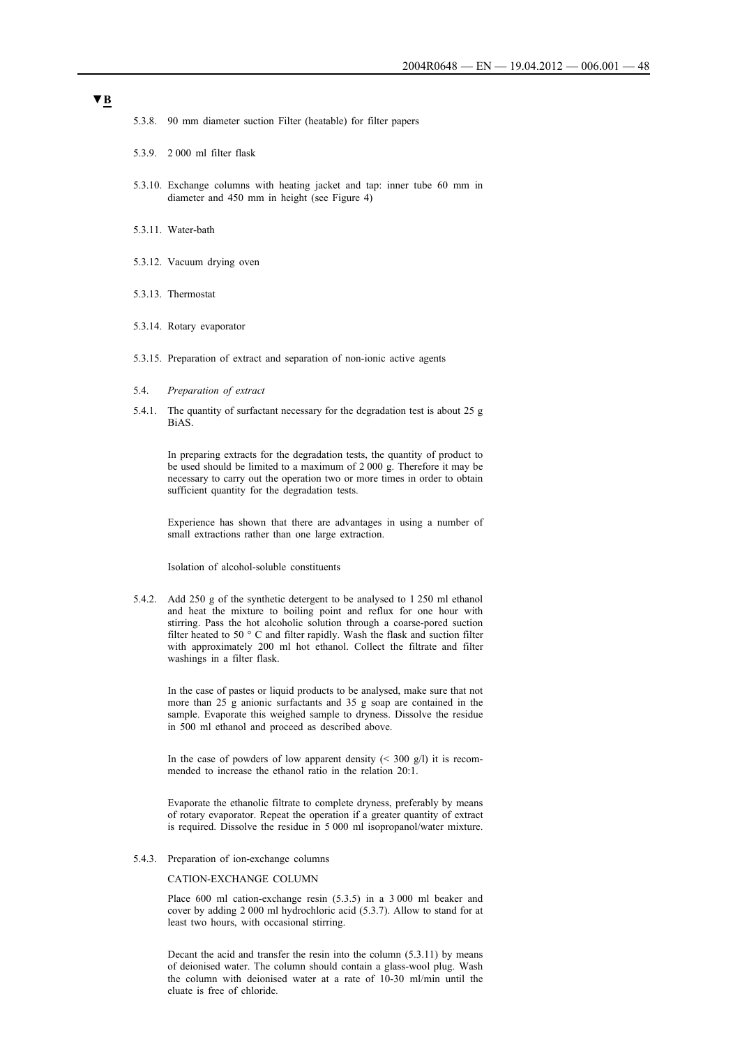▼B

5.3.8. 90 mm diameter suction Filter (heatable) for filter papers

5.3.9. 2 000 ml filter flask

5.3.10. Exchange columns with heating jacket and tap: inner tube 60 mm in diameter and 450 mm in height (see Figure 4)

5.3.11. Water-bath

5.3.12. Vacuum drying oven

5.3.13. Thermostat

5.3.14. Rotary evaporator

5.3.15. Preparation of extract and separation of non-ionic active agents

5.4. *Preparation of extract*

5.4.1. The quantity of surfactant necessary for the degradation test is about 25 g BiAS.

In preparing extracts for the degradation tests, the quantity of product to be used should be limited to a maximum of 2 000 g. Therefore it may be necessary to carry out the operation two or more times in order to obtain sufficient quantity for the degradation tests.

Experience has shown that there are advantages in using a number of small extractions rather than one large extraction.

Isolation of alcohol-soluble constituents

5.4.2. Add 250 g of the synthetic detergent to be analysed to 1 250 ml ethanol and heat the mixture to boiling point and reflux for one hour with stirring. Pass the hot alcoholic solution through a coarse-pored suction filter heated to 50 °C and filter rapidly. Wash the flask and suction filter with approximately 200 ml hot ethanol. Collect the filtrate and filter washings in a filter flask.

In the case of pastes or liquid products to be analysed, make sure that not more than 25 g anionic surfactants and 35 g soap are contained in the sample. Evaporate this weighed sample to dryness. Dissolve the residue in 500 ml ethanol and proceed as described above.

In the case of powders of low apparent density (< 300 g/l) it is recommended to increase the ethanol ratio in the relation 20:1.

Evaporate the ethanolic filtrate to complete dryness, preferably by means of rotary evaporator. Repeat the operation if a greater quantity of extract is required. Dissolve the residue in 5 000 ml isopropanol/water mixture.

5.4.3. Preparation of ion-exchange columns

CATION-EXCHANGE COLUMN

Place 600 ml cation-exchange resin (5.3.5) in a 3 000 ml beaker and cover by adding 2 000 ml hydrochloric acid (5.3.7). Allow to stand for at least two hours, with occasional stirring.

Decant the acid and transfer the resin into the column (5.3.11) by means of deionised water. The column should contain a glass-wool plug. Wash the column with deionised water at a rate of 10-30 ml/min until the eluate is free of chloride.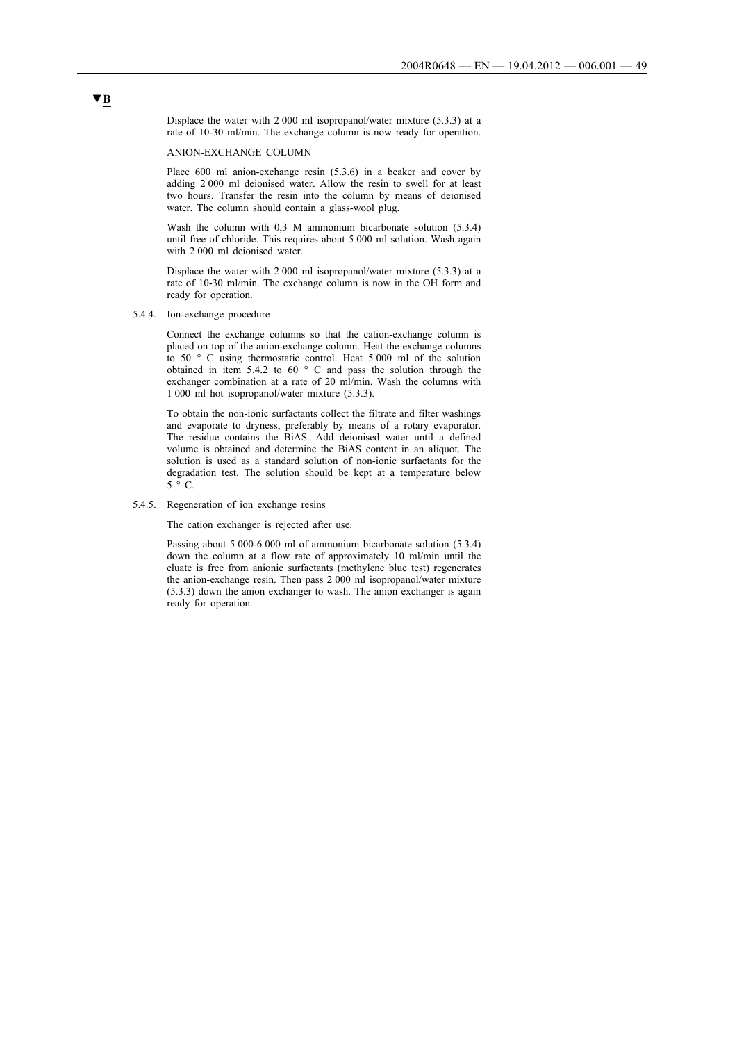Displace the water with 2 000 ml isopropanol/water mixture (5.3.3) at a rate of 10-30 ml/min. The exchange column is now ready for operation.

ANION-EXCHANGE COLUMN

Place 600 ml anion-exchange resin (5.3.6) in a beaker and cover by adding 2 000 ml deionised water. Allow the resin to swell for at least two hours. Transfer the resin into the column by means of deionised water. The column should contain a glass-wool plug.

Wash the column with 0,3 M ammonium bicarbonate solution (5.3.4) until free of chloride. This requires about 5 000 ml solution. Wash again with 2 000 ml deionised water.

Displace the water with 2 000 ml isopropanol/water mixture (5.3.3) at a rate of 10-30 ml/min. The exchange column is now in the OH form and ready for operation.

5.4.4. Ion-exchange procedure

Connect the exchange columns so that the cation-exchange column is placed on top of the anion-exchange column. Heat the exchange columns to 50 ° C using thermostatic control. Heat 5 000 ml of the solution obtained in item 5.4.2 to 60 ° C and pass the solution through the exchanger combination at a rate of 20 ml/min. Wash the columns with 1 000 ml hot isopropanol/water mixture (5.3.3).

To obtain the non-ionic surfactants collect the filtrate and filter washings and evaporate to dryness, preferably by means of a rotary evaporator. The residue contains the BiAS. Add deionised water until a defined volume is obtained and determine the BiAS content in an aliquot. The solution is used as a standard solution of non-ionic surfactants for the degradation test. The solution should be kept at a temperature below 5 ° C.

5.4.5. Regeneration of ion exchange resins

The cation exchanger is rejected after use.

Passing about 5 000-6 000 ml of ammonium bicarbonate solution (5.3.4) down the column at a flow rate of approximately 10 ml/min until the eluate is free from anionic surfactants (methylene blue test) regenerates the anion-exchange resin. Then pass 2 000 ml isopropanol/water mixture (5.3.3) down the anion exchanger to wash. The anion exchanger is again ready for operation.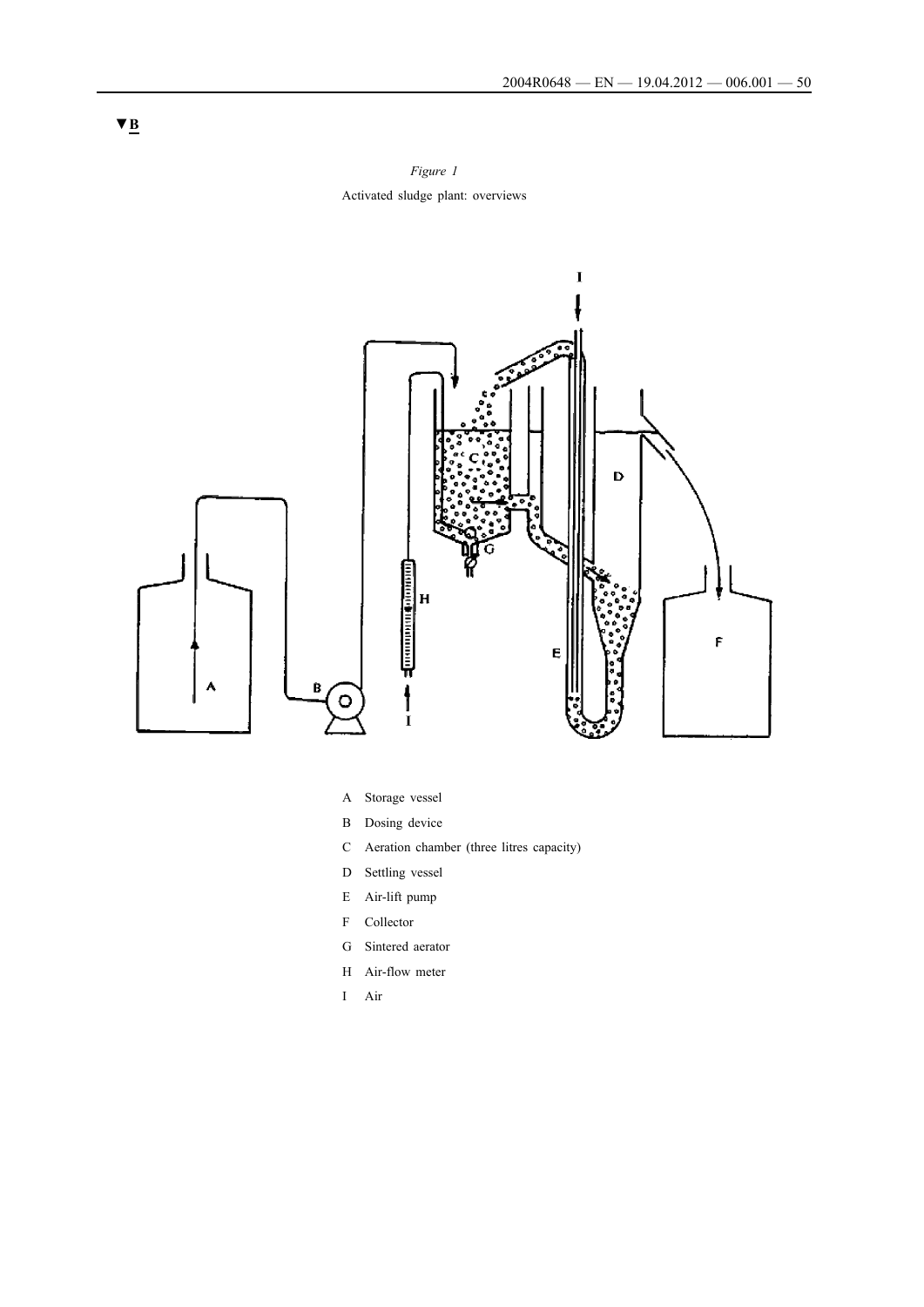▼B

*Figure 1*

Activated sludge plant: overviews

A Storage vessel

B Dosing device

C Aeration chamber (three litres capacity)

D Settling vessel

E Air-lift pump

F Collector

G Sintered aerator

H Air-flow meter

I Air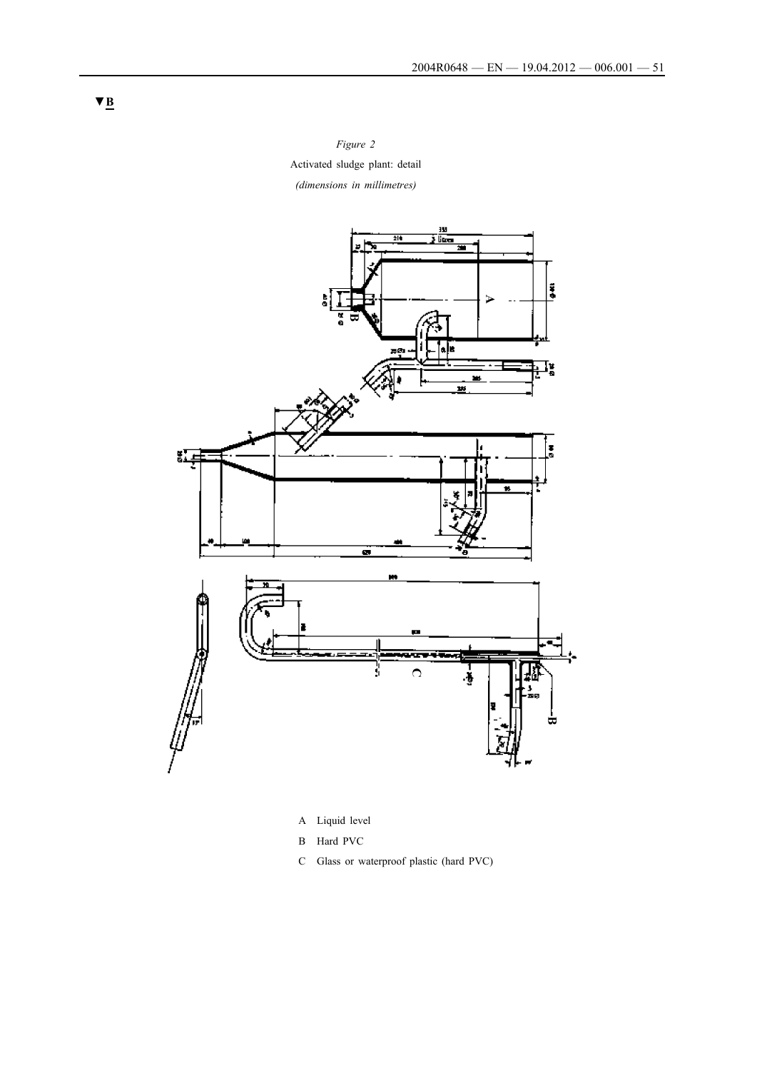▼B

*Figure 2*

Activated sludge plant: detail

*(dimensions in millimetres)*

A Liquid level

B Hard PVC

C Glass or waterproof plastic (hard PVC)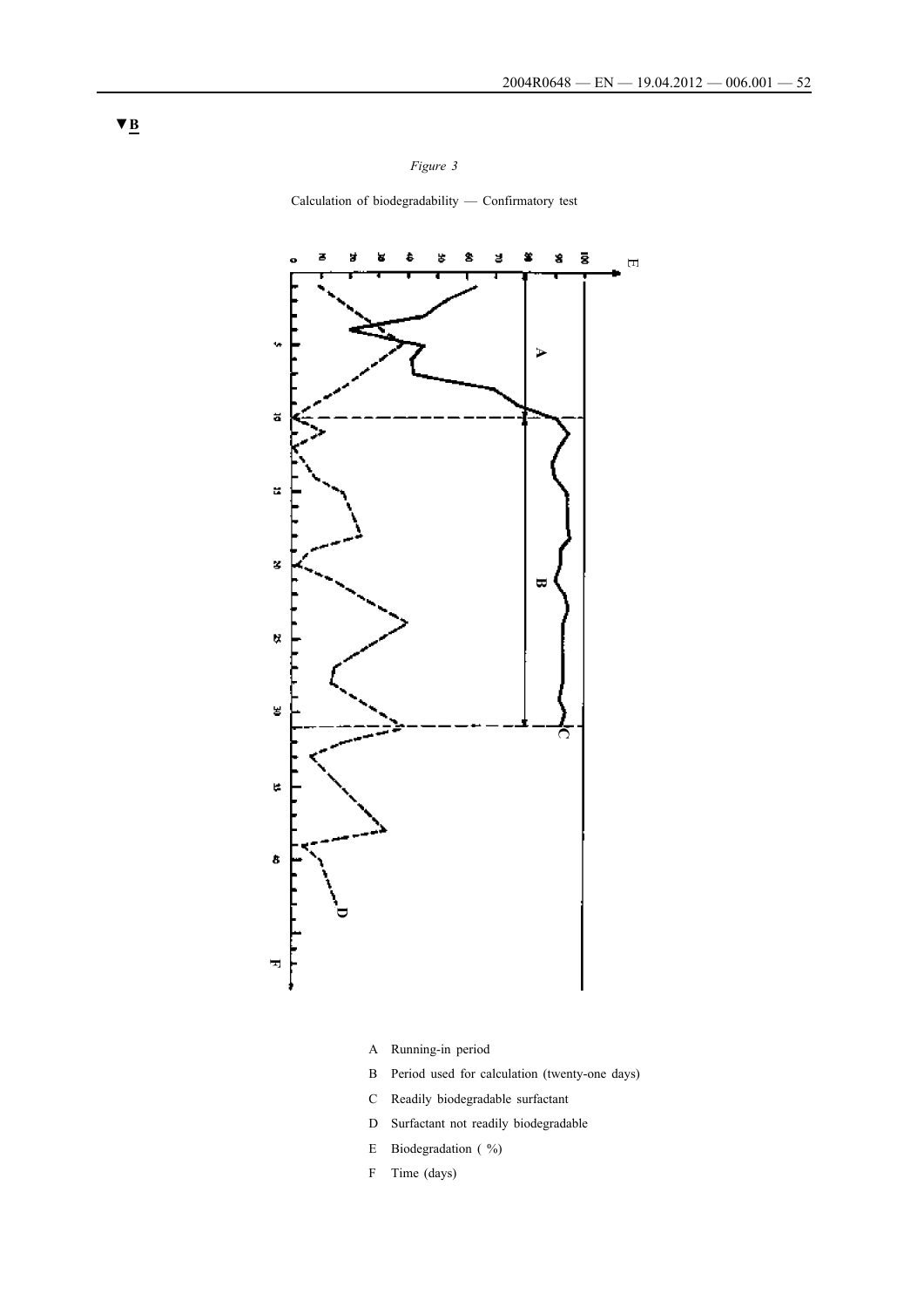▼B

*Figure 3*

Calculation of biodegradability — Confirmatory test

A Running-in period

B Period used for calculation (twenty-one days)

C Readily biodegradable surfactant

D Surfactant not readily biodegradable

E Biodegradation ( %)

F Time (days)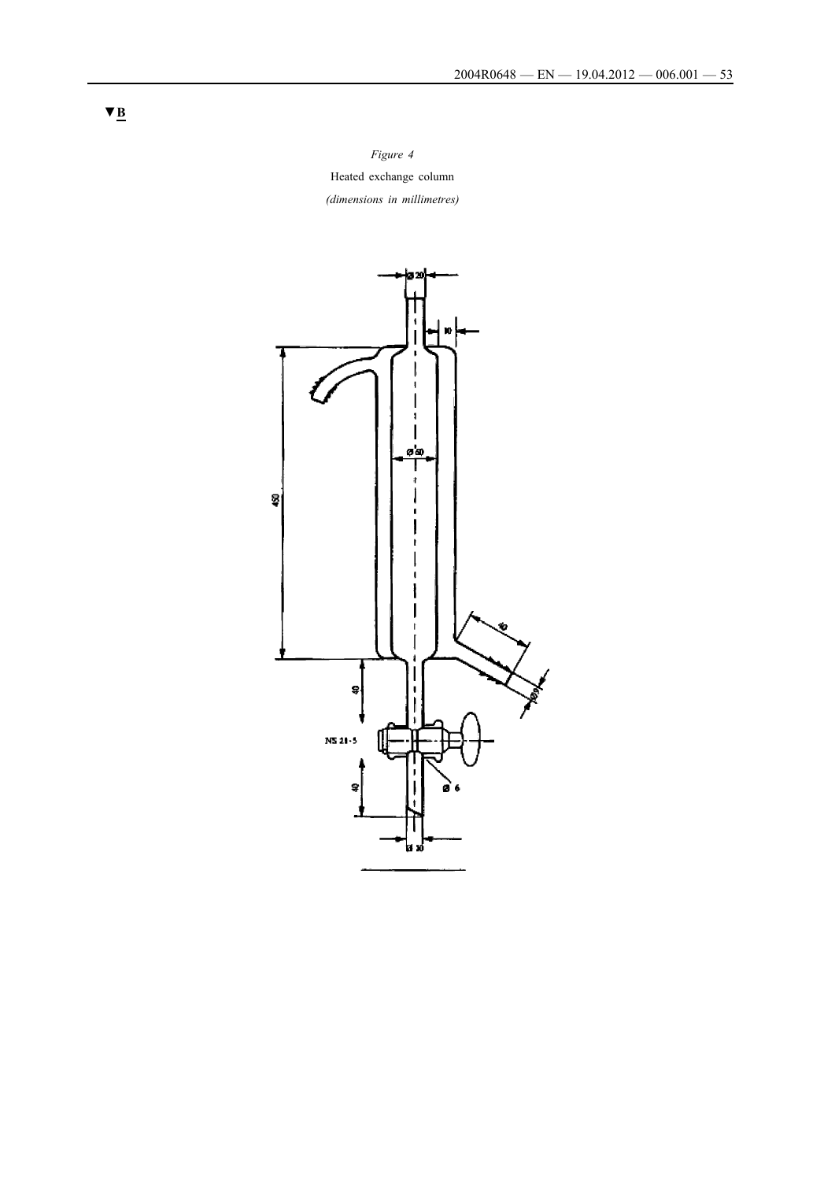▼B

*Figure 4*

Heated exchange column

*(dimensions in millimetres)*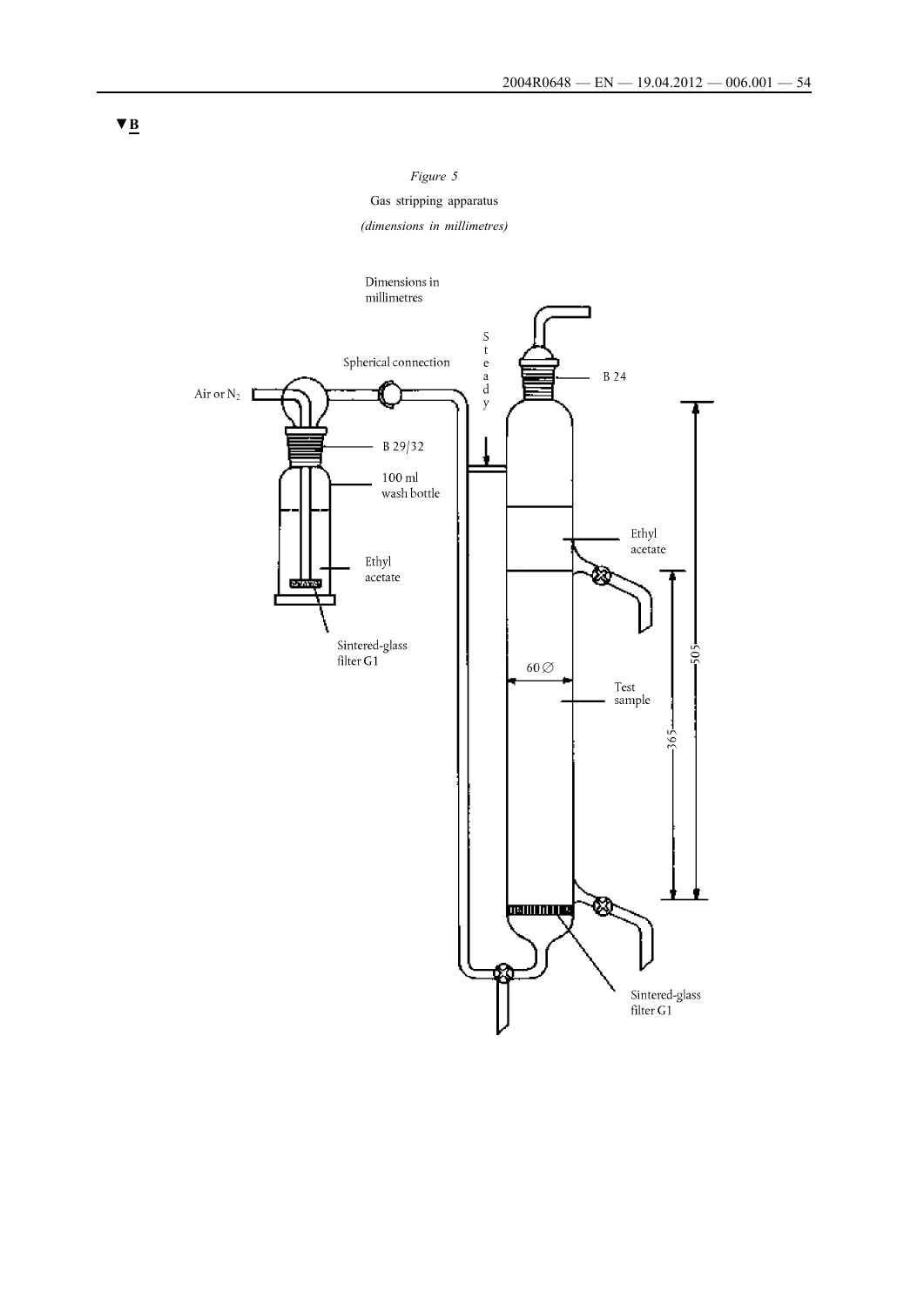▼B

*Figure 5*

Gas stripping apparatus

*(dimensions in millimetres)*

Dimensions in millimetres

Spherical connection

Steady

B 24

Air or $N_2$

B 29/32

100 ml wash bottle

Ethyl acetate

Ethyl acetate

Sintered-glass filter G1

60 ∅

Test sample

505

365

Sintered-glass filter G1